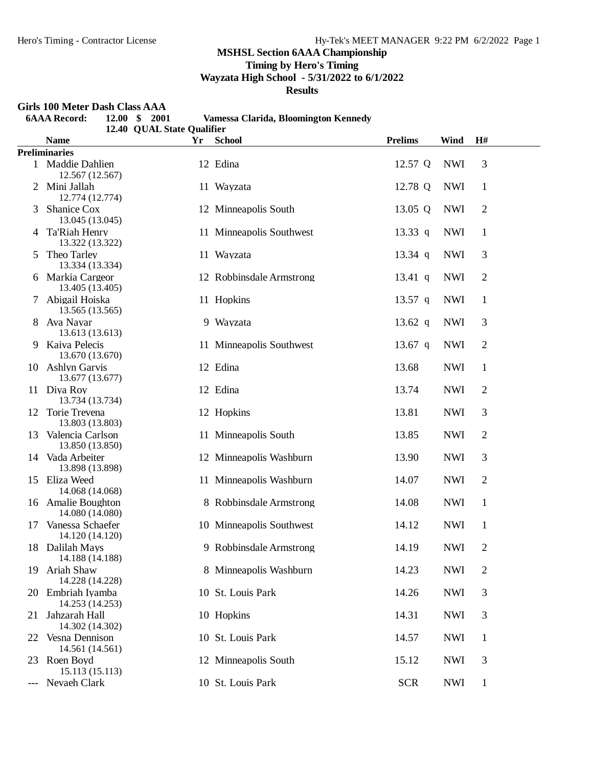# MSHSL Section 6AAA Championship

**Timing by Hero's Timing**

**Wayzata High School - 5/31/2022 to 6/1/2022**

**Results**

## Girls 100 Meter Dash Class AAA

**6AAA Record:** 12.00 $ 2001 Vamessa Clarida, Bloomington Kennedy

12.40 QUAL State Qualifier

| | Name | Yr | School | Prelims | | Wind | H# |
|---|---|---|---|---|---|---|---|
| **Preliminaries** | | | | | | | |
| 1 | Maddie Dahlien<br>12.567 (12.567) | 12 | Edina | 12.57 | Q | NWI | 3 |
| 2 | Mini Jallah<br>12.774 (12.774) | 11 | Wayzata | 12.78 | Q | NWI | 1 |
| 3 | Shanice Cox<br>13.045 (13.045) | 12 | Minneapolis South | 13.05 | Q | NWI | 2 |
| 4 | Ta'Riah Henry<br>13.322 (13.322) | 11 | Minneapolis Southwest | 13.33 | q | NWI | 1 |
| 5 | Theo Tarley<br>13.334 (13.334) | 11 | Wayzata | 13.34 | q | NWI | 3 |
| 6 | Markia Cargeor<br>13.405 (13.405) | 12 | Robbinsdale Armstrong | 13.41 | q | NWI | 2 |
| 7 | Abigail Hoiska<br>13.565 (13.565) | 11 | Hopkins | 13.57 | q | NWI | 1 |
| 8 | Ava Nayar<br>13.613 (13.613) | 9 | Wayzata | 13.62 | q | NWI | 3 |
| 9 | Kaiva Pelecis<br>13.670 (13.670) | 11 | Minneapolis Southwest | 13.67 | q | NWI | 2 |
| 10 | Ashlyn Garvis<br>13.677 (13.677) | 12 | Edina | 13.68 | | NWI | 1 |
| 11 | Diya Roy<br>13.734 (13.734) | 12 | Edina | 13.74 | | NWI | 2 |
| 12 | Torie Trevena<br>13.803 (13.803) | 12 | Hopkins | 13.81 | | NWI | 3 |
| 13 | Valencia Carlson<br>13.850 (13.850) | 11 | Minneapolis South | 13.85 | | NWI | 2 |
| 14 | Vada Arbeiter<br>13.898 (13.898) | 12 | Minneapolis Washburn | 13.90 | | NWI | 3 |
| 15 | Eliza Weed<br>14.068 (14.068) | 11 | Minneapolis Washburn | 14.07 | | NWI | 2 |
| 16 | Amalie Boughton<br>14.080 (14.080) | 8 | Robbinsdale Armstrong | 14.08 | | NWI | 1 |
| 17 | Vanessa Schaefer<br>14.120 (14.120) | 10 | Minneapolis Southwest | 14.12 | | NWI | 1 |
| 18 | Dalilah Mays<br>14.188 (14.188) | 9 | Robbinsdale Armstrong | 14.19 | | NWI | 2 |
| 19 | Ariah Shaw<br>14.228 (14.228) | 8 | Minneapolis Washburn | 14.23 | | NWI | 2 |
| 20 | Embriah Iyamba<br>14.253 (14.253) | 10 | St. Louis Park | 14.26 | | NWI | 3 |
| 21 | Jahzarah Hall<br>14.302 (14.302) | 10 | Hopkins | 14.31 | | NWI | 3 |
| 22 | Vesna Dennison<br>14.561 (14.561) | 10 | St. Louis Park | 14.57 | | NWI | 1 |
| 23 | Roen Boyd<br>15.113 (15.113) | 12 | Minneapolis South | 15.12 | | NWI | 3 |
| --- | Nevaeh Clark | 10 | St. Louis Park | SCR | | NWI | 1 |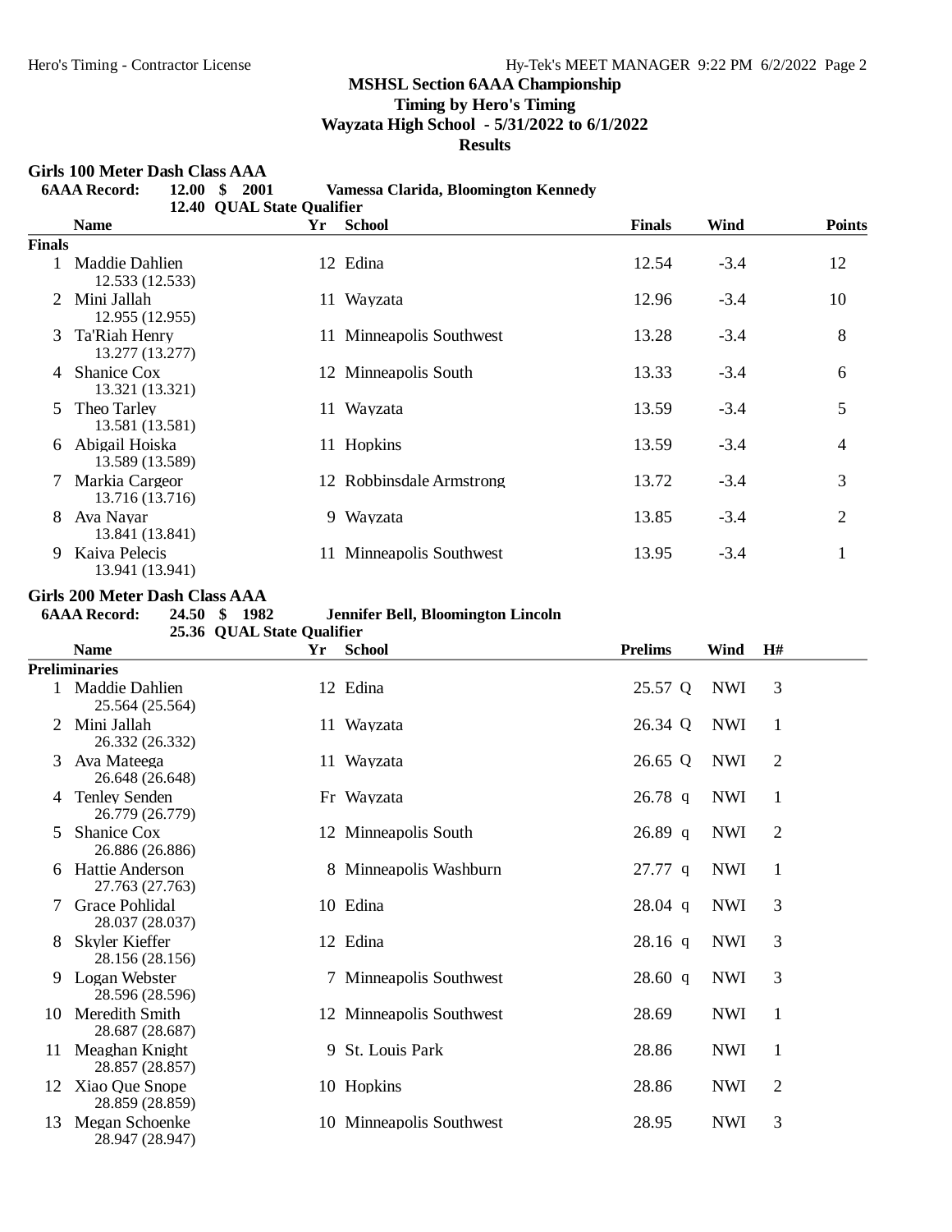**MSHSL Section 6AAA Championship**
**Timing by Hero's Timing**
**Wayzata High School - 5/31/2022 to 6/1/2022**
**Results**

## Girls 100 Meter Dash Class AAA

**6AAA Record: 12.00 $ 2001 Vamessa Clarida, Bloomington Kennedy**
**12.40 QUAL State Qualifier**

| | Name | Yr | School | Finals | Wind | Points |
|---|---|---|---|---|---|---|
| **Finals** | | | | | | |
| 1 | Maddie Dahlien<br>12.533 (12.533) | 12 | Edina | 12.54 | -3.4 | 12 |
| 2 | Mini Jallah<br>12.955 (12.955) | 11 | Wayzata | 12.96 | -3.4 | 10 |
| 3 | Ta'Riah Henry<br>13.277 (13.277) | 11 | Minneapolis Southwest | 13.28 | -3.4 | 8 |
| 4 | Shanice Cox<br>13.321 (13.321) | 12 | Minneapolis South | 13.33 | -3.4 | 6 |
| 5 | Theo Tarley<br>13.581 (13.581) | 11 | Wayzata | 13.59 | -3.4 | 5 |
| 6 | Abigail Hoiska<br>13.589 (13.589) | 11 | Hopkins | 13.59 | -3.4 | 4 |
| 7 | Markia Cargeor<br>13.716 (13.716) | 12 | Robbinsdale Armstrong | 13.72 | -3.4 | 3 |
| 8 | Ava Nayar<br>13.841 (13.841) | 9 | Wayzata | 13.85 | -3.4 | 2 |
| 9 | Kaiya Pelecis<br>13.941 (13.941) | 11 | Minneapolis Southwest | 13.95 | -3.4 | 1 |

## Girls 200 Meter Dash Class AAA

**6AAA Record: 24.50 $ 1982 Jennifer Bell, Bloomington Lincoln**
**25.36 QUAL State Qualifier**

| | Name | Yr | School | Prelims | Wind | H# |
|---|---|---|---|---|---|---|
| **Preliminaries** | | | | | | |
| 1 | Maddie Dahlien<br>25.564 (25.564) | 12 | Edina | 25.57 Q | NWI | 3 |
| 2 | Mini Jallah<br>26.332 (26.332) | 11 | Wayzata | 26.34 Q | NWI | 1 |
| 3 | Ava Mateega<br>26.648 (26.648) | 11 | Wayzata | 26.65 Q | NWI | 2 |
| 4 | Tenley Senden<br>26.779 (26.779) | Fr | Wayzata | 26.78 q | NWI | 1 |
| 5 | Shanice Cox<br>26.886 (26.886) | 12 | Minneapolis South | 26.89 q | NWI | 2 |
| 6 | Hattie Anderson<br>27.763 (27.763) | 8 | Minneapolis Washburn | 27.77 q | NWI | 1 |
| 7 | Grace Pohlidal<br>28.037 (28.037) | 10 | Edina | 28.04 q | NWI | 3 |
| 8 | Skyler Kieffer<br>28.156 (28.156) | 12 | Edina | 28.16 q | NWI | 3 |
| 9 | Logan Webster<br>28.596 (28.596) | 7 | Minneapolis Southwest | 28.60 q | NWI | 3 |
| 10 | Meredith Smith<br>28.687 (28.687) | 12 | Minneapolis Southwest | 28.69 | NWI | 1 |
| 11 | Meaghan Knight<br>28.857 (28.857) | 9 | St. Louis Park | 28.86 | NWI | 1 |
| 12 | Xiao Que Snope<br>28.859 (28.859) | 10 | Hopkins | 28.86 | NWI | 2 |
| 13 | Megan Schoenke<br>28.947 (28.947) | 10 | Minneapolis Southwest | 28.95 | NWI | 3 |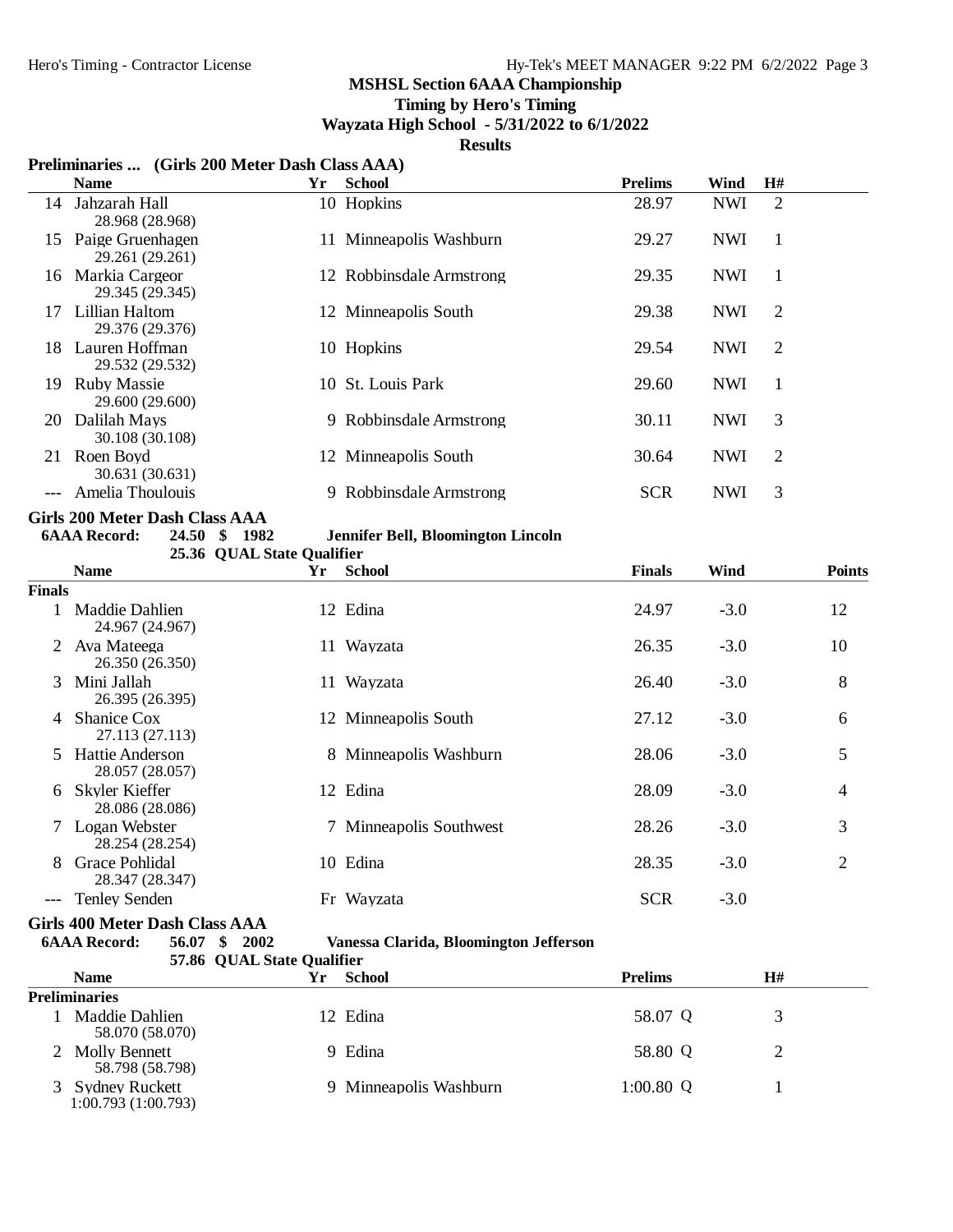**MSHSL Section 6AAA Championship**
**Timing by Hero's Timing**
**Wayzata High School - 5/31/2022 to 6/1/2022**
**Results**

### Preliminaries ... (Girls 200 Meter Dash Class AAA)

| | Name | Yr | School | Prelims | Wind | H# |
|---|---|---|---|---|---|---|
| 14 | Jahzarah Hall<br>28.968 (28.968) | 10 | Hopkins | 28.97 | NWI | 2 |
| 15 | Paige Gruenhagen<br>29.261 (29.261) | 11 | Minneapolis Washburn | 29.27 | NWI | 1 |
| 16 | Markia Cargeor<br>29.345 (29.345) | 12 | Robbinsdale Armstrong | 29.35 | NWI | 1 |
| 17 | Lillian Haltom<br>29.376 (29.376) | 12 | Minneapolis South | 29.38 | NWI | 2 |
| 18 | Lauren Hoffman<br>29.532 (29.532) | 10 | Hopkins | 29.54 | NWI | 2 |
| 19 | Ruby Massie<br>29.600 (29.600) | 10 | St. Louis Park | 29.60 | NWI | 1 |
| 20 | Dalilah Mays<br>30.108 (30.108) | 9 | Robbinsdale Armstrong | 30.11 | NWI | 3 |
| 21 | Roen Boyd<br>30.631 (30.631) | 12 | Minneapolis South | 30.64 | NWI | 2 |
| --- | Amelia Thoulouis | 9 | Robbinsdale Armstrong | SCR | NWI | 3 |

### Girls 200 Meter Dash Class AAA

**6AAA Record: 24.50 $ 1982 Jennifer Bell, Bloomington Lincoln**
**25.36 QUAL State Qualifier**

| | Name | Yr | School | Finals | Wind | Points |
|---|---|---|---|---|---|---|
| **Finals** | | | | | | |
| 1 | Maddie Dahlien<br>24.967 (24.967) | 12 | Edina | 24.97 | -3.0 | 12 |
| 2 | Ava Mateega<br>26.350 (26.350) | 11 | Wayzata | 26.35 | -3.0 | 10 |
| 3 | Mini Jallah<br>26.395 (26.395) | 11 | Wayzata | 26.40 | -3.0 | 8 |
| 4 | Shanice Cox<br>27.113 (27.113) | 12 | Minneapolis South | 27.12 | -3.0 | 6 |
| 5 | Hattie Anderson<br>28.057 (28.057) | 8 | Minneapolis Washburn | 28.06 | -3.0 | 5 |
| 6 | Skyler Kieffer<br>28.086 (28.086) | 12 | Edina | 28.09 | -3.0 | 4 |
| 7 | Logan Webster<br>28.254 (28.254) | 7 | Minneapolis Southwest | 28.26 | -3.0 | 3 |
| 8 | Grace Pohlidal<br>28.347 (28.347) | 10 | Edina | 28.35 | -3.0 | 2 |
| --- | Tenley Senden | Fr | Wayzata | SCR | -3.0 | |

### Girls 400 Meter Dash Class AAA

**6AAA Record: 56.07 $ 2002 Vanessa Clarida, Bloomington Jefferson**
**57.86 QUAL State Qualifier**

| | Name | Yr | School | Prelims | H# |
|---|---|---|---|---|---|
| **Preliminaries** | | | | | |
| 1 | Maddie Dahlien<br>58.070 (58.070) | 12 | Edina | 58.07 Q | 3 |
| 2 | Molly Bennett<br>58.798 (58.798) | 9 | Edina | 58.80 Q | 2 |
| 3 | Sydney Ruckett<br>1:00.793 (1:00.793) | 9 | Minneapolis Washburn | 1:00.80 Q | 1 |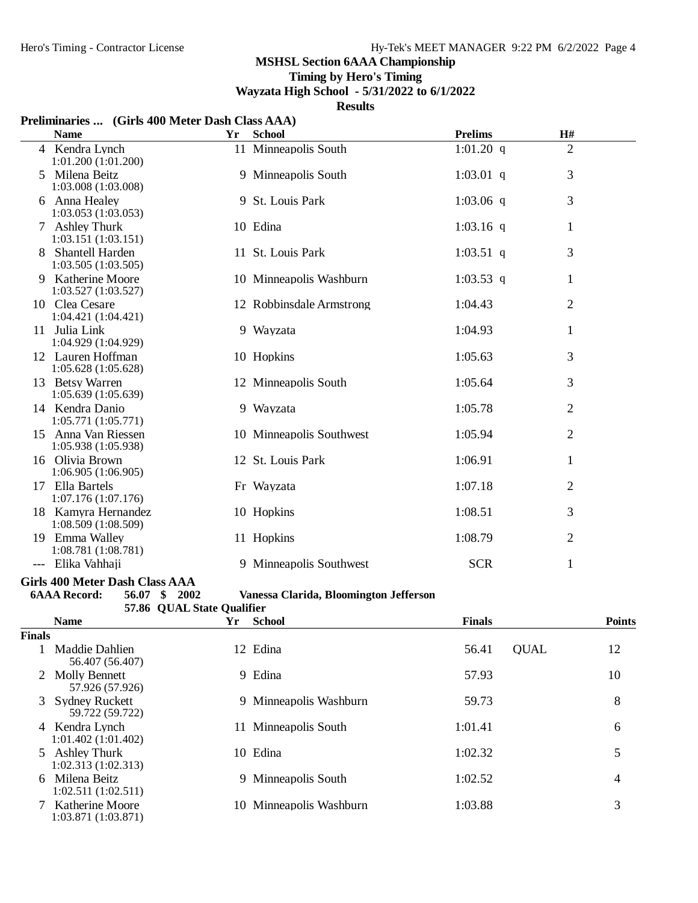**MSHSL Section 6AAA Championship**
**Timing by Hero's Timing**
**Wayzata High School - 5/31/2022 to 6/1/2022**
**Results**

### Preliminaries ... (Girls 400 Meter Dash Class AAA)

| | Name | Yr | School | Prelims | | H# |
|---|---|---|---|---|---|---|
| 4 | Kendra Lynch<br>1:01.200 (1:01.200) | 11 | Minneapolis South | 1:01.20 | q | 2 |
| 5 | Milena Beitz<br>1:03.008 (1:03.008) | 9 | Minneapolis South | 1:03.01 | q | 3 |
| 6 | Anna Healey<br>1:03.053 (1:03.053) | 9 | St. Louis Park | 1:03.06 | q | 3 |
| 7 | Ashley Thurk<br>1:03.151 (1:03.151) | 10 | Edina | 1:03.16 | q | 1 |
| 8 | Shantell Harden<br>1:03.505 (1:03.505) | 11 | St. Louis Park | 1:03.51 | q | 3 |
| 9 | Katherine Moore<br>1:03.527 (1:03.527) | 10 | Minneapolis Washburn | 1:03.53 | q | 1 |
| 10 | Clea Cesare<br>1:04.421 (1:04.421) | 12 | Robbinsdale Armstrong | 1:04.43 | | 2 |
| 11 | Julia Link<br>1:04.929 (1:04.929) | 9 | Wayzata | 1:04.93 | | 1 |
| 12 | Lauren Hoffman<br>1:05.628 (1:05.628) | 10 | Hopkins | 1:05.63 | | 3 |
| 13 | Betsy Warren<br>1:05.639 (1:05.639) | 12 | Minneapolis South | 1:05.64 | | 3 |
| 14 | Kendra Danio<br>1:05.771 (1:05.771) | 9 | Wayzata | 1:05.78 | | 2 |
| 15 | Anna Van Riessen<br>1:05.938 (1:05.938) | 10 | Minneapolis Southwest | 1:05.94 | | 2 |
| 16 | Olivia Brown<br>1:06.905 (1:06.905) | 12 | St. Louis Park | 1:06.91 | | 1 |
| 17 | Ella Bartels<br>1:07.176 (1:07.176) | Fr | Wayzata | 1:07.18 | | 2 |
| 18 | Kamyra Hernandez<br>1:08.509 (1:08.509) | 10 | Hopkins | 1:08.51 | | 3 |
| 19 | Emma Walley<br>1:08.781 (1:08.781) | 11 | Hopkins | 1:08.79 | | 2 |
| --- | Elika Vahhaji | 9 | Minneapolis Southwest | SCR | | 1 |

### Girls 400 Meter Dash Class AAA

**6AAA Record: 56.07 $ 2002 Vanessa Clarida, Bloomington Jefferson**
**57.86 QUAL State Qualifier**

| | Name | Yr | School | Finals | | Points |
|---|---|---|---|---|---|---|
| **Finals** | | | | | | |
| 1 | Maddie Dahlien<br>56.407 (56.407) | 12 | Edina | 56.41 | QUAL | 12 |
| 2 | Molly Bennett<br>57.926 (57.926) | 9 | Edina | 57.93 | | 10 |
| 3 | Sydney Ruckett<br>59.722 (59.722) | 9 | Minneapolis Washburn | 59.73 | | 8 |
| 4 | Kendra Lynch<br>1:01.402 (1:01.402) | 11 | Minneapolis South | 1:01.41 | | 6 |
| 5 | Ashley Thurk<br>1:02.313 (1:02.313) | 10 | Edina | 1:02.32 | | 5 |
| 6 | Milena Beitz<br>1:02.511 (1:02.511) | 9 | Minneapolis South | 1:02.52 | | 4 |
| 7 | Katherine Moore<br>1:03.871 (1:03.871) | 10 | Minneapolis Washburn | 1:03.88 | | 3 |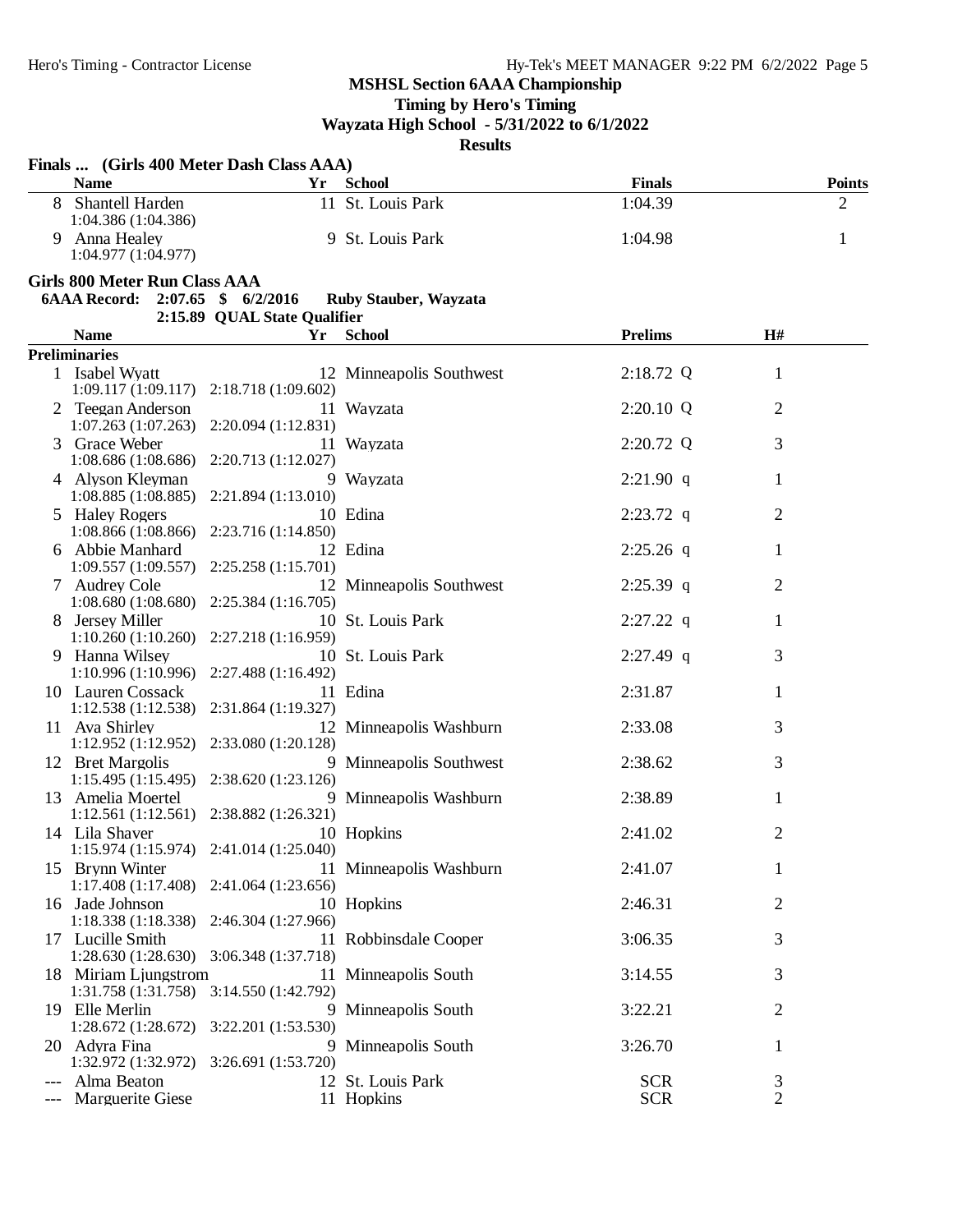**MSHSL Section 6AAA Championship**

**Timing by Hero's Timing**

**Wayzata High School - 5/31/2022 to 6/1/2022**

**Results**

### Finals ... (Girls 400 Meter Dash Class AAA)

| | Name | Yr | School | Finals | Points |
|---|---|---|---|---|---|
| 8 | Shantell Harden | 11 | St. Louis Park | 1:04.39 | 2 |
| | 1:04.386 (1:04.386) | | | | |
| 9 | Anna Healey | 9 | St. Louis Park | 1:04.98 | 1 |
| | 1:04.977 (1:04.977) | | | | |

### Girls 800 Meter Run Class AAA

**6AAA Record: 2:07.65 $ 6/2/2016 Ruby Stauber, Wayzata**

2:15.89 QUAL State Qualifier

**Preliminaries**

| | Name | Yr | School | Prelims | H# |
|---|---|---|---|---|---|
| 1 | Isabel Wyatt | 12 | Minneapolis Southwest | 2:18.72 Q | 1 |
| | 1:09.117 (1:09.117) 2:18.718 (1:09.602) | | | | |
| 2 | Teegan Anderson | 11 | Wayzata | 2:20.10 Q | 2 |
| | 1:07.263 (1:07.263) 2:20.094 (1:12.831) | | | | |
| 3 | Grace Weber | 11 | Wayzata | 2:20.72 Q | 3 |
| | 1:08.686 (1:08.686) 2:20.713 (1:12.027) | | | | |
| 4 | Alyson Kleyman | 9 | Wayzata | 2:21.90 q | 1 |
| | 1:08.885 (1:08.885) 2:21.894 (1:13.010) | | | | |
| 5 | Haley Rogers | 10 | Edina | 2:23.72 q | 2 |
| | 1:08.866 (1:08.866) 2:23.716 (1:14.850) | | | | |
| 6 | Abbie Manhard | 12 | Edina | 2:25.26 q | 1 |
| | 1:09.557 (1:09.557) 2:25.258 (1:15.701) | | | | |
| 7 | Audrey Cole | 12 | Minneapolis Southwest | 2:25.39 q | 2 |
| | 1:08.680 (1:08.680) 2:25.384 (1:16.705) | | | | |
| 8 | Jersey Miller | 10 | St. Louis Park | 2:27.22 q | 1 |
| | 1:10.260 (1:10.260) 2:27.218 (1:16.959) | | | | |
| 9 | Hanna Wilsey | 10 | St. Louis Park | 2:27.49 q | 3 |
| | 1:10.996 (1:10.996) 2:27.488 (1:16.492) | | | | |
| 10 | Lauren Cossack | 11 | Edina | 2:31.87 | 1 |
| | 1:12.538 (1:12.538) 2:31.864 (1:19.327) | | | | |
| 11 | Ava Shirley | 12 | Minneapolis Washburn | 2:33.08 | 3 |
| | 1:12.952 (1:12.952) 2:33.080 (1:20.128) | | | | |
| 12 | Bret Margolis | 9 | Minneapolis Southwest | 2:38.62 | 3 |
| | 1:15.495 (1:15.495) 2:38.620 (1:23.126) | | | | |
| 13 | Amelia Moertel | 9 | Minneapolis Washburn | 2:38.89 | 1 |
| | 1:12.561 (1:12.561) 2:38.882 (1:26.321) | | | | |
| 14 | Lila Shaver | 10 | Hopkins | 2:41.02 | 2 |
| | 1:15.974 (1:15.974) 2:41.014 (1:25.040) | | | | |
| 15 | Brynn Winter | 11 | Minneapolis Washburn | 2:41.07 | 1 |
| | 1:17.408 (1:17.408) 2:41.064 (1:23.656) | | | | |
| 16 | Jade Johnson | 10 | Hopkins | 2:46.31 | 2 |
| | 1:18.338 (1:18.338) 2:46.304 (1:27.966) | | | | |
| 17 | Lucille Smith | 11 | Robbinsdale Cooper | 3:06.35 | 3 |
| | 1:28.630 (1:28.630) 3:06.348 (1:37.718) | | | | |
| 18 | Miriam Ljungstrom | 11 | Minneapolis South | 3:14.55 | 3 |
| | 1:31.758 (1:31.758) 3:14.550 (1:42.792) | | | | |
| 19 | Elle Merlin | 9 | Minneapolis South | 3:22.21 | 2 |
| | 1:28.672 (1:28.672) 3:22.201 (1:53.530) | | | | |
| 20 | Adyra Fina | 9 | Minneapolis South | 3:26.70 | 1 |
| | 1:32.972 (1:32.972) 3:26.691 (1:53.720) | | | | |
| --- | Alma Beaton | 12 | St. Louis Park | SCR | 3 |
| --- | Marguerite Giese | 11 | Hopkins | SCR | 2 |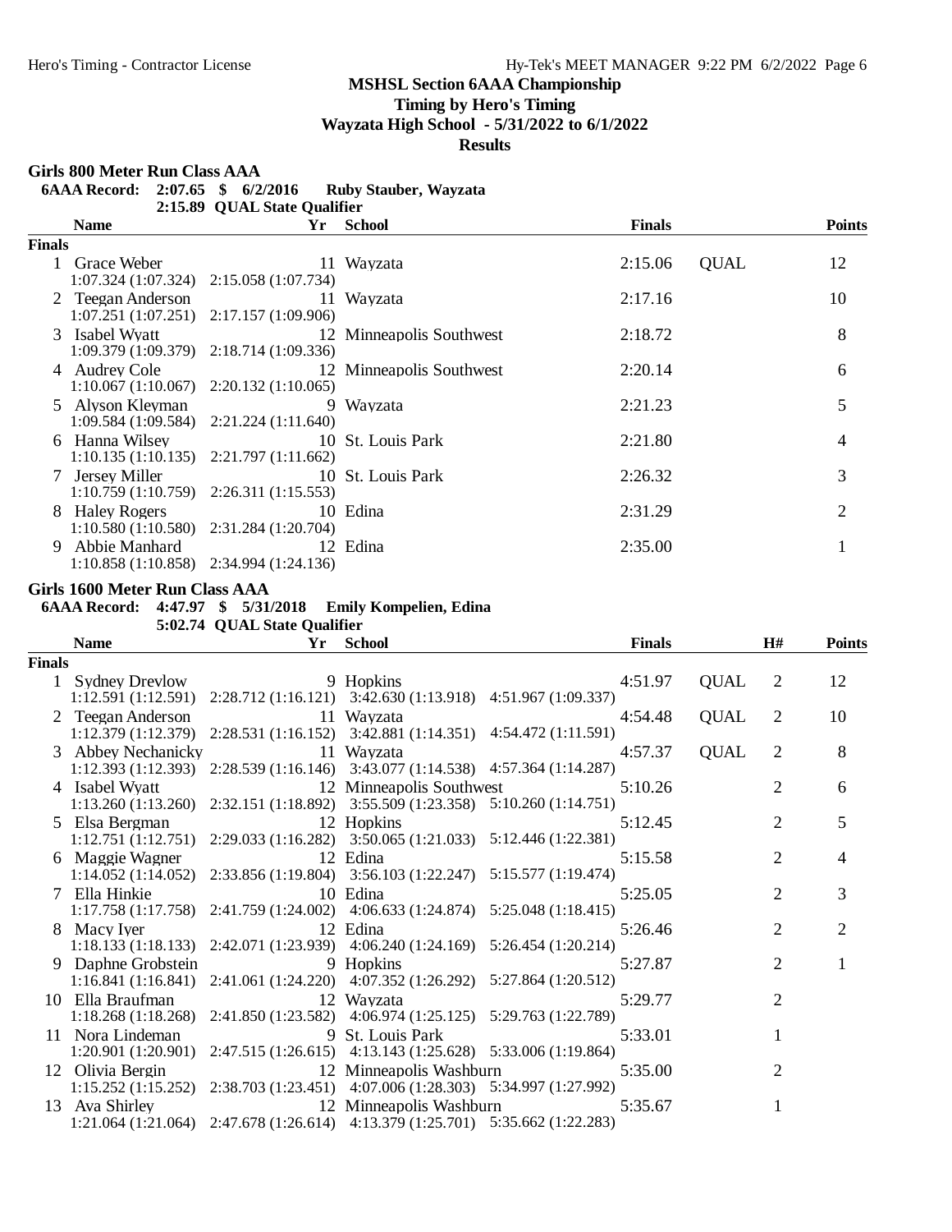# MSHSL Section 6AAA Championship

**Timing by Hero's Timing**

**Wayzata High School - 5/31/2022 to 6/1/2022**

**Results**

## Girls 800 Meter Run Class AAA

**6AAA Record: 2:07.65 $ 6/2/2016 Ruby Stauber, Wayzata**

**2:15.89 QUAL State Qualifier**

| | Name | Yr | School | Finals | | Points |
|---|---|---|---|---|---|---|
| **Finals** | | | | | | |
| 1 | Grace Weber | 11 | Wayzata | 2:15.06 | QUAL | 12 |
| | 1:07.324 (1:07.324) 2:15.058 (1:07.734) | | | | | |
| 2 | Teegan Anderson | 11 | Wayzata | 2:17.16 | | 10 |
| | 1:07.251 (1:07.251) 2:17.157 (1:09.906) | | | | | |
| 3 | Isabel Wyatt | 12 | Minneapolis Southwest | 2:18.72 | | 8 |
| | 1:09.379 (1:09.379) 2:18.714 (1:09.336) | | | | | |
| 4 | Audrey Cole | 12 | Minneapolis Southwest | 2:20.14 | | 6 |
| | 1:10.067 (1:10.067) 2:20.132 (1:10.065) | | | | | |
| 5 | Alyson Kleyman | 9 | Wayzata | 2:21.23 | | 5 |
| | 1:09.584 (1:09.584) 2:21.224 (1:11.640) | | | | | |
| 6 | Hanna Wilsey | 10 | St. Louis Park | 2:21.80 | | 4 |
| | 1:10.135 (1:10.135) 2:21.797 (1:11.662) | | | | | |
| 7 | Jersey Miller | 10 | St. Louis Park | 2:26.32 | | 3 |
| | 1:10.759 (1:10.759) 2:26.311 (1:15.553) | | | | | |
| 8 | Haley Rogers | 10 | Edina | 2:31.29 | | 2 |
| | 1:10.580 (1:10.580) 2:31.284 (1:20.704) | | | | | |
| 9 | Abbie Manhard | 12 | Edina | 2:35.00 | | 1 |
| | 1:10.858 (1:10.858) 2:34.994 (1:24.136) | | | | | |

## Girls 1600 Meter Run Class AAA

**6AAA Record: 4:47.97 $ 5/31/2018 Emily Kompelien, Edina**

**5:02.74 QUAL State Qualifier**

| | Name | Yr | School | Finals | | H# | Points |
|---|---|---|---|---|---|---|---|
| **Finals** | | | | | | | |
| 1 | Sydney Drevlow | 9 | Hopkins | 4:51.97 | QUAL | 2 | 12 |
| | 1:12.591 (1:12.591) 2:28.712 (1:16.121) 3:42.630 (1:13.918) 4:51.967 (1:09.337) | | | | | | |
| 2 | Teegan Anderson | 11 | Wayzata | 4:54.48 | QUAL | 2 | 10 |
| | 1:12.379 (1:12.379) 2:28.531 (1:16.152) 3:42.881 (1:14.351) 4:54.472 (1:11.591) | | | | | | |
| 3 | Abbey Nechanicky | 11 | Wayzata | 4:57.37 | QUAL | 2 | 8 |
| | 1:12.393 (1:12.393) 2:28.539 (1:16.146) 3:43.077 (1:14.538) 4:57.364 (1:14.287) | | | | | | |
| 4 | Isabel Wyatt | 12 | Minneapolis Southwest | 5:10.26 | | 2 | 6 |
| | 1:13.260 (1:13.260) 2:32.151 (1:18.892) 3:55.509 (1:23.358) 5:10.260 (1:14.751) | | | | | | |
| 5 | Elsa Bergman | 12 | Hopkins | 5:12.45 | | 2 | 5 |
| | 1:12.751 (1:12.751) 2:29.033 (1:16.282) 3:50.065 (1:21.033) 5:12.446 (1:22.381) | | | | | | |
| 6 | Maggie Wagner | 12 | Edina | 5:15.58 | | 2 | 4 |
| | 1:14.052 (1:14.052) 2:33.856 (1:19.804) 3:56.103 (1:22.247) 5:15.577 (1:19.474) | | | | | | |
| 7 | Ella Hinkie | 10 | Edina | 5:25.05 | | 2 | 3 |
| | 1:17.758 (1:17.758) 2:41.759 (1:24.002) 4:06.633 (1:24.874) 5:25.048 (1:18.415) | | | | | | |
| 8 | Macy Iyer | 12 | Edina | 5:26.46 | | 2 | 2 |
| | 1:18.133 (1:18.133) 2:42.071 (1:23.939) 4:06.240 (1:24.169) 5:26.454 (1:20.214) | | | | | | |
| 9 | Daphne Grobstein | 9 | Hopkins | 5:27.87 | | 2 | 1 |
| | 1:16.841 (1:16.841) 2:41.061 (1:24.220) 4:07.352 (1:26.292) 5:27.864 (1:20.512) | | | | | | |
| 10 | Ella Braufman | 12 | Wayzata | 5:29.77 | | 2 | |
| | 1:18.268 (1:18.268) 2:41.850 (1:23.582) 4:06.974 (1:25.125) 5:29.763 (1:22.789) | | | | | | |
| 11 | Nora Lindeman | 9 | St. Louis Park | 5:33.01 | | 1 | |
| | 1:20.901 (1:20.901) 2:47.515 (1:26.615) 4:13.143 (1:25.628) 5:33.006 (1:19.864) | | | | | | |
| 12 | Olivia Bergin | 12 | Minneapolis Washburn | 5:35.00 | | 2 | |
| | 1:15.252 (1:15.252) 2:38.703 (1:23.451) 4:07.006 (1:28.303) 5:34.997 (1:27.992) | | | | | | |
| 13 | Ava Shirley | 12 | Minneapolis Washburn | 5:35.67 | | 1 | |
| | 1:21.064 (1:21.064) 2:47.678 (1:26.614) 4:13.379 (1:25.701) 5:35.662 (1:22.283) | | | | | | |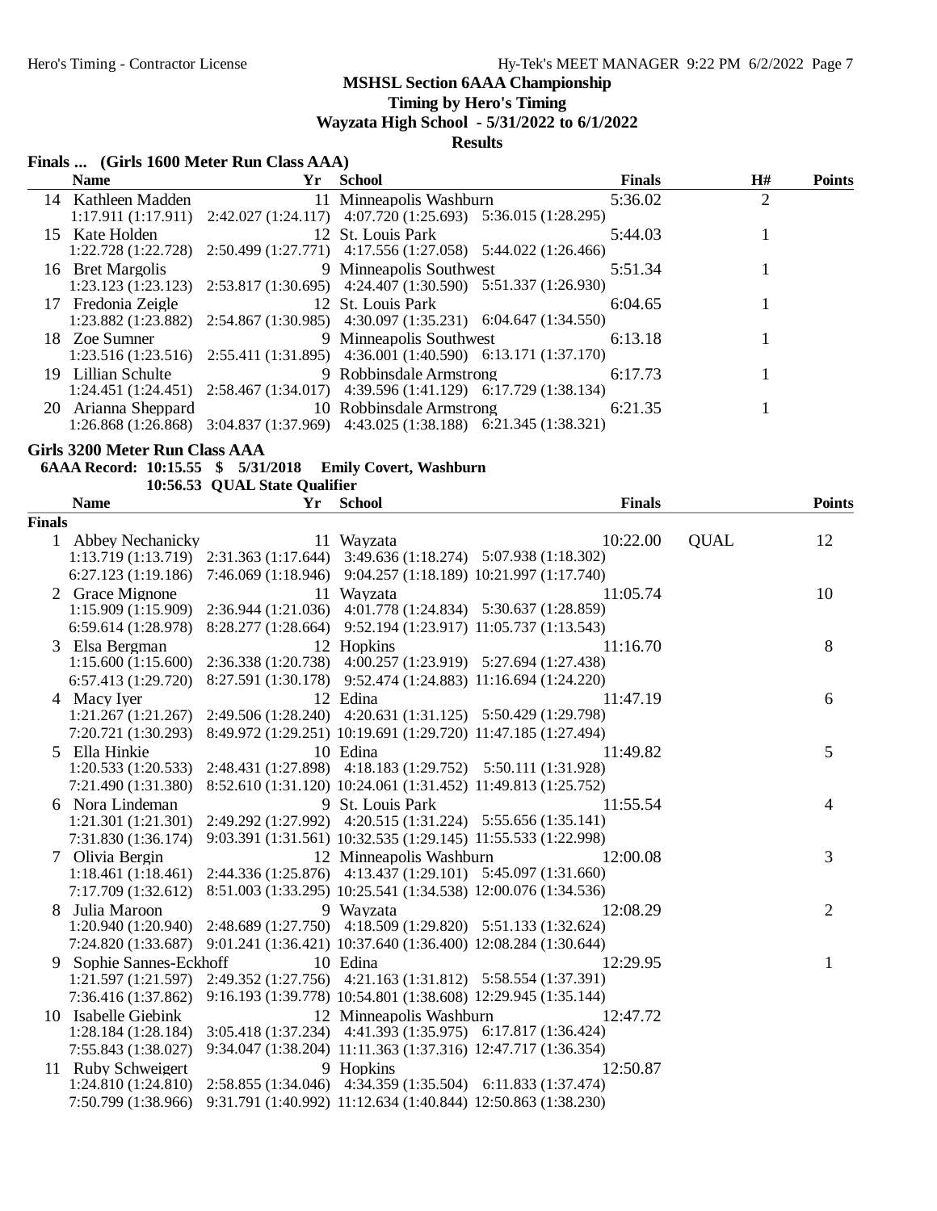## MSHSL Section 6AAA Championship

**Timing by Hero's Timing**

**Wayzata High School - 5/31/2022 to 6/1/2022**

**Results**

### Finals ... (Girls 1600 Meter Run Class AAA)

| | Name | Yr | School | Finals | H# | Points |
|---|---|---|---|---|---|---|
| 14 | Kathleen Madden | 11 | Minneapolis Washburn | 5:36.02 | 2 | |
| | 1:17.911 (1:17.911) | 2:42.027 (1:24.117) | 4:07.720 (1:25.693) 5:36.015 (1:28.295) | | | |
| 15 | Kate Holden | 12 | St. Louis Park | 5:44.03 | 1 | |
| | 1:22.728 (1:22.728) | 2:50.499 (1:27.771) | 4:17.556 (1:27.058) 5:44.022 (1:26.466) | | | |
| 16 | Bret Margolis | 9 | Minneapolis Southwest | 5:51.34 | 1 | |
| | 1:23.123 (1:23.123) | 2:53.817 (1:30.695) | 4:24.407 (1:30.590) 5:51.337 (1:26.930) | | | |
| 17 | Fredonia Zeigle | 12 | St. Louis Park | 6:04.65 | 1 | |
| | 1:23.882 (1:23.882) | 2:54.867 (1:30.985) | 4:30.097 (1:35.231) 6:04.647 (1:34.550) | | | |
| 18 | Zoe Sumner | 9 | Minneapolis Southwest | 6:13.18 | 1 | |
| | 1:23.516 (1:23.516) | 2:55.411 (1:31.895) | 4:36.001 (1:40.590) 6:13.171 (1:37.170) | | | |
| 19 | Lillian Schulte | 9 | Robbinsdale Armstrong | 6:17.73 | 1 | |
| | 1:24.451 (1:24.451) | 2:58.467 (1:34.017) | 4:39.596 (1:41.129) 6:17.729 (1:38.134) | | | |
| 20 | Arianna Sheppard | 10 | Robbinsdale Armstrong | 6:21.35 | 1 | |
| | 1:26.868 (1:26.868) | 3:04.837 (1:37.969) | 4:43.025 (1:38.188) 6:21.345 (1:38.321) | | | |

### Girls 3200 Meter Run Class AAA

**6AAA Record: 10:15.55 $ 5/31/2018 Emily Covert, Washburn**

**10:56.53 QUAL State Qualifier**

**Finals**

| | Name | Yr | School | Finals | | Points |
|---|---|---|---|---|---|---|
| 1 | Abbey Nechanicky | 11 | Wayzata | 10:22.00 | QUAL | 12 |
| | 1:13.719 (1:13.719) | 2:31.363 (1:17.644) | 3:49.636 (1:18.274) 5:07.938 (1:18.302) | | | |
| | 6:27.123 (1:19.186) | 7:46.069 (1:18.946) | 9:04.257 (1:18.189) 10:21.997 (1:17.740) | | | |
| 2 | Grace Mignone | 11 | Wayzata | 11:05.74 | | 10 |
| | 1:15.909 (1:15.909) | 2:36.944 (1:21.036) | 4:01.778 (1:24.834) 5:30.637 (1:28.859) | | | |
| | 6:59.614 (1:28.978) | 8:28.277 (1:28.664) | 9:52.194 (1:23.917) 11:05.737 (1:13.543) | | | |
| 3 | Elsa Bergman | 12 | Hopkins | 11:16.70 | | 8 |
| | 1:15.600 (1:15.600) | 2:36.338 (1:20.738) | 4:00.257 (1:23.919) 5:27.694 (1:27.438) | | | |
| | 6:57.413 (1:29.720) | 8:27.591 (1:30.178) | 9:52.474 (1:24.883) 11:16.694 (1:24.220) | | | |
| 4 | Macy Iyer | 12 | Edina | 11:47.19 | | 6 |
| | 1:21.267 (1:21.267) | 2:49.506 (1:28.240) | 4:20.631 (1:31.125) 5:50.429 (1:29.798) | | | |
| | 7:20.721 (1:30.293) | 8:49.972 (1:29.251) | 10:19.691 (1:29.720) 11:47.185 (1:27.494) | | | |
| 5 | Ella Hinkie | 10 | Edina | 11:49.82 | | 5 |
| | 1:20.533 (1:20.533) | 2:48.431 (1:27.898) | 4:18.183 (1:29.752) 5:50.111 (1:31.928) | | | |
| | 7:21.490 (1:31.380) | 8:52.610 (1:31.120) | 10:24.061 (1:31.452) 11:49.813 (1:25.752) | | | |
| 6 | Nora Lindeman | 9 | St. Louis Park | 11:55.54 | | 4 |
| | 1:21.301 (1:21.301) | 2:49.292 (1:27.992) | 4:20.515 (1:31.224) 5:55.656 (1:35.141) | | | |
| | 7:31.830 (1:36.174) | 9:03.391 (1:31.561) | 10:32.535 (1:29.145) 11:55.533 (1:22.998) | | | |
| 7 | Olivia Bergin | 12 | Minneapolis Washburn | 12:00.08 | | 3 |
| | 1:18.461 (1:18.461) | 2:44.336 (1:25.876) | 4:13.437 (1:29.101) 5:45.097 (1:31.660) | | | |
| | 7:17.709 (1:32.612) | 8:51.003 (1:33.295) | 10:25.541 (1:34.538) 12:00.076 (1:34.536) | | | |
| 8 | Julia Maroon | 9 | Wayzata | 12:08.29 | | 2 |
| | 1:20.940 (1:20.940) | 2:48.689 (1:27.750) | 4:18.509 (1:29.820) 5:51.133 (1:32.624) | | | |
| | 7:24.820 (1:33.687) | 9:01.241 (1:36.421) | 10:37.640 (1:36.400) 12:08.284 (1:30.644) | | | |
| 9 | Sophie Sannes-Eckhoff | 10 | Edina | 12:29.95 | | 1 |
| | 1:21.597 (1:21.597) | 2:49.352 (1:27.756) | 4:21.163 (1:31.812) 5:58.554 (1:37.391) | | | |
| | 7:36.416 (1:37.862) | 9:16.193 (1:39.778) | 10:54.801 (1:38.608) 12:29.945 (1:35.144) | | | |
| 10 | Isabelle Giebink | 12 | Minneapolis Washburn | 12:47.72 | | |
| | 1:28.184 (1:28.184) | 3:05.418 (1:37.234) | 4:41.393 (1:35.975) 6:17.817 (1:36.424) | | | |
| | 7:55.843 (1:38.027) | 9:34.047 (1:38.204) | 11:11.363 (1:37.316) 12:47.717 (1:36.354) | | | |
| 11 | Ruby Schweigert | 9 | Hopkins | 12:50.87 | | |
| | 1:24.810 (1:24.810) | 2:58.855 (1:34.046) | 4:34.359 (1:35.504) 6:11.833 (1:37.474) | | | |
| | 7:50.799 (1:38.966) | 9:31.791 (1:40.992) | 11:12.634 (1:40.844) 12:50.863 (1:38.230) | | | |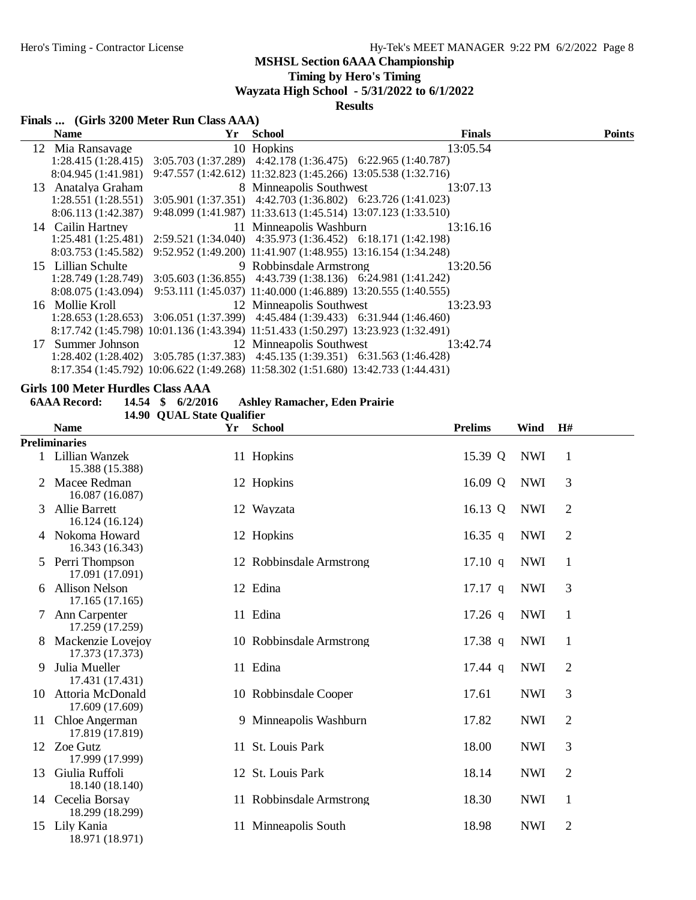**MSHSL Section 6AAA Championship**
**Timing by Hero's Timing**
**Wayzata High School - 5/31/2022 to 6/1/2022**
**Results**

### Finals ... (Girls 3200 Meter Run Class AAA)

| | Name | Yr | School | Finals | Points |
|---|---|---|---|---|---|
| 12 | Mia Ransavage | 10 | Hopkins | 13:05.54 | |
| | 1:28.415 (1:28.415) 3:05.703 (1:37.289) 4:42.178 (1:36.475) 6:22.965 (1:40.787) 8:04.945 (1:41.981) 9:47.557 (1:42.612) 11:32.823 (1:45.266) 13:05.538 (1:32.716) | | | | |
| 13 | Anatalya Graham | 8 | Minneapolis Southwest | 13:07.13 | |
| | 1:28.551 (1:28.551) 3:05.901 (1:37.351) 4:42.703 (1:36.802) 6:23.726 (1:41.023) 8:06.113 (1:42.387) 9:48.099 (1:41.987) 11:33.613 (1:45.514) 13:07.123 (1:33.510) | | | | |
| 14 | Cailin Hartney | 11 | Minneapolis Washburn | 13:16.16 | |
| | 1:25.481 (1:25.481) 2:59.521 (1:34.040) 4:35.973 (1:36.452) 6:18.171 (1:42.198) 8:03.753 (1:45.582) 9:52.952 (1:49.200) 11:41.907 (1:48.955) 13:16.154 (1:34.248) | | | | |
| 15 | Lillian Schulte | 9 | Robbinsdale Armstrong | 13:20.56 | |
| | 1:28.749 (1:28.749) 3:05.603 (1:36.855) 4:43.739 (1:38.136) 6:24.981 (1:41.242) 8:08.075 (1:43.094) 9:53.111 (1:45.037) 11:40.000 (1:46.889) 13:20.555 (1:40.555) | | | | |
| 16 | Mollie Kroll | 12 | Minneapolis Southwest | 13:23.93 | |
| | 1:28.653 (1:28.653) 3:06.051 (1:37.399) 4:45.484 (1:39.433) 6:31.944 (1:46.460) 8:17.742 (1:45.798) 10:01.136 (1:43.394) 11:51.433 (1:50.297) 13:23.923 (1:32.491) | | | | |
| 17 | Summer Johnson | 12 | Minneapolis Southwest | 13:42.74 | |
| | 1:28.402 (1:28.402) 3:05.785 (1:37.383) 4:45.135 (1:39.351) 6:31.563 (1:46.428) 8:17.354 (1:45.792) 10:06.622 (1:49.268) 11:58.302 (1:51.680) 13:42.733 (1:44.431) | | | | |

### Girls 100 Meter Hurdles Class AAA

**6AAA Record: 14.54 $ 6/2/2016 Ashley Ramacher, Eden Prairie**
**14.90 QUAL State Qualifier**

**Preliminaries**

| | Name | Yr | School | Prelims | | Wind | H# |
|---|---|---|---|---|---|---|---|
| 1 | Lillian Wanzek 15.388 (15.388) | 11 | Hopkins | 15.39 | Q | NWI | 1 |
| 2 | Macee Redman 16.087 (16.087) | 12 | Hopkins | 16.09 | Q | NWI | 3 |
| 3 | Allie Barrett 16.124 (16.124) | 12 | Wayzata | 16.13 | Q | NWI | 2 |
| 4 | Nokoma Howard 16.343 (16.343) | 12 | Hopkins | 16.35 | q | NWI | 2 |
| 5 | Perri Thompson 17.091 (17.091) | 12 | Robbinsdale Armstrong | 17.10 | q | NWI | 1 |
| 6 | Allison Nelson 17.165 (17.165) | 12 | Edina | 17.17 | q | NWI | 3 |
| 7 | Ann Carpenter 17.259 (17.259) | 11 | Edina | 17.26 | q | NWI | 1 |
| 8 | Mackenzie Lovejoy 17.373 (17.373) | 10 | Robbinsdale Armstrong | 17.38 | q | NWI | 1 |
| 9 | Julia Mueller 17.431 (17.431) | 11 | Edina | 17.44 | q | NWI | 2 |
| 10 | Attoria McDonald 17.609 (17.609) | 10 | Robbinsdale Cooper | 17.61 | | NWI | 3 |
| 11 | Chloe Angerman 17.819 (17.819) | 9 | Minneapolis Washburn | 17.82 | | NWI | 2 |
| 12 | Zoe Gutz 17.999 (17.999) | 11 | St. Louis Park | 18.00 | | NWI | 3 |
| 13 | Giulia Ruffoli 18.140 (18.140) | 12 | St. Louis Park | 18.14 | | NWI | 2 |
| 14 | Cecelia Borsay 18.299 (18.299) | 11 | Robbinsdale Armstrong | 18.30 | | NWI | 1 |
| 15 | Lily Kania 18.971 (18.971) | 11 | Minneapolis South | 18.98 | | NWI | 2 |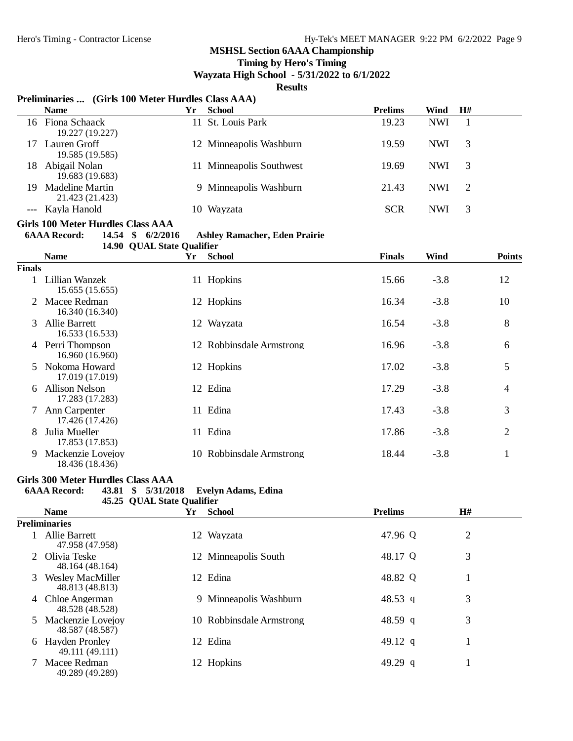**MSHSL Section 6AAA Championship**
**Timing by Hero's Timing**
**Wayzata High School - 5/31/2022 to 6/1/2022**
**Results**

### Preliminaries ... (Girls 100 Meter Hurdles Class AAA)

| | Name | Yr | School | Prelims | Wind | H# |
|---|---|---|---|---|---|---|
| 16 | Fiona Schaack<br>19.227 (19.227) | 11 | St. Louis Park | 19.23 | NWI | 1 |
| 17 | Lauren Groff<br>19.585 (19.585) | 12 | Minneapolis Washburn | 19.59 | NWI | 3 |
| 18 | Abigail Nolan<br>19.683 (19.683) | 11 | Minneapolis Southwest | 19.69 | NWI | 3 |
| 19 | Madeline Martin<br>21.423 (21.423) | 9 | Minneapolis Washburn | 21.43 | NWI | 2 |
| --- | Kayla Hanold | 10 | Wayzata | SCR | NWI | 3 |

### Girls 100 Meter Hurdles Class AAA

**6AAA Record: 14.54 $ 6/2/2016 Ashley Ramacher, Eden Prairie**
**14.90 QUAL State Qualifier**

| | Name | Yr | School | Finals | Wind | Points |
|---|---|---|---|---|---|---|
| **Finals** | | | | | | |
| 1 | Lillian Wanzek<br>15.655 (15.655) | 11 | Hopkins | 15.66 | -3.8 | 12 |
| 2 | Macee Redman<br>16.340 (16.340) | 12 | Hopkins | 16.34 | -3.8 | 10 |
| 3 | Allie Barrett<br>16.533 (16.533) | 12 | Wayzata | 16.54 | -3.8 | 8 |
| 4 | Perri Thompson<br>16.960 (16.960) | 12 | Robbinsdale Armstrong | 16.96 | -3.8 | 6 |
| 5 | Nokoma Howard<br>17.019 (17.019) | 12 | Hopkins | 17.02 | -3.8 | 5 |
| 6 | Allison Nelson<br>17.283 (17.283) | 12 | Edina | 17.29 | -3.8 | 4 |
| 7 | Ann Carpenter<br>17.426 (17.426) | 11 | Edina | 17.43 | -3.8 | 3 |
| 8 | Julia Mueller<br>17.853 (17.853) | 11 | Edina | 17.86 | -3.8 | 2 |
| 9 | Mackenzie Lovejoy<br>18.436 (18.436) | 10 | Robbinsdale Armstrong | 18.44 | -3.8 | 1 |

### Girls 300 Meter Hurdles Class AAA

**6AAA Record: 43.81 $ 5/31/2018 Evelyn Adams, Edina**
**45.25 QUAL State Qualifier**

| | Name | Yr | School | Prelims | H# |
|---|---|---|---|---|---|
| **Preliminaries** | | | | | |
| 1 | Allie Barrett<br>47.958 (47.958) | 12 | Wayzata | 47.96 Q | 2 |
| 2 | Olivia Teske<br>48.164 (48.164) | 12 | Minneapolis South | 48.17 Q | 3 |
| 3 | Wesley MacMiller<br>48.813 (48.813) | 12 | Edina | 48.82 Q | 1 |
| 4 | Chloe Angerman<br>48.528 (48.528) | 9 | Minneapolis Washburn | 48.53 q | 3 |
| 5 | Mackenzie Lovejoy<br>48.587 (48.587) | 10 | Robbinsdale Armstrong | 48.59 q | 3 |
| 6 | Hayden Pronley<br>49.111 (49.111) | 12 | Edina | 49.12 q | 1 |
| 7 | Macee Redman<br>49.289 (49.289) | 12 | Hopkins | 49.29 q | 1 |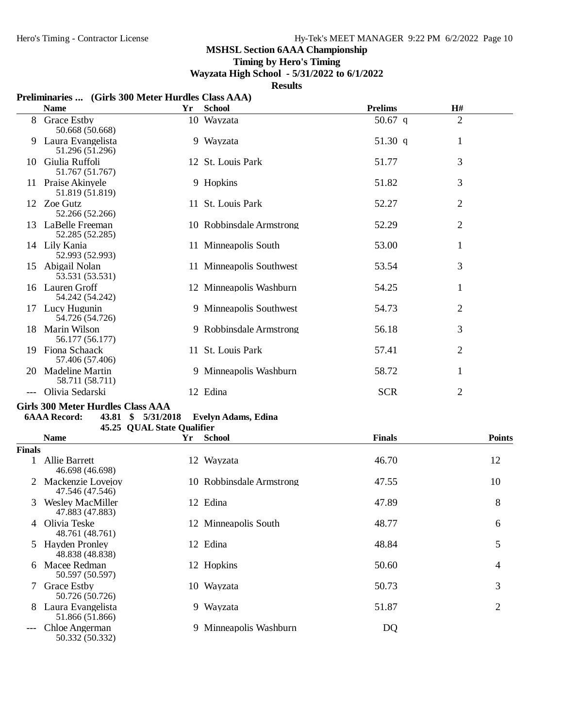**MSHSL Section 6AAA Championship**
**Timing by Hero's Timing**
**Wayzata High School - 5/31/2022 to 6/1/2022**
**Results**

### Preliminaries ... (Girls 300 Meter Hurdles Class AAA)

| | Name | Yr | School | Prelims | H# |
|---|---|---|---|---|---|
| 8 | Grace Estby<br>50.668 (50.668) | 10 | Wayzata | 50.67 q | 2 |
| 9 | Laura Evangelista<br>51.296 (51.296) | 9 | Wayzata | 51.30 q | 1 |
| 10 | Giulia Ruffoli<br>51.767 (51.767) | 12 | St. Louis Park | 51.77 | 3 |
| 11 | Praise Akinyele<br>51.819 (51.819) | 9 | Hopkins | 51.82 | 3 |
| 12 | Zoe Gutz<br>52.266 (52.266) | 11 | St. Louis Park | 52.27 | 2 |
| 13 | LaBelle Freeman<br>52.285 (52.285) | 10 | Robbinsdale Armstrong | 52.29 | 2 |
| 14 | Lily Kania<br>52.993 (52.993) | 11 | Minneapolis South | 53.00 | 1 |
| 15 | Abigail Nolan<br>53.531 (53.531) | 11 | Minneapolis Southwest | 53.54 | 3 |
| 16 | Lauren Groff<br>54.242 (54.242) | 12 | Minneapolis Washburn | 54.25 | 1 |
| 17 | Lucy Hugunin<br>54.726 (54.726) | 9 | Minneapolis Southwest | 54.73 | 2 |
| 18 | Marin Wilson<br>56.177 (56.177) | 9 | Robbinsdale Armstrong | 56.18 | 3 |
| 19 | Fiona Schaack<br>57.406 (57.406) | 11 | St. Louis Park | 57.41 | 2 |
| 20 | Madeline Martin<br>58.711 (58.711) | 9 | Minneapolis Washburn | 58.72 | 1 |
| --- | Olivia Sedarski | 12 | Edina | SCR | 2 |

### Girls 300 Meter Hurdles Class AAA

**6AAA Record: 43.81 $ 5/31/2018 Evelyn Adams, Edina**
**45.25 QUAL State Qualifier**

| | Name | Yr | School | Finals | Points |
|---|---|---|---|---|---|
| **Finals** | | | | | |
| 1 | Allie Barrett<br>46.698 (46.698) | 12 | Wayzata | 46.70 | 12 |
| 2 | Mackenzie Lovejoy<br>47.546 (47.546) | 10 | Robbinsdale Armstrong | 47.55 | 10 |
| 3 | Wesley MacMiller<br>47.883 (47.883) | 12 | Edina | 47.89 | 8 |
| 4 | Olivia Teske<br>48.761 (48.761) | 12 | Minneapolis South | 48.77 | 6 |
| 5 | Hayden Pronley<br>48.838 (48.838) | 12 | Edina | 48.84 | 5 |
| 6 | Macee Redman<br>50.597 (50.597) | 12 | Hopkins | 50.60 | 4 |
| 7 | Grace Estby<br>50.726 (50.726) | 10 | Wayzata | 50.73 | 3 |
| 8 | Laura Evangelista<br>51.866 (51.866) | 9 | Wayzata | 51.87 | 2 |
| --- | Chloe Angerman<br>50.332 (50.332) | 9 | Minneapolis Washburn | DQ | |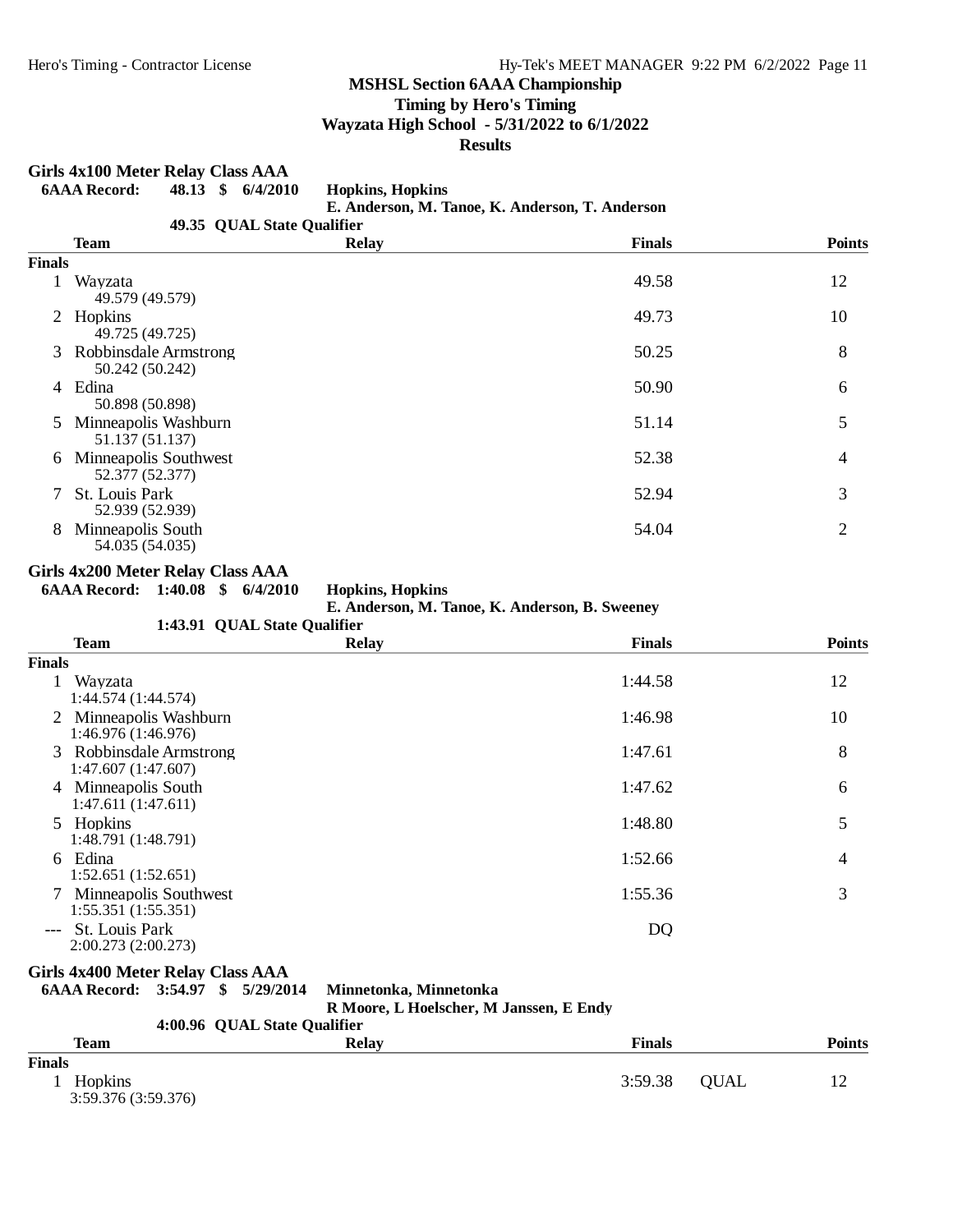# MSHSL Section 6AAA Championship

**Timing by Hero's Timing**

**Wayzata High School - 5/31/2022 to 6/1/2022**

**Results**

## Girls 4x100 Meter Relay Class AAA

**6AAA Record: 48.13 $ 6/4/2010 Hopkins, Hopkins**
**E. Anderson, M. Tanoe, K. Anderson, T. Anderson**

**49.35 QUAL State Qualifier**

| | Team | Relay | Finals | | Points |
|---|---|---|---|---|---|
| **Finals** | | | | | |
| 1 | Wayzata<br>49.579 (49.579) | | 49.58 | | 12 |
| 2 | Hopkins<br>49.725 (49.725) | | 49.73 | | 10 |
| 3 | Robbinsdale Armstrong<br>50.242 (50.242) | | 50.25 | | 8 |
| 4 | Edina<br>50.898 (50.898) | | 50.90 | | 6 |
| 5 | Minneapolis Washburn<br>51.137 (51.137) | | 51.14 | | 5 |
| 6 | Minneapolis Southwest<br>52.377 (52.377) | | 52.38 | | 4 |
| 7 | St. Louis Park<br>52.939 (52.939) | | 52.94 | | 3 |
| 8 | Minneapolis South<br>54.035 (54.035) | | 54.04 | | 2 |

## Girls 4x200 Meter Relay Class AAA

**6AAA Record: 1:40.08 $ 6/4/2010 Hopkins, Hopkins**
**E. Anderson, M. Tanoe, K. Anderson, B. Sweeney**

**1:43.91 QUAL State Qualifier**

| | Team | Relay | Finals | | Points |
|---|---|---|---|---|---|
| **Finals** | | | | | |
| 1 | Wayzata<br>1:44.574 (1:44.574) | | 1:44.58 | | 12 |
| 2 | Minneapolis Washburn<br>1:46.976 (1:46.976) | | 1:46.98 | | 10 |
| 3 | Robbinsdale Armstrong<br>1:47.607 (1:47.607) | | 1:47.61 | | 8 |
| 4 | Minneapolis South<br>1:47.611 (1:47.611) | | 1:47.62 | | 6 |
| 5 | Hopkins<br>1:48.791 (1:48.791) | | 1:48.80 | | 5 |
| 6 | Edina<br>1:52.651 (1:52.651) | | 1:52.66 | | 4 |
| 7 | Minneapolis Southwest<br>1:55.351 (1:55.351) | | 1:55.36 | | 3 |
| --- | St. Louis Park<br>2:00.273 (2:00.273) | | DQ | | |

## Girls 4x400 Meter Relay Class AAA

**6AAA Record: 3:54.97 $ 5/29/2014 Minnetonka, Minnetonka**
**R Moore, L Hoelscher, M Janssen, E Endy**

**4:00.96 QUAL State Qualifier**

| | Team | Relay | Finals | | Points |
|---|---|---|---|---|---|
| **Finals** | | | | | |
| 1 | Hopkins<br>3:59.376 (3:59.376) | | 3:59.38 | QUAL | 12 |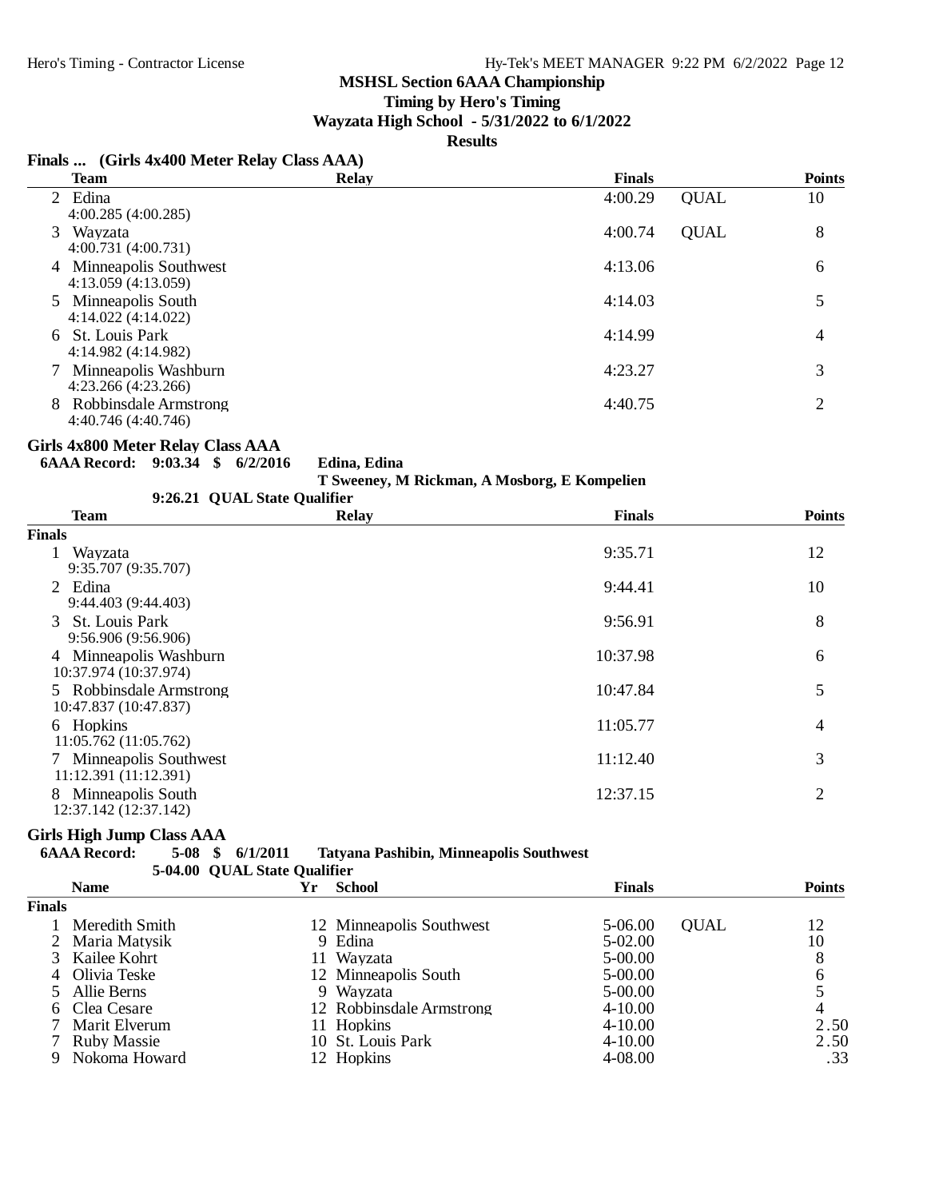**MSHSL Section 6AAA Championship**

**Timing by Hero's Timing**

**Wayzata High School - 5/31/2022 to 6/1/2022**

**Results**

### Finals ... (Girls 4x400 Meter Relay Class AAA)

| | Team | Relay | Finals | | Points |
|---|---|---|---|---|---|
| 2 | Edina<br>4:00.285 (4:00.285) | | 4:00.29 | QUAL | 10 |
| 3 | Wayzata<br>4:00.731 (4:00.731) | | 4:00.74 | QUAL | 8 |
| 4 | Minneapolis Southwest<br>4:13.059 (4:13.059) | | 4:13.06 | | 6 |
| 5 | Minneapolis South<br>4:14.022 (4:14.022) | | 4:14.03 | | 5 |
| 6 | St. Louis Park<br>4:14.982 (4:14.982) | | 4:14.99 | | 4 |
| 7 | Minneapolis Washburn<br>4:23.266 (4:23.266) | | 4:23.27 | | 3 |
| 8 | Robbinsdale Armstrong<br>4:40.746 (4:40.746) | | 4:40.75 | | 2 |

### Girls 4x800 Meter Relay Class AAA

**6AAA Record: 9:03.34 $ 6/2/2016 Edina, Edina**
**T Sweeney, M Rickman, A Mosborg, E Kompelien**

**9:26.21 QUAL State Qualifier**

| | Team | Relay | Finals | Points |
|---|---|---|---|---|
| **Finals** | | | | |
| 1 | Wayzata<br>9:35.707 (9:35.707) | | 9:35.71 | 12 |
| 2 | Edina<br>9:44.403 (9:44.403) | | 9:44.41 | 10 |
| 3 | St. Louis Park<br>9:56.906 (9:56.906) | | 9:56.91 | 8 |
| 4 | Minneapolis Washburn<br>10:37.974 (10:37.974) | | 10:37.98 | 6 |
| 5 | Robbinsdale Armstrong<br>10:47.837 (10:47.837) | | 10:47.84 | 5 |
| 6 | Hopkins<br>11:05.762 (11:05.762) | | 11:05.77 | 4 |
| 7 | Minneapolis Southwest<br>11:12.391 (11:12.391) | | 11:12.40 | 3 |
| 8 | Minneapolis South<br>12:37.142 (12:37.142) | | 12:37.15 | 2 |

### Girls High Jump Class AAA

**6AAA Record: 5-08 $ 6/1/2011 Tatyana Pashibin, Minneapolis Southwest**

**5-04.00 QUAL State Qualifier**

| | Name | Yr | School | Finals | | Points |
|---|---|---|---|---|---|---|
| **Finals** | | | | | | |
| 1 | Meredith Smith | 12 | Minneapolis Southwest | 5-06.00 | QUAL | 12 |
| 2 | Maria Matysik | 9 | Edina | 5-02.00 | | 10 |
| 3 | Kailee Kohrt | 11 | Wayzata | 5-00.00 | | 8 |
| 4 | Olivia Teske | 12 | Minneapolis South | 5-00.00 | | 6 |
| 5 | Allie Berns | 9 | Wayzata | 5-00.00 | | 5 |
| 6 | Clea Cesare | 12 | Robbinsdale Armstrong | 4-10.00 | | 4 |
| 7 | Marit Elverum | 11 | Hopkins | 4-10.00 | | 2.50 |
| 7 | Ruby Massie | 10 | St. Louis Park | 4-10.00 | | 2.50 |
| 9 | Nokoma Howard | 12 | Hopkins | 4-08.00 | | .33 |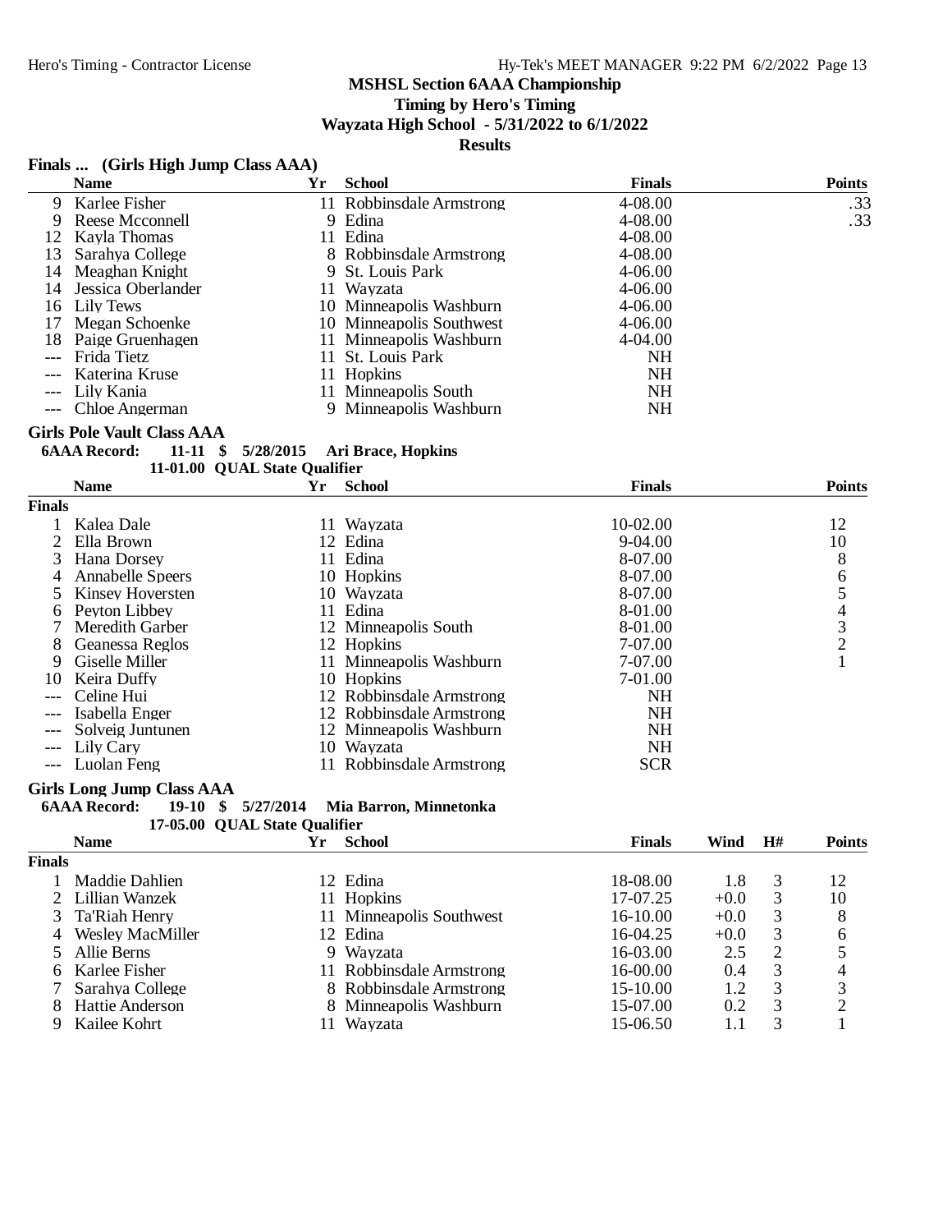## MSHSL Section 6AAA Championship

**Timing by Hero's Timing**

**Wayzata High School - 5/31/2022 to 6/1/2022**

**Results**

### Finals ... (Girls High Jump Class AAA)

| | Name | Yr | School | Finals | Points |
|---|---|---|---|---|---|
| 9 | Karlee Fisher | 11 | Robbinsdale Armstrong | 4-08.00 | .33 |
| 9 | Reese Mcconnell | 9 | Edina | 4-08.00 | .33 |
| 12 | Kayla Thomas | 11 | Edina | 4-08.00 | |
| 13 | Sarahya College | 8 | Robbinsdale Armstrong | 4-08.00 | |
| 14 | Meaghan Knight | 9 | St. Louis Park | 4-06.00 | |
| 14 | Jessica Oberlander | 11 | Wayzata | 4-06.00 | |
| 16 | Lily Tews | 10 | Minneapolis Washburn | 4-06.00 | |
| 17 | Megan Schoenke | 10 | Minneapolis Southwest | 4-06.00 | |
| 18 | Paige Gruenhagen | 11 | Minneapolis Washburn | 4-04.00 | |
| --- | Frida Tietz | 11 | St. Louis Park | NH | |
| --- | Katerina Kruse | 11 | Hopkins | NH | |
| --- | Lily Kania | 11 | Minneapolis South | NH | |
| --- | Chloe Angerman | 9 | Minneapolis Washburn | NH | |

### Girls Pole Vault Class AAA

**6AAA Record: 11-11 $ 5/28/2015 Ari Brace, Hopkins**

**11-01.00 QUAL State Qualifier**

**Finals**

| | Name | Yr | School | Finals | Points |
|---|---|---|---|---|---|
| 1 | Kalea Dale | 11 | Wayzata | 10-02.00 | 12 |
| 2 | Ella Brown | 12 | Edina | 9-04.00 | 10 |
| 3 | Hana Dorsey | 11 | Edina | 8-07.00 | 8 |
| 4 | Annabelle Speers | 10 | Hopkins | 8-07.00 | 6 |
| 5 | Kinsey Hoversten | 10 | Wayzata | 8-07.00 | 5 |
| 6 | Peyton Libbey | 11 | Edina | 8-01.00 | 4 |
| 7 | Meredith Garber | 12 | Minneapolis South | 8-01.00 | 3 |
| 8 | Geanessa Reglos | 12 | Hopkins | 7-07.00 | 2 |
| 9 | Giselle Miller | 11 | Minneapolis Washburn | 7-07.00 | 1 |
| 10 | Keira Duffy | 10 | Hopkins | 7-01.00 | |
| --- | Celine Hui | 12 | Robbinsdale Armstrong | NH | |
| --- | Isabella Enger | 12 | Robbinsdale Armstrong | NH | |
| --- | Solveig Juntunen | 12 | Minneapolis Washburn | NH | |
| --- | Lily Cary | 10 | Wayzata | NH | |
| --- | Luolan Feng | 11 | Robbinsdale Armstrong | SCR | |

### Girls Long Jump Class AAA

**6AAA Record: 19-10 $ 5/27/2014 Mia Barron, Minnetonka**

**17-05.00 QUAL State Qualifier**

**Finals**

| | Name | Yr | School | Finals | Wind | H# | Points |
|---|---|---|---|---|---|---|---|
| 1 | Maddie Dahlien | 12 | Edina | 18-08.00 | 1.8 | 3 | 12 |
| 2 | Lillian Wanzek | 11 | Hopkins | 17-07.25 | +0.0 | 3 | 10 |
| 3 | Ta'Riah Henry | 11 | Minneapolis Southwest | 16-10.00 | +0.0 | 3 | 8 |
| 4 | Wesley MacMiller | 12 | Edina | 16-04.25 | +0.0 | 3 | 6 |
| 5 | Allie Berns | 9 | Wayzata | 16-03.00 | 2.5 | 2 | 5 |
| 6 | Karlee Fisher | 11 | Robbinsdale Armstrong | 16-00.00 | 0.4 | 3 | 4 |
| 7 | Sarahya College | 8 | Robbinsdale Armstrong | 15-10.00 | 1.2 | 3 | 3 |
| 8 | Hattie Anderson | 8 | Minneapolis Washburn | 15-07.00 | 0.2 | 3 | 2 |
| 9 | Kailee Kohrt | 11 | Wayzata | 15-06.50 | 1.1 | 3 | 1 |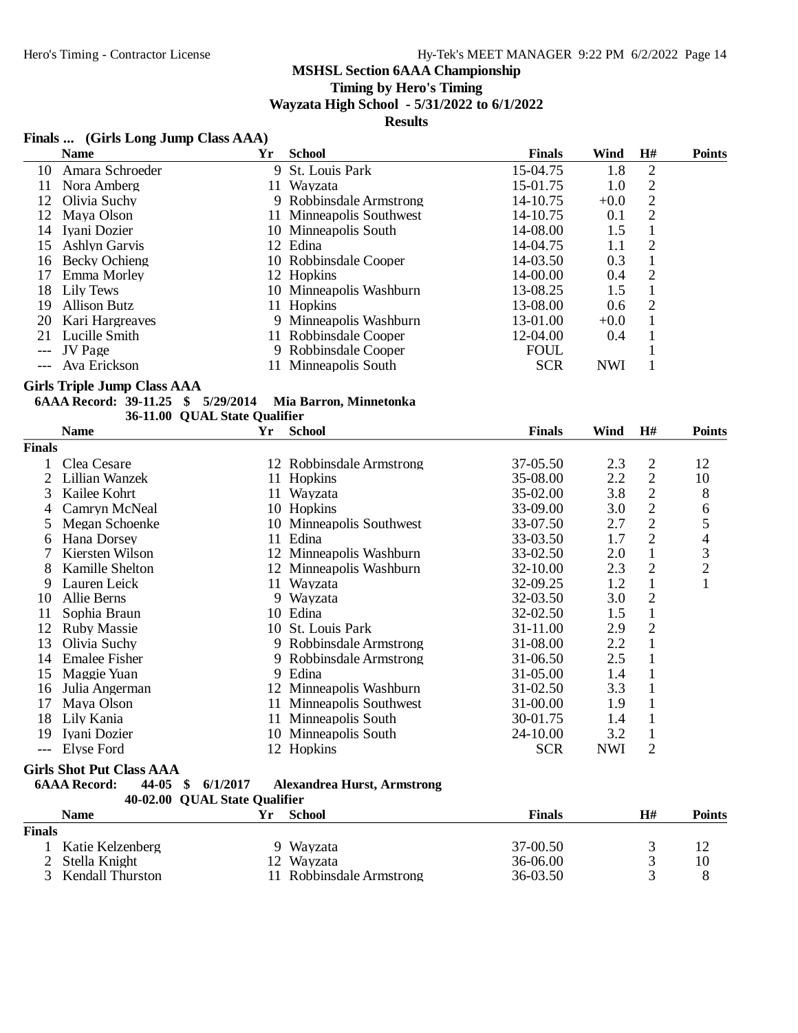**MSHSL Section 6AAA Championship**

**Timing by Hero's Timing**

**Wayzata High School - 5/31/2022 to 6/1/2022**

**Results**

### Finals ... (Girls Long Jump Class AAA)

| | Name | Yr | School | Finals | Wind | H# | Points |
|---|---|---|---|---|---|---|---|
| 10 | Amara Schroeder | 9 | St. Louis Park | 15-04.75 | 1.8 | 2 | |
| 11 | Nora Amberg | 11 | Wayzata | 15-01.75 | 1.0 | 2 | |
| 12 | Olivia Suchy | 9 | Robbinsdale Armstrong | 14-10.75 | +0.0 | 2 | |
| 12 | Maya Olson | 11 | Minneapolis Southwest | 14-10.75 | 0.1 | 2 | |
| 14 | Iyani Dozier | 10 | Minneapolis South | 14-08.00 | 1.5 | 1 | |
| 15 | Ashlyn Garvis | 12 | Edina | 14-04.75 | 1.1 | 2 | |
| 16 | Becky Ochieng | 10 | Robbinsdale Cooper | 14-03.50 | 0.3 | 1 | |
| 17 | Emma Morley | 12 | Hopkins | 14-00.00 | 0.4 | 2 | |
| 18 | Lily Tews | 10 | Minneapolis Washburn | 13-08.25 | 1.5 | 1 | |
| 19 | Allison Butz | 11 | Hopkins | 13-08.00 | 0.6 | 2 | |
| 20 | Kari Hargreaves | 9 | Minneapolis Washburn | 13-01.00 | +0.0 | 1 | |
| 21 | Lucille Smith | 11 | Robbinsdale Cooper | 12-04.00 | 0.4 | 1 | |
| --- | JV Page | 9 | Robbinsdale Cooper | FOUL | | 1 | |
| --- | Ava Erickson | 11 | Minneapolis South | SCR | NWI | 1 | |

### Girls Triple Jump Class AAA

**6AAA Record: 39-11.25 $ 5/29/2014 Mia Barron, Minnetonka**

**36-11.00 QUAL State Qualifier**

| | Name | Yr | School | Finals | Wind | H# | Points |
|---|---|---|---|---|---|---|---|
| **Finals** | | | | | | | |
| 1 | Clea Cesare | 12 | Robbinsdale Armstrong | 37-05.50 | 2.3 | 2 | 12 |
| 2 | Lillian Wanzek | 11 | Hopkins | 35-08.00 | 2.2 | 2 | 10 |
| 3 | Kailee Kohrt | 11 | Wayzata | 35-02.00 | 3.8 | 2 | 8 |
| 4 | Camryn McNeal | 10 | Hopkins | 33-09.00 | 3.0 | 2 | 6 |
| 5 | Megan Schoenke | 10 | Minneapolis Southwest | 33-07.50 | 2.7 | 2 | 5 |
| 6 | Hana Dorsey | 11 | Edina | 33-03.50 | 1.7 | 2 | 4 |
| 7 | Kiersten Wilson | 12 | Minneapolis Washburn | 33-02.50 | 2.0 | 1 | 3 |
| 8 | Kamille Shelton | 12 | Minneapolis Washburn | 32-10.00 | 2.3 | 2 | 2 |
| 9 | Lauren Leick | 11 | Wayzata | 32-09.25 | 1.2 | 1 | 1 |
| 10 | Allie Berns | 9 | Wayzata | 32-03.50 | 3.0 | 2 | |
| 11 | Sophia Braun | 10 | Edina | 32-02.50 | 1.5 | 1 | |
| 12 | Ruby Massie | 10 | St. Louis Park | 31-11.00 | 2.9 | 2 | |
| 13 | Olivia Suchy | 9 | Robbinsdale Armstrong | 31-08.00 | 2.2 | 1 | |
| 14 | Emalee Fisher | 9 | Robbinsdale Armstrong | 31-06.50 | 2.5 | 1 | |
| 15 | Maggie Yuan | 9 | Edina | 31-05.00 | 1.4 | 1 | |
| 16 | Julia Angerman | 12 | Minneapolis Washburn | 31-02.50 | 3.3 | 1 | |
| 17 | Maya Olson | 11 | Minneapolis Southwest | 31-00.00 | 1.9 | 1 | |
| 18 | Lily Kania | 11 | Minneapolis South | 30-01.75 | 1.4 | 1 | |
| 19 | Iyani Dozier | 10 | Minneapolis South | 24-10.00 | 3.2 | 1 | |
| --- | Elyse Ford | 12 | Hopkins | SCR | NWI | 2 | |

### Girls Shot Put Class AAA

**6AAA Record: 44-05 $ 6/1/2017 Alexandrea Hurst, Armstrong**

**40-02.00 QUAL State Qualifier**

| | Name | Yr | School | Finals | H# | Points |
|---|---|---|---|---|---|---|
| **Finals** | | | | | | |
| 1 | Katie Kelzenberg | 9 | Wayzata | 37-00.50 | 3 | 12 |
| 2 | Stella Knight | 12 | Wayzata | 36-06.00 | 3 | 10 |
| 3 | Kendall Thurston | 11 | Robbinsdale Armstrong | 36-03.50 | 3 | 8 |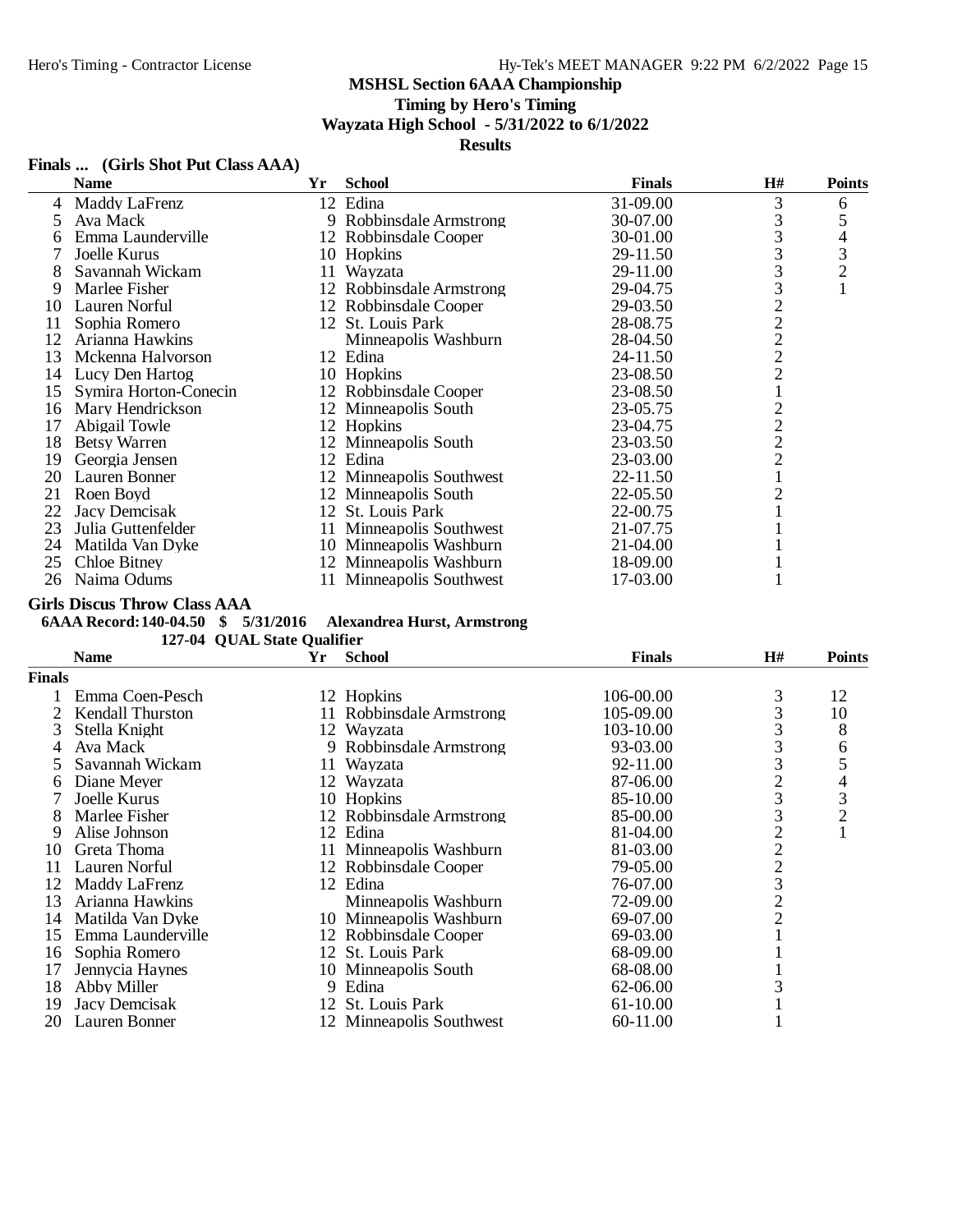## MSHSL Section 6AAA Championship

**Timing by Hero's Timing**

**Wayzata High School - 5/31/2022 to 6/1/2022**

**Results**

### Finals ... (Girls Shot Put Class AAA)

| | Name | Yr | School | Finals | H# | Points |
|---|---|---|---|---|---|---|
| 4 | Maddy LaFrenz | 12 | Edina | 31-09.00 | 3 | 6 |
| 5 | Ava Mack | 9 | Robbinsdale Armstrong | 30-07.00 | 3 | 5 |
| 6 | Emma Launderville | 12 | Robbinsdale Cooper | 30-01.00 | 3 | 4 |
| 7 | Joelle Kurus | 10 | Hopkins | 29-11.50 | 3 | 3 |
| 8 | Savannah Wickam | 11 | Wayzata | 29-11.00 | 3 | 2 |
| 9 | Marlee Fisher | 12 | Robbinsdale Armstrong | 29-04.75 | 3 | 1 |
| 10 | Lauren Norful | 12 | Robbinsdale Cooper | 29-03.50 | 2 | |
| 11 | Sophia Romero | 12 | St. Louis Park | 28-08.75 | 2 | |
| 12 | Arianna Hawkins | | Minneapolis Washburn | 28-04.50 | 2 | |
| 13 | Mckenna Halvorson | 12 | Edina | 24-11.50 | 2 | |
| 14 | Lucy Den Hartog | 10 | Hopkins | 23-08.50 | 2 | |
| 15 | Symira Horton-Conecin | 12 | Robbinsdale Cooper | 23-08.50 | 1 | |
| 16 | Mary Hendrickson | 12 | Minneapolis South | 23-05.75 | 2 | |
| 17 | Abigail Towle | 12 | Hopkins | 23-04.75 | 2 | |
| 18 | Betsy Warren | 12 | Minneapolis South | 23-03.50 | 2 | |
| 19 | Georgia Jensen | 12 | Edina | 23-03.00 | 2 | |
| 20 | Lauren Bonner | 12 | Minneapolis Southwest | 22-11.50 | 1 | |
| 21 | Roen Boyd | 12 | Minneapolis South | 22-05.50 | 2 | |
| 22 | Jacy Demcisak | 12 | St. Louis Park | 22-00.75 | 1 | |
| 23 | Julia Guttenfelder | 11 | Minneapolis Southwest | 21-07.75 | 1 | |
| 24 | Matilda Van Dyke | 10 | Minneapolis Washburn | 21-04.00 | 1 | |
| 25 | Chloe Bitney | 12 | Minneapolis Washburn | 18-09.00 | 1 | |
| 26 | Naima Odums | 11 | Minneapolis Southwest | 17-03.00 | 1 | |

### Girls Discus Throw Class AAA

**6AAA Record: 140-04.50 $ 5/31/2016 Alexandrea Hurst, Armstrong**

**127-04 QUAL State Qualifier**

**Finals**

| | Name | Yr | School | Finals | H# | Points |
|---|---|---|---|---|---|---|
| 1 | Emma Coen-Pesch | 12 | Hopkins | 106-00.00 | 3 | 12 |
| 2 | Kendall Thurston | 11 | Robbinsdale Armstrong | 105-09.00 | 3 | 10 |
| 3 | Stella Knight | 12 | Wayzata | 103-10.00 | 3 | 8 |
| 4 | Ava Mack | 9 | Robbinsdale Armstrong | 93-03.00 | 3 | 6 |
| 5 | Savannah Wickam | 11 | Wayzata | 92-11.00 | 3 | 5 |
| 6 | Diane Meyer | 12 | Wayzata | 87-06.00 | 2 | 4 |
| 7 | Joelle Kurus | 10 | Hopkins | 85-10.00 | 3 | 3 |
| 8 | Marlee Fisher | 12 | Robbinsdale Armstrong | 85-00.00 | 3 | 2 |
| 9 | Alise Johnson | 12 | Edina | 81-04.00 | 2 | 1 |
| 10 | Greta Thoma | 11 | Minneapolis Washburn | 81-03.00 | 2 | |
| 11 | Lauren Norful | 12 | Robbinsdale Cooper | 79-05.00 | 2 | |
| 12 | Maddy LaFrenz | 12 | Edina | 76-07.00 | 3 | |
| 13 | Arianna Hawkins | | Minneapolis Washburn | 72-09.00 | 2 | |
| 14 | Matilda Van Dyke | 10 | Minneapolis Washburn | 69-07.00 | 2 | |
| 15 | Emma Launderville | 12 | Robbinsdale Cooper | 69-03.00 | 1 | |
| 16 | Sophia Romero | 12 | St. Louis Park | 68-09.00 | 1 | |
| 17 | Jennycia Haynes | 10 | Minneapolis South | 68-08.00 | 1 | |
| 18 | Abby Miller | 9 | Edina | 62-06.00 | 3 | |
| 19 | Jacy Demcisak | 12 | St. Louis Park | 61-10.00 | 1 | |
| 20 | Lauren Bonner | 12 | Minneapolis Southwest | 60-11.00 | 1 | |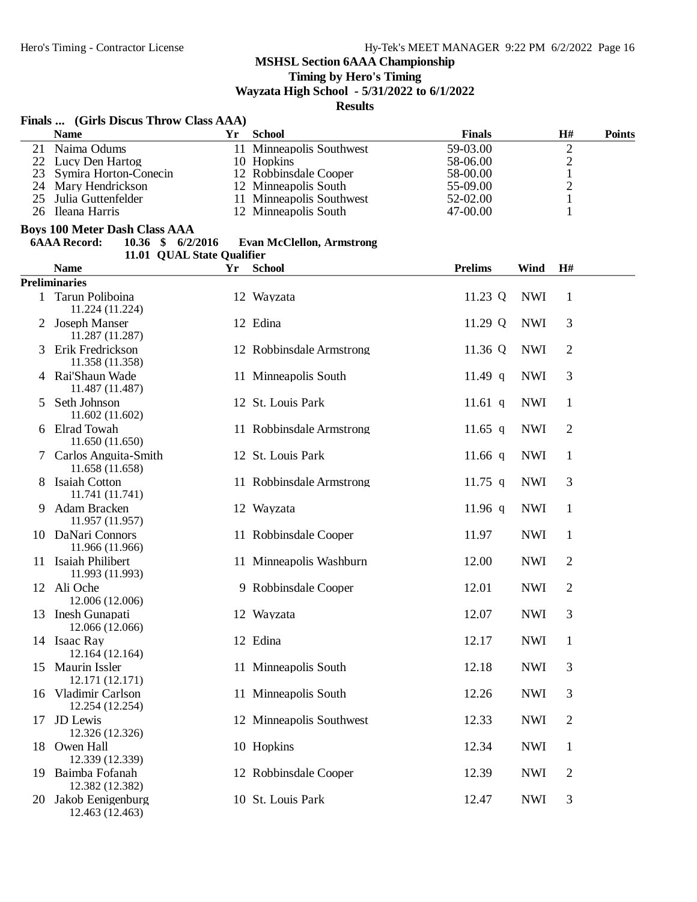## MSHSL Section 6AAA Championship

**Timing by Hero's Timing**

**Wayzata High School - 5/31/2022 to 6/1/2022**

**Results**

### Finals ... (Girls Discus Throw Class AAA)

| | Name | Yr | School | Finals | H# | Points |
|---|---|---|---|---|---|---|
| 21 | Naima Odums | 11 | Minneapolis Southwest | 59-03.00 | 2 | |
| 22 | Lucy Den Hartog | 10 | Hopkins | 58-06.00 | 2 | |
| 23 | Symira Horton-Conecin | 12 | Robbinsdale Cooper | 58-00.00 | 1 | |
| 24 | Mary Hendrickson | 12 | Minneapolis South | 55-09.00 | 2 | |
| 25 | Julia Guttenfelder | 11 | Minneapolis Southwest | 52-02.00 | 1 | |
| 26 | Ileana Harris | 12 | Minneapolis South | 47-00.00 | 1 | |

### Boys 100 Meter Dash Class AAA

**6AAA Record:** 10.36 $ 6/2/2016 **Evan McClellon, Armstrong**

11.01 QUAL State Qualifier

**Preliminaries**

| | Name | Yr | School | Prelims | | Wind | H# |
|---|---|---|---|---|---|---|---|
| 1 | Tarun Poliboina<br>11.224 (11.224) | 12 | Wayzata | 11.23 | Q | NWI | 1 |
| 2 | Joseph Manser<br>11.287 (11.287) | 12 | Edina | 11.29 | Q | NWI | 3 |
| 3 | Erik Fredrickson<br>11.358 (11.358) | 12 | Robbinsdale Armstrong | 11.36 | Q | NWI | 2 |
| 4 | Rai'Shaun Wade<br>11.487 (11.487) | 11 | Minneapolis South | 11.49 | q | NWI | 3 |
| 5 | Seth Johnson<br>11.602 (11.602) | 12 | St. Louis Park | 11.61 | q | NWI | 1 |
| 6 | Elrad Towah<br>11.650 (11.650) | 11 | Robbinsdale Armstrong | 11.65 | q | NWI | 2 |
| 7 | Carlos Anguita-Smith<br>11.658 (11.658) | 12 | St. Louis Park | 11.66 | q | NWI | 1 |
| 8 | Isaiah Cotton<br>11.741 (11.741) | 11 | Robbinsdale Armstrong | 11.75 | q | NWI | 3 |
| 9 | Adam Bracken<br>11.957 (11.957) | 12 | Wayzata | 11.96 | q | NWI | 1 |
| 10 | DaNari Connors<br>11.966 (11.966) | 11 | Robbinsdale Cooper | 11.97 | | NWI | 1 |
| 11 | Isaiah Philibert<br>11.993 (11.993) | 11 | Minneapolis Washburn | 12.00 | | NWI | 2 |
| 12 | Ali Oche<br>12.006 (12.006) | 9 | Robbinsdale Cooper | 12.01 | | NWI | 2 |
| 13 | Inesh Gunapati<br>12.066 (12.066) | 12 | Wayzata | 12.07 | | NWI | 3 |
| 14 | Isaac Ray<br>12.164 (12.164) | 12 | Edina | 12.17 | | NWI | 1 |
| 15 | Maurin Issler<br>12.171 (12.171) | 11 | Minneapolis South | 12.18 | | NWI | 3 |
| 16 | Vladimir Carlson<br>12.254 (12.254) | 11 | Minneapolis South | 12.26 | | NWI | 3 |
| 17 | JD Lewis<br>12.326 (12.326) | 12 | Minneapolis Southwest | 12.33 | | NWI | 2 |
| 18 | Owen Hall<br>12.339 (12.339) | 10 | Hopkins | 12.34 | | NWI | 1 |
| 19 | Baimba Fofanah<br>12.382 (12.382) | 12 | Robbinsdale Cooper | 12.39 | | NWI | 2 |
| 20 | Jakob Eenigenburg<br>12.463 (12.463) | 10 | St. Louis Park | 12.47 | | NWI | 3 |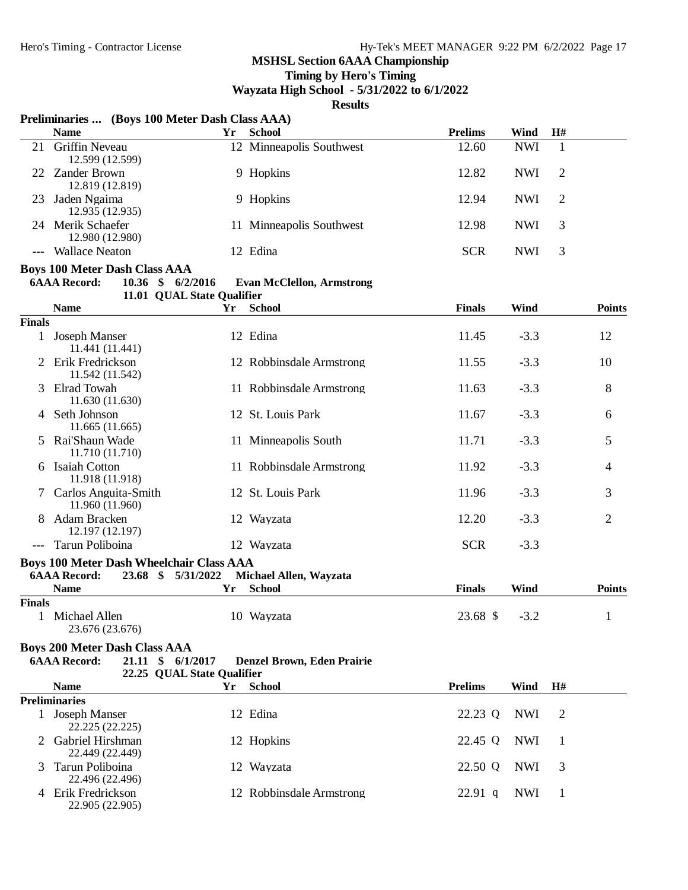**MSHSL Section 6AAA Championship**
**Timing by Hero's Timing**
**Wayzata High School - 5/31/2022 to 6/1/2022**
**Results**

**Preliminaries ... (Boys 100 Meter Dash Class AAA)**

| | Name | Yr | School | Prelims | Wind | H# |
|---|---|---|---|---|---|---|
| 21 | Griffin Neveau 12.599 (12.599) | 12 | Minneapolis Southwest | 12.60 | NWI | 1 |
| 22 | Zander Brown 12.819 (12.819) | 9 | Hopkins | 12.82 | NWI | 2 |
| 23 | Jaden Ngaima 12.935 (12.935) | 9 | Hopkins | 12.94 | NWI | 2 |
| 24 | Merik Schaefer 12.980 (12.980) | 11 | Minneapolis Southwest | 12.98 | NWI | 3 |
| --- | Wallace Neaton | 12 | Edina | SCR | NWI | 3 |

**Boys 100 Meter Dash Class AAA**

**6AAA Record: 10.36 $ 6/2/2016 Evan McClellon, Armstrong**
**11.01 QUAL State Qualifier**

| | Name | Yr | School | Finals | Wind | Points |
|---|---|---|---|---|---|---|
| **Finals** | | | | | | |
| 1 | Joseph Manser 11.441 (11.441) | 12 | Edina | 11.45 | -3.3 | 12 |
| 2 | Erik Fredrickson 11.542 (11.542) | 12 | Robbinsdale Armstrong | 11.55 | -3.3 | 10 |
| 3 | Elrad Towah 11.630 (11.630) | 11 | Robbinsdale Armstrong | 11.63 | -3.3 | 8 |
| 4 | Seth Johnson 11.665 (11.665) | 12 | St. Louis Park | 11.67 | -3.3 | 6 |
| 5 | Rai'Shaun Wade 11.710 (11.710) | 11 | Minneapolis South | 11.71 | -3.3 | 5 |
| 6 | Isaiah Cotton 11.918 (11.918) | 11 | Robbinsdale Armstrong | 11.92 | -3.3 | 4 |
| 7 | Carlos Anguita-Smith 11.960 (11.960) | 12 | St. Louis Park | 11.96 | -3.3 | 3 |
| 8 | Adam Bracken 12.197 (12.197) | 12 | Wayzata | 12.20 | -3.3 | 2 |
| --- | Tarun Poliboina | 12 | Wayzata | SCR | -3.3 | |

**Boys 100 Meter Dash Wheelchair Class AAA**

**6AAA Record: 23.68 $ 5/31/2022 Michael Allen, Wayzata**

| | Name | Yr | School | Finals | Wind | Points |
|---|---|---|---|---|---|---|
| **Finals** | | | | | | |
| 1 | Michael Allen 23.676 (23.676) | 10 | Wayzata | 23.68 $ | -3.2 | 1 |

**Boys 200 Meter Dash Class AAA**

**6AAA Record: 21.11 $ 6/1/2017 Denzel Brown, Eden Prairie**
**22.25 QUAL State Qualifier**

| | Name | Yr | School | Prelims | Wind | H# |
|---|---|---|---|---|---|---|
| **Preliminaries** | | | | | | |
| 1 | Joseph Manser 22.225 (22.225) | 12 | Edina | 22.23 Q | NWI | 2 |
| 2 | Gabriel Hirshman 22.449 (22.449) | 12 | Hopkins | 22.45 Q | NWI | 1 |
| 3 | Tarun Poliboina 22.496 (22.496) | 12 | Wayzata | 22.50 Q | NWI | 3 |
| 4 | Erik Fredrickson 22.905 (22.905) | 12 | Robbinsdale Armstrong | 22.91 q | NWI | 1 |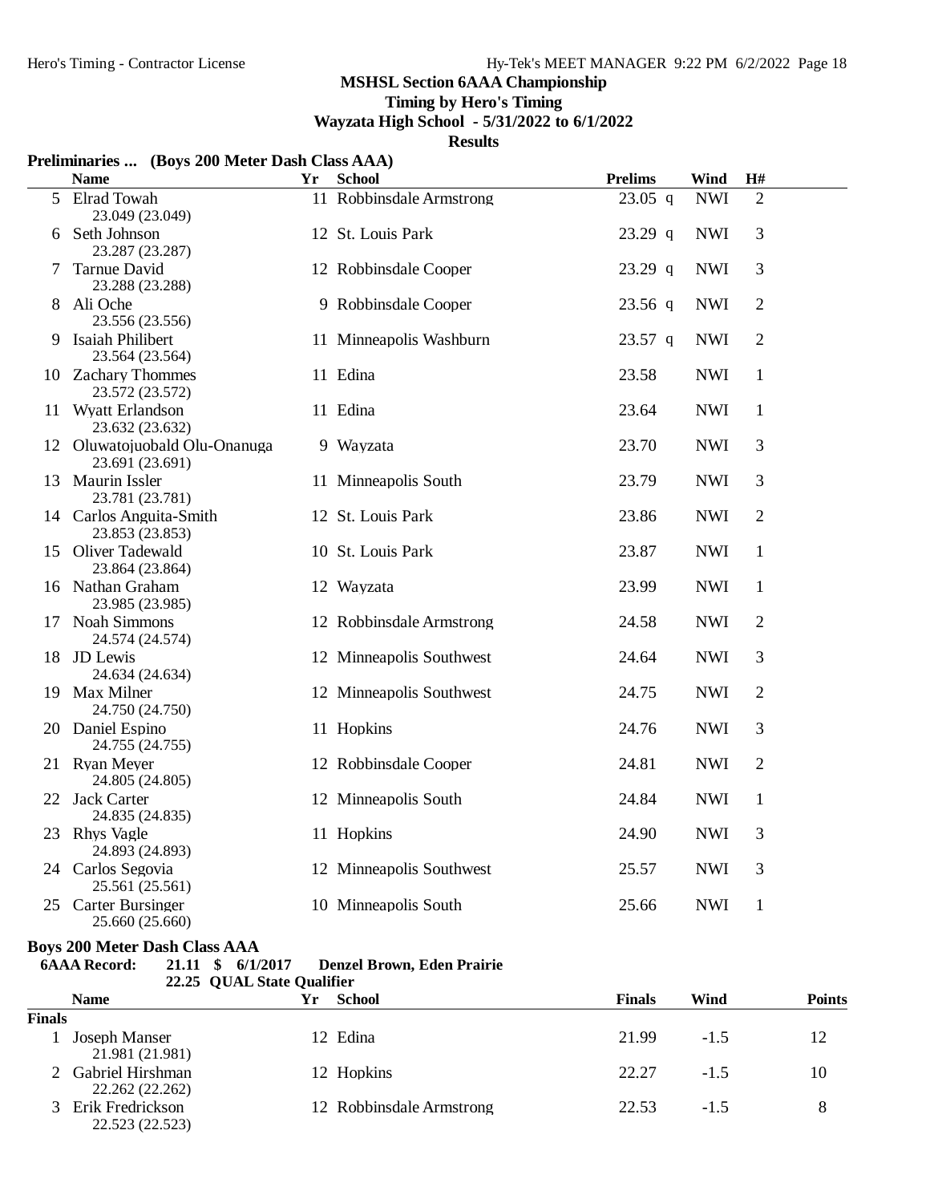**MSHSL Section 6AAA Championship**

**Timing by Hero's Timing**

**Wayzata High School - 5/31/2022 to 6/1/2022**

**Results**

### Preliminaries ... (Boys 200 Meter Dash Class AAA)

| | Name | Yr | School | Prelims | Wind | H# |
|---|---|---|---|---|---|---|
| 5 | Elrad Towah<br>23.049 (23.049) | 11 | Robbinsdale Armstrong | 23.05 q | NWI | 2 |
| 6 | Seth Johnson<br>23.287 (23.287) | 12 | St. Louis Park | 23.29 q | NWI | 3 |
| 7 | Tarnue David<br>23.288 (23.288) | 12 | Robbinsdale Cooper | 23.29 q | NWI | 3 |
| 8 | Ali Oche<br>23.556 (23.556) | 9 | Robbinsdale Cooper | 23.56 q | NWI | 2 |
| 9 | Isaiah Philibert<br>23.564 (23.564) | 11 | Minneapolis Washburn | 23.57 q | NWI | 2 |
| 10 | Zachary Thommes<br>23.572 (23.572) | 11 | Edina | 23.58 | NWI | 1 |
| 11 | Wyatt Erlandson<br>23.632 (23.632) | 11 | Edina | 23.64 | NWI | 1 |
| 12 | Oluwatojuobald Olu-Onanuga<br>23.691 (23.691) | 9 | Wayzata | 23.70 | NWI | 3 |
| 13 | Maurin Issler<br>23.781 (23.781) | 11 | Minneapolis South | 23.79 | NWI | 3 |
| 14 | Carlos Anguita-Smith<br>23.853 (23.853) | 12 | St. Louis Park | 23.86 | NWI | 2 |
| 15 | Oliver Tadewald<br>23.864 (23.864) | 10 | St. Louis Park | 23.87 | NWI | 1 |
| 16 | Nathan Graham<br>23.985 (23.985) | 12 | Wayzata | 23.99 | NWI | 1 |
| 17 | Noah Simmons<br>24.574 (24.574) | 12 | Robbinsdale Armstrong | 24.58 | NWI | 2 |
| 18 | JD Lewis<br>24.634 (24.634) | 12 | Minneapolis Southwest | 24.64 | NWI | 3 |
| 19 | Max Milner<br>24.750 (24.750) | 12 | Minneapolis Southwest | 24.75 | NWI | 2 |
| 20 | Daniel Espino<br>24.755 (24.755) | 11 | Hopkins | 24.76 | NWI | 3 |
| 21 | Ryan Meyer<br>24.805 (24.805) | 12 | Robbinsdale Cooper | 24.81 | NWI | 2 |
| 22 | Jack Carter<br>24.835 (24.835) | 12 | Minneapolis South | 24.84 | NWI | 1 |
| 23 | Rhys Vagle<br>24.893 (24.893) | 11 | Hopkins | 24.90 | NWI | 3 |
| 24 | Carlos Segovia<br>25.561 (25.561) | 12 | Minneapolis Southwest | 25.57 | NWI | 3 |
| 25 | Carter Bursinger<br>25.660 (25.660) | 10 | Minneapolis South | 25.66 | NWI | 1 |

### Boys 200 Meter Dash Class AAA

**6AAA Record: 21.11 $ 6/1/2017 Denzel Brown, Eden Prairie**

**22.25 QUAL State Qualifier**

| | Name | Yr | School | Finals | Wind | Points |
|---|---|---|---|---|---|---|
| **Finals** | | | | | | |
| 1 | Joseph Manser<br>21.981 (21.981) | 12 | Edina | 21.99 | -1.5 | 12 |
| 2 | Gabriel Hirshman<br>22.262 (22.262) | 12 | Hopkins | 22.27 | -1.5 | 10 |
| 3 | Erik Fredrickson<br>22.523 (22.523) | 12 | Robbinsdale Armstrong | 22.53 | -1.5 | 8 |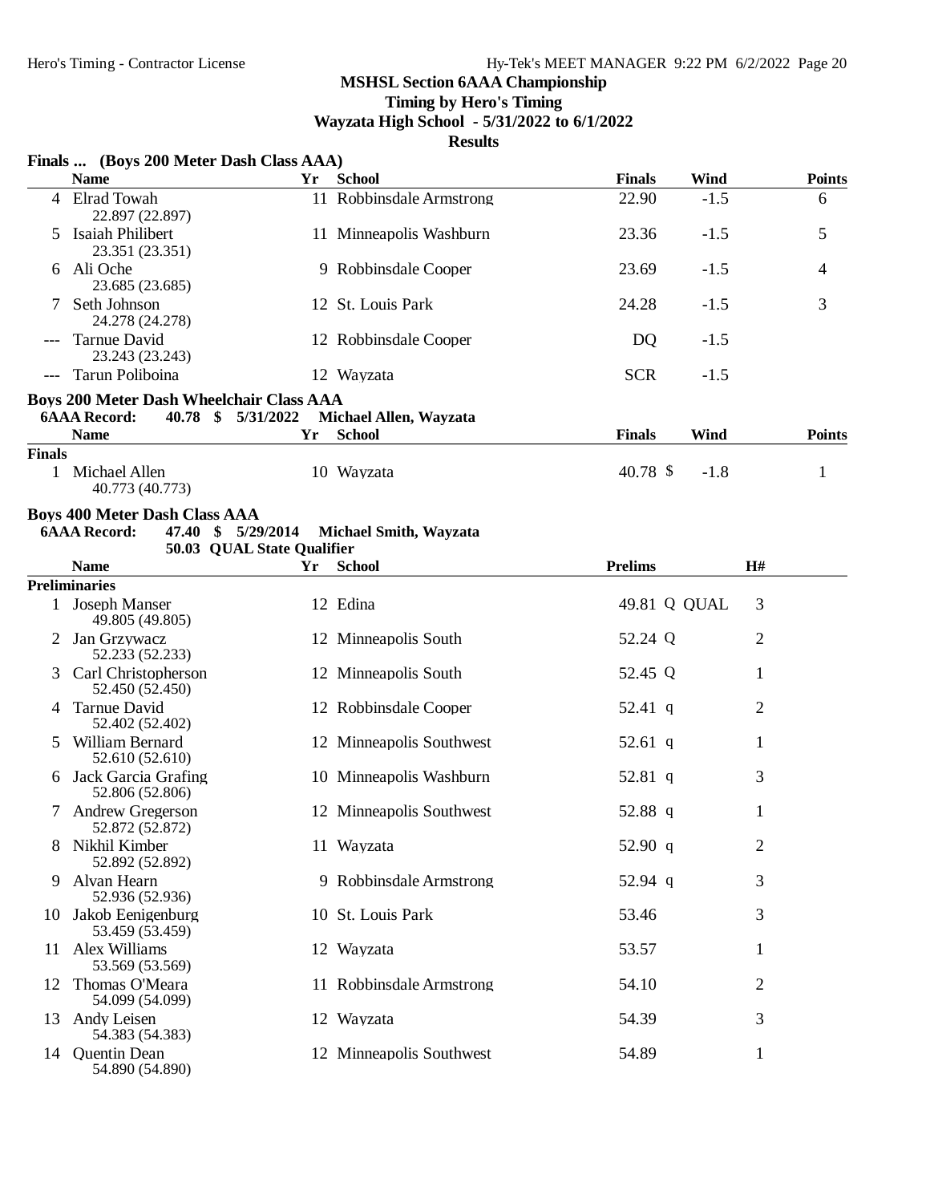**MSHSL Section 6AAA Championship**
**Timing by Hero's Timing**
**Wayzata High School - 5/31/2022 to 6/1/2022**
**Results**

### Finals ... (Boys 200 Meter Dash Class AAA)

| | Name | Yr | School | Finals | Wind | Points |
|---|---|---|---|---|---|---|
| 4 | Elrad Towah<br>22.897 (22.897) | 11 | Robbinsdale Armstrong | 22.90 | -1.5 | 6 |
| 5 | Isaiah Philibert<br>23.351 (23.351) | 11 | Minneapolis Washburn | 23.36 | -1.5 | 5 |
| 6 | Ali Oche<br>23.685 (23.685) | 9 | Robbinsdale Cooper | 23.69 | -1.5 | 4 |
| 7 | Seth Johnson<br>24.278 (24.278) | 12 | St. Louis Park | 24.28 | -1.5 | 3 |
| --- | Tarnue David<br>23.243 (23.243) | 12 | Robbinsdale Cooper | DQ | -1.5 | |
| --- | Tarun Poliboina | 12 | Wayzata | SCR | -1.5 | |

### Boys 200 Meter Dash Wheelchair Class AAA

**6AAA Record: 40.78 $ 5/31/2022 Michael Allen, Wayzata**

| | Name | Yr | School | Finals | Wind | Points |
|---|---|---|---|---|---|---|
| **Finals** | | | | | | |
| 1 | Michael Allen<br>40.773 (40.773) | 10 | Wayzata | 40.78 $ | -1.8 | 1 |

### Boys 400 Meter Dash Class AAA

**6AAA Record: 47.40 $ 5/29/2014 Michael Smith, Wayzata**
**50.03 QUAL State Qualifier**

| | Name | Yr | School | Prelims | | H# |
|---|---|---|---|---|---|---|
| **Preliminaries** | | | | | | |
| 1 | Joseph Manser<br>49.805 (49.805) | 12 | Edina | 49.81 | Q QUAL | 3 |
| 2 | Jan Grzywacz<br>52.233 (52.233) | 12 | Minneapolis South | 52.24 | Q | 2 |
| 3 | Carl Christopherson<br>52.450 (52.450) | 12 | Minneapolis South | 52.45 | Q | 1 |
| 4 | Tarnue David<br>52.402 (52.402) | 12 | Robbinsdale Cooper | 52.41 | q | 2 |
| 5 | William Bernard<br>52.610 (52.610) | 12 | Minneapolis Southwest | 52.61 | q | 1 |
| 6 | Jack Garcia Grafing<br>52.806 (52.806) | 10 | Minneapolis Washburn | 52.81 | q | 3 |
| 7 | Andrew Gregerson<br>52.872 (52.872) | 12 | Minneapolis Southwest | 52.88 | q | 1 |
| 8 | Nikhil Kimber<br>52.892 (52.892) | 11 | Wayzata | 52.90 | q | 2 |
| 9 | Alvan Hearn<br>52.936 (52.936) | 9 | Robbinsdale Armstrong | 52.94 | q | 3 |
| 10 | Jakob Eenigenburg<br>53.459 (53.459) | 10 | St. Louis Park | 53.46 | | 3 |
| 11 | Alex Williams<br>53.569 (53.569) | 12 | Wayzata | 53.57 | | 1 |
| 12 | Thomas O'Meara<br>54.099 (54.099) | 11 | Robbinsdale Armstrong | 54.10 | | 2 |
| 13 | Andy Leisen<br>54.383 (54.383) | 12 | Wayzata | 54.39 | | 3 |
| 14 | Quentin Dean<br>54.890 (54.890) | 12 | Minneapolis Southwest | 54.89 | | 1 |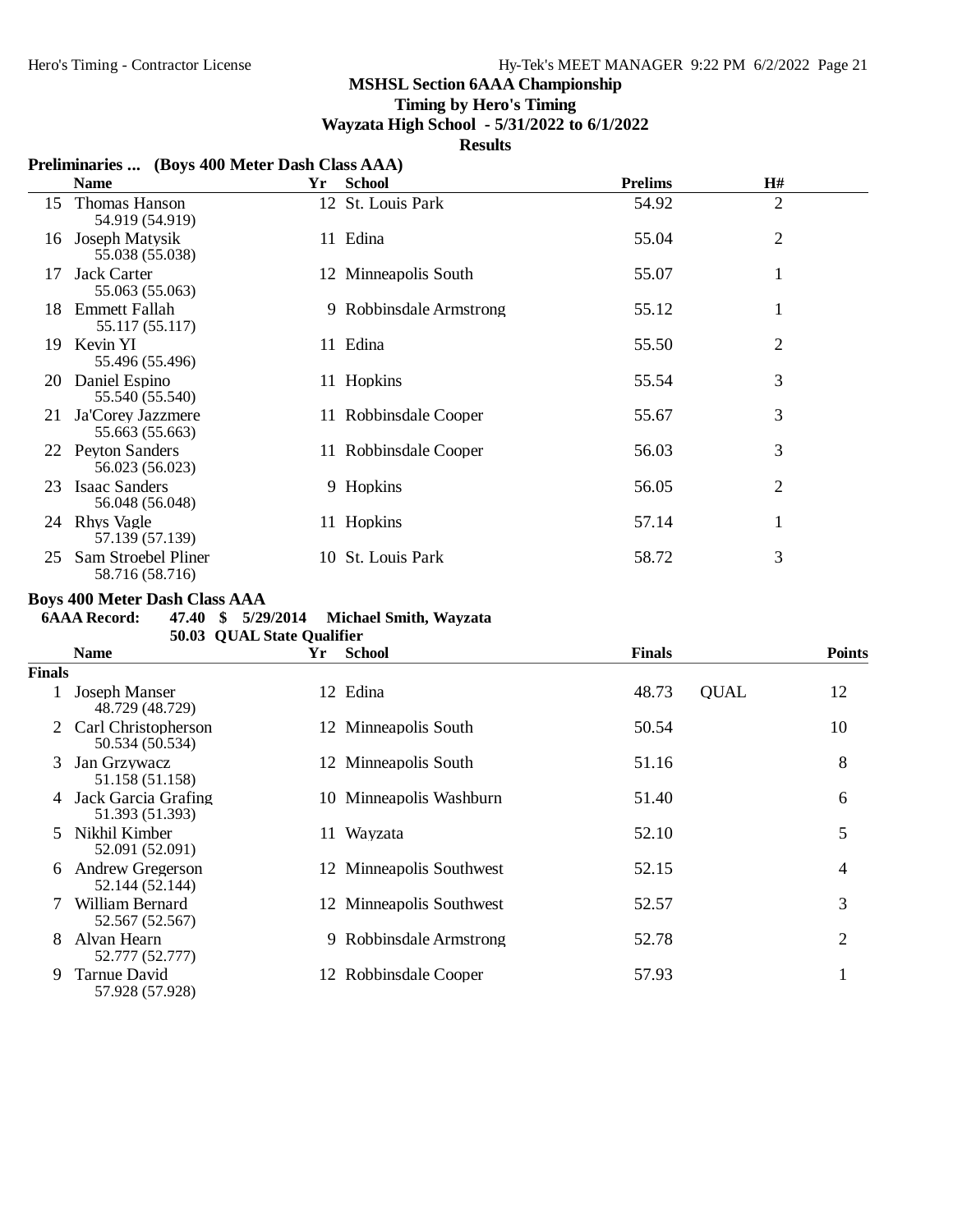**MSHSL Section 6AAA Championship**
**Timing by Hero's Timing**
**Wayzata High School - 5/31/2022 to 6/1/2022**
**Results**

### Preliminaries ... (Boys 400 Meter Dash Class AAA)

| | Name | Yr | School | Prelims | H# |
|---|---|---|---|---|---|
| 15 | Thomas Hanson<br>54.919 (54.919) | 12 | St. Louis Park | 54.92 | 2 |
| 16 | Joseph Matysik<br>55.038 (55.038) | 11 | Edina | 55.04 | 2 |
| 17 | Jack Carter<br>55.063 (55.063) | 12 | Minneapolis South | 55.07 | 1 |
| 18 | Emmett Fallah<br>55.117 (55.117) | 9 | Robbinsdale Armstrong | 55.12 | 1 |
| 19 | Kevin YI<br>55.496 (55.496) | 11 | Edina | 55.50 | 2 |
| 20 | Daniel Espino<br>55.540 (55.540) | 11 | Hopkins | 55.54 | 3 |
| 21 | Ja'Corey Jazzmere<br>55.663 (55.663) | 11 | Robbinsdale Cooper | 55.67 | 3 |
| 22 | Peyton Sanders<br>56.023 (56.023) | 11 | Robbinsdale Cooper | 56.03 | 3 |
| 23 | Isaac Sanders<br>56.048 (56.048) | 9 | Hopkins | 56.05 | 2 |
| 24 | Rhys Vagle<br>57.139 (57.139) | 11 | Hopkins | 57.14 | 1 |
| 25 | Sam Stroebel Pliner<br>58.716 (58.716) | 10 | St. Louis Park | 58.72 | 3 |

### Boys 400 Meter Dash Class AAA

**6AAA Record: 47.40 $ 5/29/2014 Michael Smith, Wayzata**
**50.03 QUAL State Qualifier**

**Finals**

| | Name | Yr | School | Finals | | Points |
|---|---|---|---|---|---|---|
| 1 | Joseph Manser<br>48.729 (48.729) | 12 | Edina | 48.73 | QUAL | 12 |
| 2 | Carl Christopherson<br>50.534 (50.534) | 12 | Minneapolis South | 50.54 | | 10 |
| 3 | Jan Grzywacz<br>51.158 (51.158) | 12 | Minneapolis South | 51.16 | | 8 |
| 4 | Jack Garcia Grafing<br>51.393 (51.393) | 10 | Minneapolis Washburn | 51.40 | | 6 |
| 5 | Nikhil Kimber<br>52.091 (52.091) | 11 | Wayzata | 52.10 | | 5 |
| 6 | Andrew Gregerson<br>52.144 (52.144) | 12 | Minneapolis Southwest | 52.15 | | 4 |
| 7 | William Bernard<br>52.567 (52.567) | 12 | Minneapolis Southwest | 52.57 | | 3 |
| 8 | Alvan Hearn<br>52.777 (52.777) | 9 | Robbinsdale Armstrong | 52.78 | | 2 |
| 9 | Tarnue David<br>57.928 (57.928) | 12 | Robbinsdale Cooper | 57.93 | | 1 |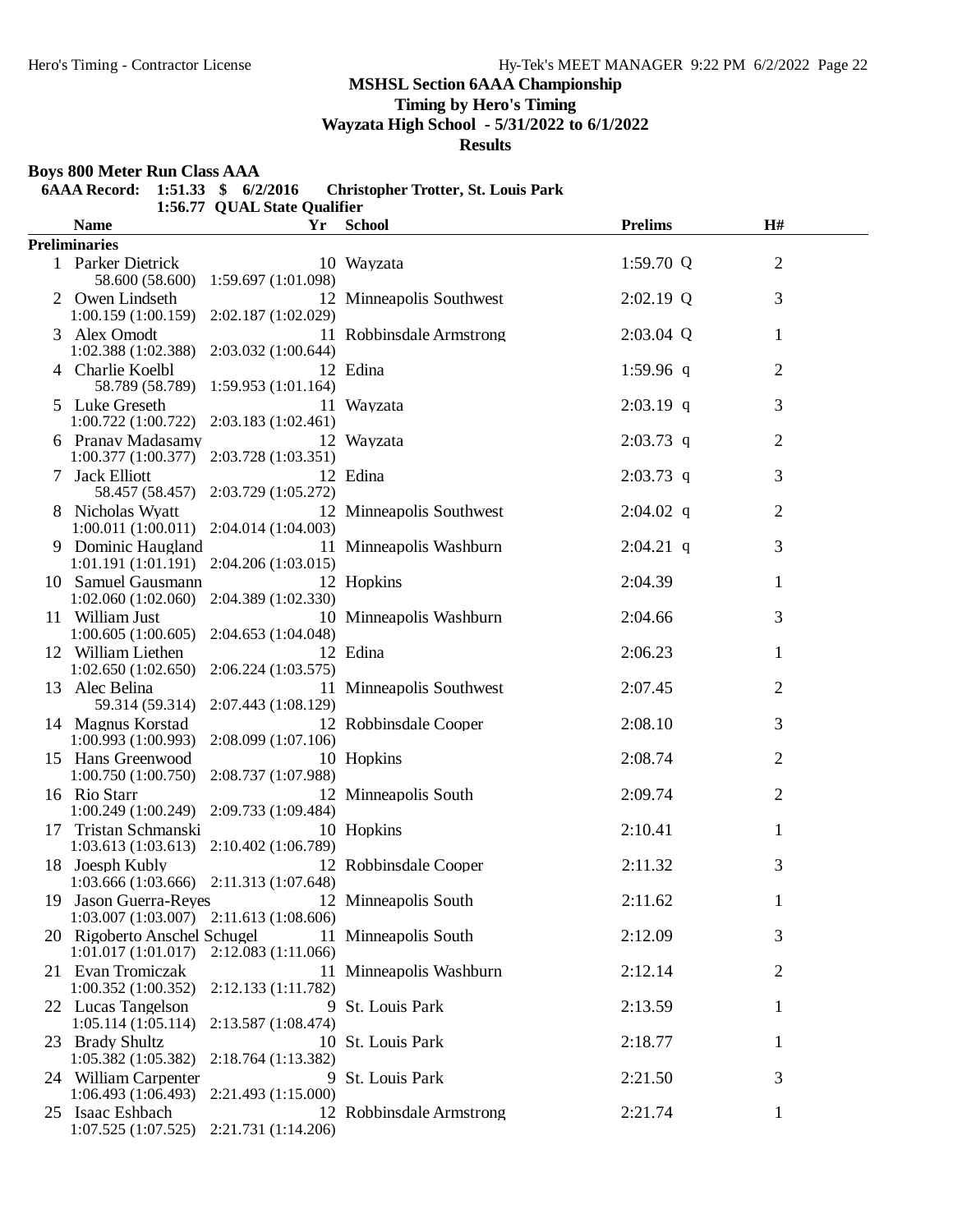# MSHSL Section 6AAA Championship

**Timing by Hero's Timing**

**Wayzata High School - 5/31/2022 to 6/1/2022**

**Results**

## Boys 800 Meter Run Class AAA

**6AAA Record: 1:51.33 $ 6/2/2016 Christopher Trotter, St. Louis Park**

**1:56.77 QUAL State Qualifier**

| | Name | Yr | School | Prelims | | H# |
|---|---|---|---|---|---|---|
| **Preliminaries** | | | | | | |
| 1 | Parker Dietrick | 10 | Wayzata | 1:59.70 | Q | 2 |
| | 58.600 (58.600) 1:59.697 (1:01.098) | | | | | |
| 2 | Owen Lindseth | 12 | Minneapolis Southwest | 2:02.19 | Q | 3 |
| | 1:00.159 (1:00.159) 2:02.187 (1:02.029) | | | | | |
| 3 | Alex Omodt | 11 | Robbinsdale Armstrong | 2:03.04 | Q | 1 |
| | 1:02.388 (1:02.388) 2:03.032 (1:00.644) | | | | | |
| 4 | Charlie Koelbl | 12 | Edina | 1:59.96 | q | 2 |
| | 58.789 (58.789) 1:59.953 (1:01.164) | | | | | |
| 5 | Luke Greseth | 11 | Wayzata | 2:03.19 | q | 3 |
| | 1:00.722 (1:00.722) 2:03.183 (1:02.461) | | | | | |
| 6 | Pranav Madasamy | 12 | Wayzata | 2:03.73 | q | 2 |
| | 1:00.377 (1:00.377) 2:03.728 (1:03.351) | | | | | |
| 7 | Jack Elliott | 12 | Edina | 2:03.73 | q | 3 |
| | 58.457 (58.457) 2:03.729 (1:05.272) | | | | | |
| 8 | Nicholas Wyatt | 12 | Minneapolis Southwest | 2:04.02 | q | 2 |
| | 1:00.011 (1:00.011) 2:04.014 (1:04.003) | | | | | |
| 9 | Dominic Haugland | 11 | Minneapolis Washburn | 2:04.21 | q | 3 |
| | 1:01.191 (1:01.191) 2:04.206 (1:03.015) | | | | | |
| 10 | Samuel Gausmann | 12 | Hopkins | 2:04.39 | | 1 |
| | 1:02.060 (1:02.060) 2:04.389 (1:02.330) | | | | | |
| 11 | William Just | 10 | Minneapolis Washburn | 2:04.66 | | 3 |
| | 1:00.605 (1:00.605) 2:04.653 (1:04.048) | | | | | |
| 12 | William Liethen | 12 | Edina | 2:06.23 | | 1 |
| | 1:02.650 (1:02.650) 2:06.224 (1:03.575) | | | | | |
| 13 | Alec Belina | 11 | Minneapolis Southwest | 2:07.45 | | 2 |
| | 59.314 (59.314) 2:07.443 (1:08.129) | | | | | |
| 14 | Magnus Korstad | 12 | Robbinsdale Cooper | 2:08.10 | | 3 |
| | 1:00.993 (1:00.993) 2:08.099 (1:07.106) | | | | | |
| 15 | Hans Greenwood | 10 | Hopkins | 2:08.74 | | 2 |
| | 1:00.750 (1:00.750) 2:08.737 (1:07.988) | | | | | |
| 16 | Rio Starr | 12 | Minneapolis South | 2:09.74 | | 2 |
| | 1:00.249 (1:00.249) 2:09.733 (1:09.484) | | | | | |
| 17 | Tristan Schmanski | 10 | Hopkins | 2:10.41 | | 1 |
| | 1:03.613 (1:03.613) 2:10.402 (1:06.789) | | | | | |
| 18 | Joesph Kubly | 12 | Robbinsdale Cooper | 2:11.32 | | 3 |
| | 1:03.666 (1:03.666) 2:11.313 (1:07.648) | | | | | |
| 19 | Jason Guerra-Reyes | 12 | Minneapolis South | 2:11.62 | | 1 |
| | 1:03.007 (1:03.007) 2:11.613 (1:08.606) | | | | | |
| 20 | Rigoberto Anschel Schugel | 11 | Minneapolis South | 2:12.09 | | 3 |
| | 1:01.017 (1:01.017) 2:12.083 (1:11.066) | | | | | |
| 21 | Evan Tromiczak | 11 | Minneapolis Washburn | 2:12.14 | | 2 |
| | 1:00.352 (1:00.352) 2:12.133 (1:11.782) | | | | | |
| 22 | Lucas Tangelson | 9 | St. Louis Park | 2:13.59 | | 1 |
| | 1:05.114 (1:05.114) 2:13.587 (1:08.474) | | | | | |
| 23 | Brady Shultz | 10 | St. Louis Park | 2:18.77 | | 1 |
| | 1:05.382 (1:05.382) 2:18.764 (1:13.382) | | | | | |
| 24 | William Carpenter | 9 | St. Louis Park | 2:21.50 | | 3 |
| | 1:06.493 (1:06.493) 2:21.493 (1:15.000) | | | | | |
| 25 | Isaac Eshbach | 12 | Robbinsdale Armstrong | 2:21.74 | | 1 |
| | 1:07.525 (1:07.525) 2:21.731 (1:14.206) | | | | | |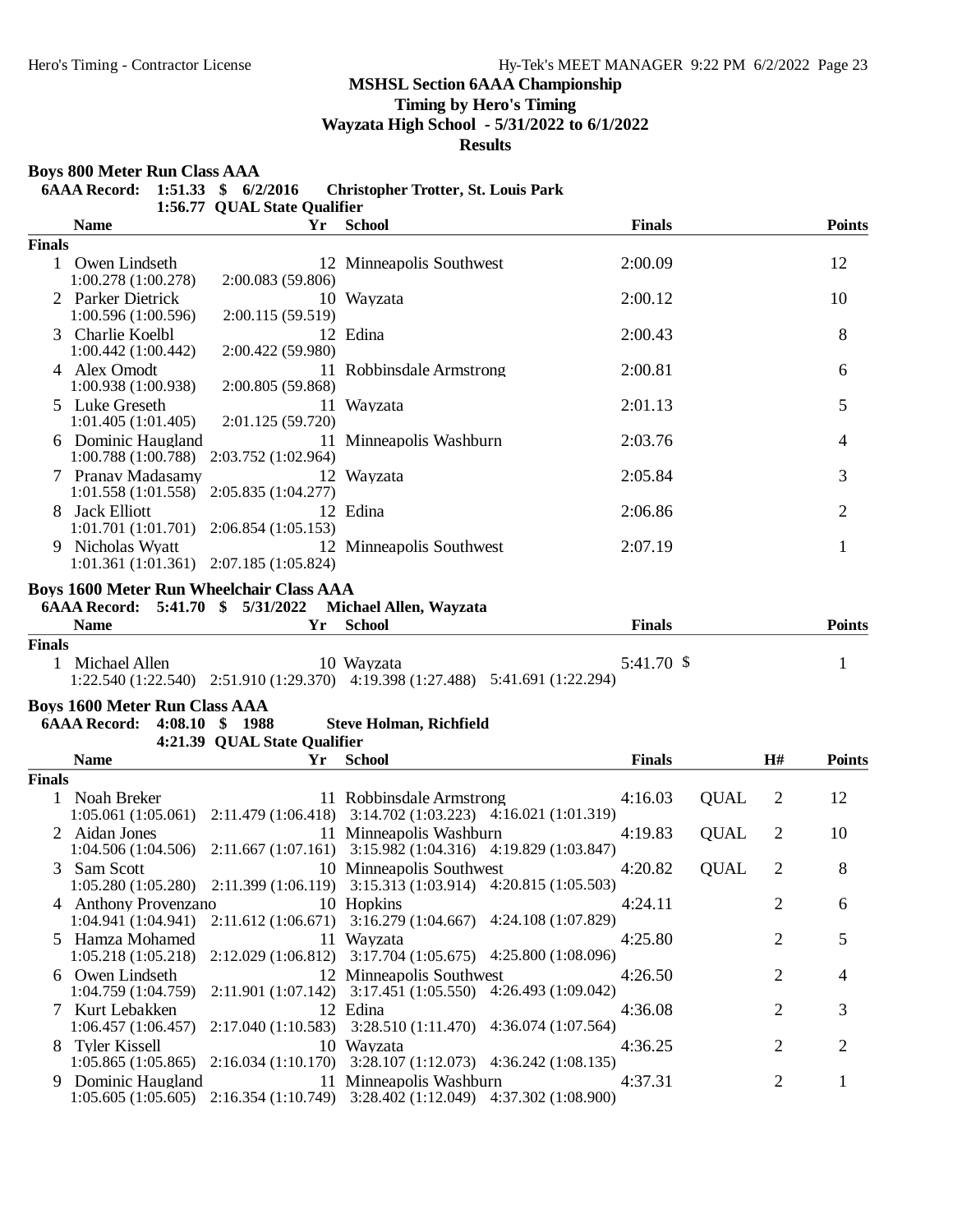# MSHSL Section 6AAA Championship

**Timing by Hero's Timing**

**Wayzata High School - 5/31/2022 to 6/1/2022**

**Results**

## Boys 800 Meter Run Class AAA

**6AAA Record: 1:51.33 $ 6/2/2016 Christopher Trotter, St. Louis Park**

**1:56.77 QUAL State Qualifier**

| | Name | Yr | School | Finals | Points |
|---|---|---|---|---|---|
| **Finals** | | | | | |
| 1 | Owen Lindseth | 12 | Minneapolis Southwest | 2:00.09 | 12 |
| | 1:00.278 (1:00.278) 2:00.083 (59.806) | | | | |
| 2 | Parker Dietrick | 10 | Wayzata | 2:00.12 | 10 |
| | 1:00.596 (1:00.596) 2:00.115 (59.519) | | | | |
| 3 | Charlie Koelbl | 12 | Edina | 2:00.43 | 8 |
| | 1:00.442 (1:00.442) 2:00.422 (59.980) | | | | |
| 4 | Alex Omodt | 11 | Robbinsdale Armstrong | 2:00.81 | 6 |
| | 1:00.938 (1:00.938) 2:00.805 (59.868) | | | | |
| 5 | Luke Greseth | 11 | Wayzata | 2:01.13 | 5 |
| | 1:01.405 (1:01.405) 2:01.125 (59.720) | | | | |
| 6 | Dominic Haugland | 11 | Minneapolis Washburn | 2:03.76 | 4 |
| | 1:00.788 (1:00.788) 2:03.752 (1:02.964) | | | | |
| 7 | Pranav Madasamy | 12 | Wayzata | 2:05.84 | 3 |
| | 1:01.558 (1:01.558) 2:05.835 (1:04.277) | | | | |
| 8 | Jack Elliott | 12 | Edina | 2:06.86 | 2 |
| | 1:01.701 (1:01.701) 2:06.854 (1:05.153) | | | | |
| 9 | Nicholas Wyatt | 12 | Minneapolis Southwest | 2:07.19 | 1 |
| | 1:01.361 (1:01.361) 2:07.185 (1:05.824) | | | | |

## Boys 1600 Meter Run Wheelchair Class AAA

**6AAA Record: 5:41.70 $ 5/31/2022 Michael Allen, Wayzata**

| | Name | Yr | School | Finals | Points |
|---|---|---|---|---|---|
| **Finals** | | | | | |
| 1 | Michael Allen | 10 | Wayzata | 5:41.70 $ | 1 |
| | 1:22.540 (1:22.540) 2:51.910 (1:29.370) 4:19.398 (1:27.488) 5:41.691 (1:22.294) | | | | |

## Boys 1600 Meter Run Class AAA

**6AAA Record: 4:08.10 $ 1988 Steve Holman, Richfield**

**4:21.39 QUAL State Qualifier**

| | Name | Yr | School | Finals | | H# | Points |
|---|---|---|---|---|---|---|---|
| **Finals** | | | | | | | |
| 1 | Noah Breker | 11 | Robbinsdale Armstrong | 4:16.03 | QUAL | 2 | 12 |
| | 1:05.061 (1:05.061) 2:11.479 (1:06.418) 3:14.702 (1:03.223) 4:16.021 (1:01.319) | | | | | | |
| 2 | Aidan Jones | 11 | Minneapolis Washburn | 4:19.83 | QUAL | 2 | 10 |
| | 1:04.506 (1:04.506) 2:11.667 (1:07.161) 3:15.982 (1:04.316) 4:19.829 (1:03.847) | | | | | | |
| 3 | Sam Scott | 10 | Minneapolis Southwest | 4:20.82 | QUAL | 2 | 8 |
| | 1:05.280 (1:05.280) 2:11.399 (1:06.119) 3:15.313 (1:03.914) 4:20.815 (1:05.503) | | | | | | |
| 4 | Anthony Provenzano | 10 | Hopkins | 4:24.11 | | 2 | 6 |
| | 1:04.941 (1:04.941) 2:11.612 (1:06.671) 3:16.279 (1:04.667) 4:24.108 (1:07.829) | | | | | | |
| 5 | Hamza Mohamed | 11 | Wayzata | 4:25.80 | | 2 | 5 |
| | 1:05.218 (1:05.218) 2:12.029 (1:06.812) 3:17.704 (1:05.675) 4:25.800 (1:08.096) | | | | | | |
| 6 | Owen Lindseth | 12 | Minneapolis Southwest | 4:26.50 | | 2 | 4 |
| | 1:04.759 (1:04.759) 2:11.901 (1:07.142) 3:17.451 (1:05.550) 4:26.493 (1:09.042) | | | | | | |
| 7 | Kurt Lebakken | 12 | Edina | 4:36.08 | | 2 | 3 |
| | 1:06.457 (1:06.457) 2:17.040 (1:10.583) 3:28.510 (1:11.470) 4:36.074 (1:07.564) | | | | | | |
| 8 | Tyler Kissell | 10 | Wayzata | 4:36.25 | | 2 | 2 |
| | 1:05.865 (1:05.865) 2:16.034 (1:10.170) 3:28.107 (1:12.073) 4:36.242 (1:08.135) | | | | | | |
| 9 | Dominic Haugland | 11 | Minneapolis Washburn | 4:37.31 | | 2 | 1 |
| | 1:05.605 (1:05.605) 2:16.354 (1:10.749) 3:28.402 (1:12.049) 4:37.302 (1:08.900) | | | | | | |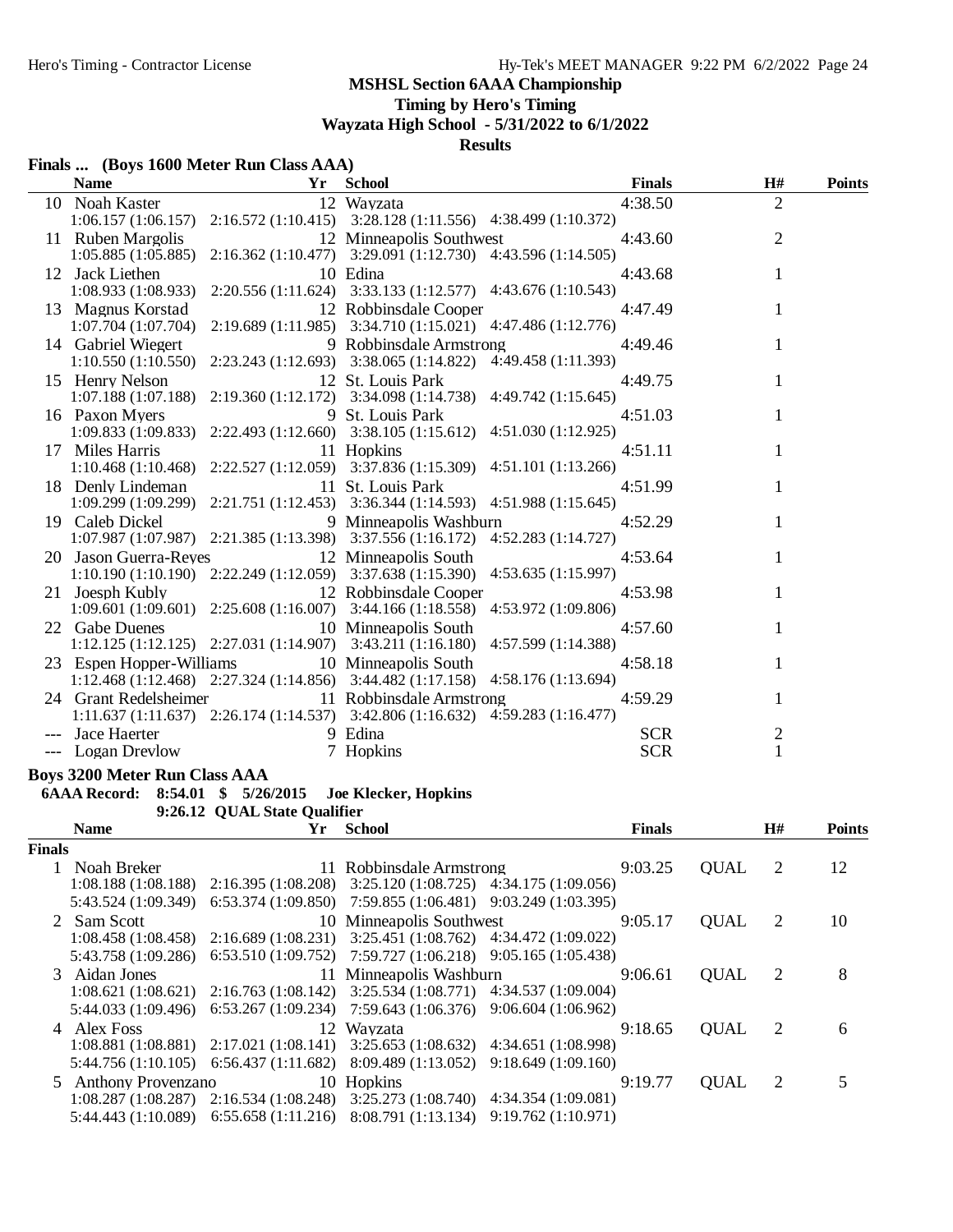## MSHSL Section 6AAA Championship

**Timing by Hero's Timing**

**Wayzata High School - 5/31/2022 to 6/1/2022**

**Results**

### Finals ... (Boys 1600 Meter Run Class AAA)

| | Name | Yr | School | Finals | H# | Points |
|---|---|---|---|---|---|---|
| 10 | Noah Kaster | 12 | Wayzata | 4:38.50 | 2 | |
| | 1:06.157 (1:06.157) 2:16.572 (1:10.415) 3:28.128 (1:11.556) 4:38.499 (1:10.372) | | | | | |
| 11 | Ruben Margolis | 12 | Minneapolis Southwest | 4:43.60 | 2 | |
| | 1:05.885 (1:05.885) 2:16.362 (1:10.477) 3:29.091 (1:12.730) 4:43.596 (1:14.505) | | | | | |
| 12 | Jack Liethen | 10 | Edina | 4:43.68 | 1 | |
| | 1:08.933 (1:08.933) 2:20.556 (1:11.624) 3:33.133 (1:12.577) 4:43.676 (1:10.543) | | | | | |
| 13 | Magnus Korstad | 12 | Robbinsdale Cooper | 4:47.49 | 1 | |
| | 1:07.704 (1:07.704) 2:19.689 (1:11.985) 3:34.710 (1:15.021) 4:47.486 (1:12.776) | | | | | |
| 14 | Gabriel Wiegert | 9 | Robbinsdale Armstrong | 4:49.46 | 1 | |
| | 1:10.550 (1:10.550) 2:23.243 (1:12.693) 3:38.065 (1:14.822) 4:49.458 (1:11.393) | | | | | |
| 15 | Henry Nelson | 12 | St. Louis Park | 4:49.75 | 1 | |
| | 1:07.188 (1:07.188) 2:19.360 (1:12.172) 3:34.098 (1:14.738) 4:49.742 (1:15.645) | | | | | |
| 16 | Paxon Myers | 9 | St. Louis Park | 4:51.03 | 1 | |
| | 1:09.833 (1:09.833) 2:22.493 (1:12.660) 3:38.105 (1:15.612) 4:51.030 (1:12.925) | | | | | |
| 17 | Miles Harris | 11 | Hopkins | 4:51.11 | 1 | |
| | 1:10.468 (1:10.468) 2:22.527 (1:12.059) 3:37.836 (1:15.309) 4:51.101 (1:13.266) | | | | | |
| 18 | Denly Lindeman | 11 | St. Louis Park | 4:51.99 | 1 | |
| | 1:09.299 (1:09.299) 2:21.751 (1:12.453) 3:36.344 (1:14.593) 4:51.988 (1:15.645) | | | | | |
| 19 | Caleb Dickel | 9 | Minneapolis Washburn | 4:52.29 | 1 | |
| | 1:07.987 (1:07.987) 2:21.385 (1:13.398) 3:37.556 (1:16.172) 4:52.283 (1:14.727) | | | | | |
| 20 | Jason Guerra-Reyes | 12 | Minneapolis South | 4:53.64 | 1 | |
| | 1:10.190 (1:10.190) 2:22.249 (1:12.059) 3:37.638 (1:15.390) 4:53.635 (1:15.997) | | | | | |
| 21 | Joesph Kubly | 12 | Robbinsdale Cooper | 4:53.98 | 1 | |
| | 1:09.601 (1:09.601) 2:25.608 (1:16.007) 3:44.166 (1:18.558) 4:53.972 (1:09.806) | | | | | |
| 22 | Gabe Duenes | 10 | Minneapolis South | 4:57.60 | 1 | |
| | 1:12.125 (1:12.125) 2:27.031 (1:14.907) 3:43.211 (1:16.180) 4:57.599 (1:14.388) | | | | | |
| 23 | Espen Hopper-Williams | 10 | Minneapolis South | 4:58.18 | 1 | |
| | 1:12.468 (1:12.468) 2:27.324 (1:14.856) 3:44.482 (1:17.158) 4:58.176 (1:13.694) | | | | | |
| 24 | Grant Redelsheimer | 11 | Robbinsdale Armstrong | 4:59.29 | 1 | |
| | 1:11.637 (1:11.637) 2:26.174 (1:14.537) 3:42.806 (1:16.632) 4:59.283 (1:16.477) | | | | | |
| --- | Jace Haerter | 9 | Edina | SCR | 2 | |
| --- | Logan Drevlow | 7 | Hopkins | SCR | 1 | |

### Boys 3200 Meter Run Class AAA

**6AAA Record: 8:54.01 $ 5/26/2015 Joe Klecker, Hopkins**

**9:26.12 QUAL State Qualifier**

**Finals**

| | Name | Yr | School | Finals | | H# | Points |
|---|---|---|---|---|---|---|---|
| 1 | Noah Breker | 11 | Robbinsdale Armstrong | 9:03.25 | QUAL | 2 | 12 |
| | 1:08.188 (1:08.188) 2:16.395 (1:08.208) 3:25.120 (1:08.725) 4:34.175 (1:09.056) 5:43.524 (1:09.349) 6:53.374 (1:09.850) 7:59.855 (1:06.481) 9:03.249 (1:03.395) | | | | | | |
| 2 | Sam Scott | 10 | Minneapolis Southwest | 9:05.17 | QUAL | 2 | 10 |
| | 1:08.458 (1:08.458) 2:16.689 (1:08.231) 3:25.451 (1:08.762) 4:34.472 (1:09.022) 5:43.758 (1:09.286) 6:53.510 (1:09.752) 7:59.727 (1:06.218) 9:05.165 (1:05.438) | | | | | | |
| 3 | Aidan Jones | 11 | Minneapolis Washburn | 9:06.61 | QUAL | 2 | 8 |
| | 1:08.621 (1:08.621) 2:16.763 (1:08.142) 3:25.534 (1:08.771) 4:34.537 (1:09.004) 5:44.033 (1:09.496) 6:53.267 (1:09.234) 7:59.643 (1:06.376) 9:06.604 (1:06.962) | | | | | | |
| 4 | Alex Foss | 12 | Wayzata | 9:18.65 | QUAL | 2 | 6 |
| | 1:08.881 (1:08.881) 2:17.021 (1:08.141) 3:25.653 (1:08.632) 4:34.651 (1:08.998) 5:44.756 (1:10.105) 6:56.437 (1:11.682) 8:09.489 (1:13.052) 9:18.649 (1:09.160) | | | | | | |
| 5 | Anthony Provenzano | 10 | Hopkins | 9:19.77 | QUAL | 2 | 5 |
| | 1:08.287 (1:08.287) 2:16.534 (1:08.248) 3:25.273 (1:08.740) 4:34.354 (1:09.081) 5:44.443 (1:10.089) 6:55.658 (1:11.216) 8:08.791 (1:13.134) 9:19.762 (1:10.971) | | | | | | |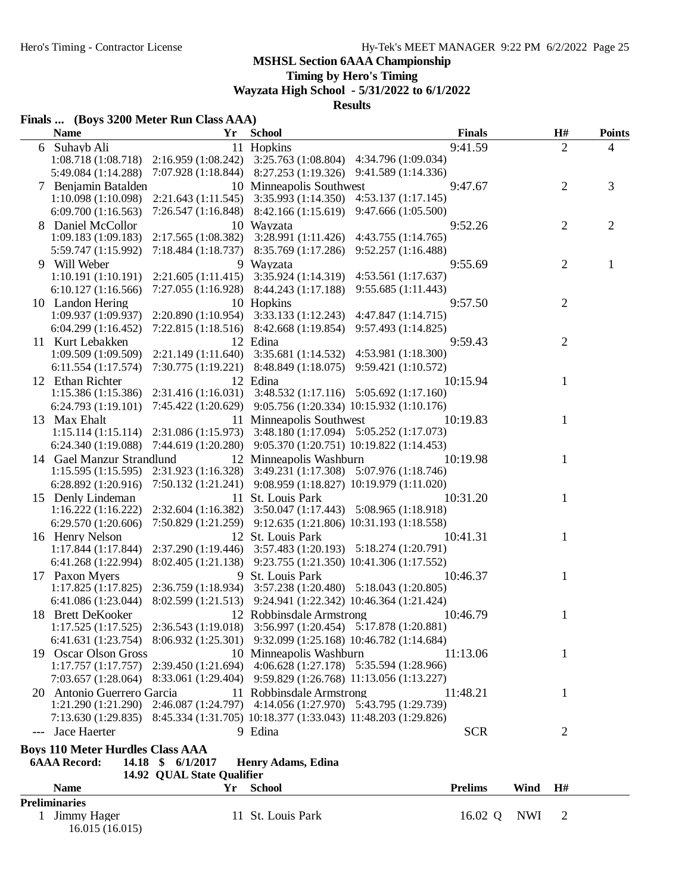## MSHSL Section 6AAA Championship

**Timing by Hero's Timing**

**Wayzata High School - 5/31/2022 to 6/1/2022**

**Results**

### Finals ... (Boys 3200 Meter Run Class AAA)

| | Name | Yr | School | Finals | H# | Points |
|---|---|---|---|---|---|---|
| 6 | Suhayb Ali | 11 | Hopkins | 9:41.59 | 2 | 4 |
| | 1:08.718 (1:08.718) 2:16.959 (1:08.242) 3:25.763 (1:08.804) 4:34.796 (1:09.034) 5:49.084 (1:14.288) 7:07.928 (1:18.844) 8:27.253 (1:19.326) 9:41.589 (1:14.336) | | | | | |
| 7 | Benjamin Batalden | 10 | Minneapolis Southwest | 9:47.67 | 2 | 3 |
| | 1:10.098 (1:10.098) 2:21.643 (1:11.545) 3:35.993 (1:14.350) 4:53.137 (1:17.145) 6:09.700 (1:16.563) 7:26.547 (1:16.848) 8:42.166 (1:15.619) 9:47.666 (1:05.500) | | | | | |
| 8 | Daniel McCollor | 10 | Wayzata | 9:52.26 | 2 | 2 |
| | 1:09.183 (1:09.183) 2:17.565 (1:08.382) 3:28.991 (1:11.426) 4:43.755 (1:14.765) 5:59.747 (1:15.992) 7:18.484 (1:18.737) 8:35.769 (1:17.286) 9:52.257 (1:16.488) | | | | | |
| 9 | Will Weber | 9 | Wayzata | 9:55.69 | 2 | 1 |
| | 1:10.191 (1:10.191) 2:21.605 (1:11.415) 3:35.924 (1:14.319) 4:53.561 (1:17.637) 6:10.127 (1:16.566) 7:27.055 (1:16.928) 8:44.243 (1:17.188) 9:55.685 (1:11.443) | | | | | |
| 10 | Landon Hering | 10 | Hopkins | 9:57.50 | 2 | |
| | 1:09.937 (1:09.937) 2:20.890 (1:10.954) 3:33.133 (1:12.243) 4:47.847 (1:14.715) 6:04.299 (1:16.452) 7:22.815 (1:18.516) 8:42.668 (1:19.854) 9:57.493 (1:14.825) | | | | | |
| 11 | Kurt Lebakken | 12 | Edina | 9:59.43 | 2 | |
| | 1:09.509 (1:09.509) 2:21.149 (1:11.640) 3:35.681 (1:14.532) 4:53.981 (1:18.300) 6:11.554 (1:17.574) 7:30.775 (1:19.221) 8:48.849 (1:18.075) 9:59.421 (1:10.572) | | | | | |
| 12 | Ethan Richter | 12 | Edina | 10:15.94 | 1 | |
| | 1:15.386 (1:15.386) 2:31.416 (1:16.031) 3:48.532 (1:17.116) 5:05.692 (1:17.160) 6:24.793 (1:19.101) 7:45.422 (1:20.629) 9:05.756 (1:20.334) 10:15.932 (1:10.176) | | | | | |
| 13 | Max Ehalt | 11 | Minneapolis Southwest | 10:19.83 | 1 | |
| | 1:15.114 (1:15.114) 2:31.086 (1:15.973) 3:48.180 (1:17.094) 5:05.252 (1:17.073) 6:24.340 (1:19.088) 7:44.619 (1:20.280) 9:05.370 (1:20.751) 10:19.822 (1:14.453) | | | | | |
| 14 | Gael Manzur Strandlund | 12 | Minneapolis Washburn | 10:19.98 | 1 | |
| | 1:15.595 (1:15.595) 2:31.923 (1:16.328) 3:49.231 (1:17.308) 5:07.976 (1:18.746) 6:28.892 (1:20.916) 7:50.132 (1:21.241) 9:08.959 (1:18.827) 10:19.979 (1:11.020) | | | | | |
| 15 | Denly Lindeman | 11 | St. Louis Park | 10:31.20 | 1 | |
| | 1:16.222 (1:16.222) 2:32.604 (1:16.382) 3:50.047 (1:17.443) 5:08.965 (1:18.918) 6:29.570 (1:20.606) 7:50.829 (1:21.259) 9:12.635 (1:21.806) 10:31.193 (1:18.558) | | | | | |
| 16 | Henry Nelson | 12 | St. Louis Park | 10:41.31 | 1 | |
| | 1:17.844 (1:17.844) 2:37.290 (1:19.446) 3:57.483 (1:20.193) 5:18.274 (1:20.791) 6:41.268 (1:22.994) 8:02.405 (1:21.138) 9:23.755 (1:21.350) 10:41.306 (1:17.552) | | | | | |
| 17 | Paxon Myers | 9 | St. Louis Park | 10:46.37 | 1 | |
| | 1:17.825 (1:17.825) 2:36.759 (1:18.934) 3:57.238 (1:20.480) 5:18.043 (1:20.805) 6:41.086 (1:23.044) 8:02.599 (1:21.513) 9:24.941 (1:22.342) 10:46.364 (1:21.424) | | | | | |
| 18 | Brett DeKooker | 12 | Robbinsdale Armstrong | 10:46.79 | 1 | |
| | 1:17.525 (1:17.525) 2:36.543 (1:19.018) 3:56.997 (1:20.454) 5:17.878 (1:20.881) 6:41.631 (1:23.754) 8:06.932 (1:25.301) 9:32.099 (1:25.168) 10:46.782 (1:14.684) | | | | | |
| 19 | Oscar Olson Gross | 10 | Minneapolis Washburn | 11:13.06 | 1 | |
| | 1:17.757 (1:17.757) 2:39.450 (1:21.694) 4:06.628 (1:27.178) 5:35.594 (1:28.966) 7:03.657 (1:28.064) 8:33.061 (1:29.404) 9:59.829 (1:26.768) 11:13.056 (1:13.227) | | | | | |
| 20 | Antonio Guerrero Garcia | 11 | Robbinsdale Armstrong | 11:48.21 | 1 | |
| | 1:21.290 (1:21.290) 2:46.087 (1:24.797) 4:14.056 (1:27.970) 5:43.795 (1:29.739) 7:13.630 (1:29.835) 8:45.334 (1:31.705) 10:18.377 (1:33.043) 11:48.203 (1:29.826) | | | | | |
| --- | Jace Haerter | 9 | Edina | SCR | 2 | |

### Boys 110 Meter Hurdles Class AAA

**6AAA Record: 14.18 $ 6/1/2017 Henry Adams, Edina**

**14.92 QUAL State Qualifier**

| | Name | Yr | School | Prelims | Wind | H# |
|---|---|---|---|---|---|---|
| **Preliminaries** | | | | | | |
| 1 | Jimmy Hager | 11 | St. Louis Park | 16.02 Q | NWI | 2 |
| | 16.015 (16.015) | | | | | |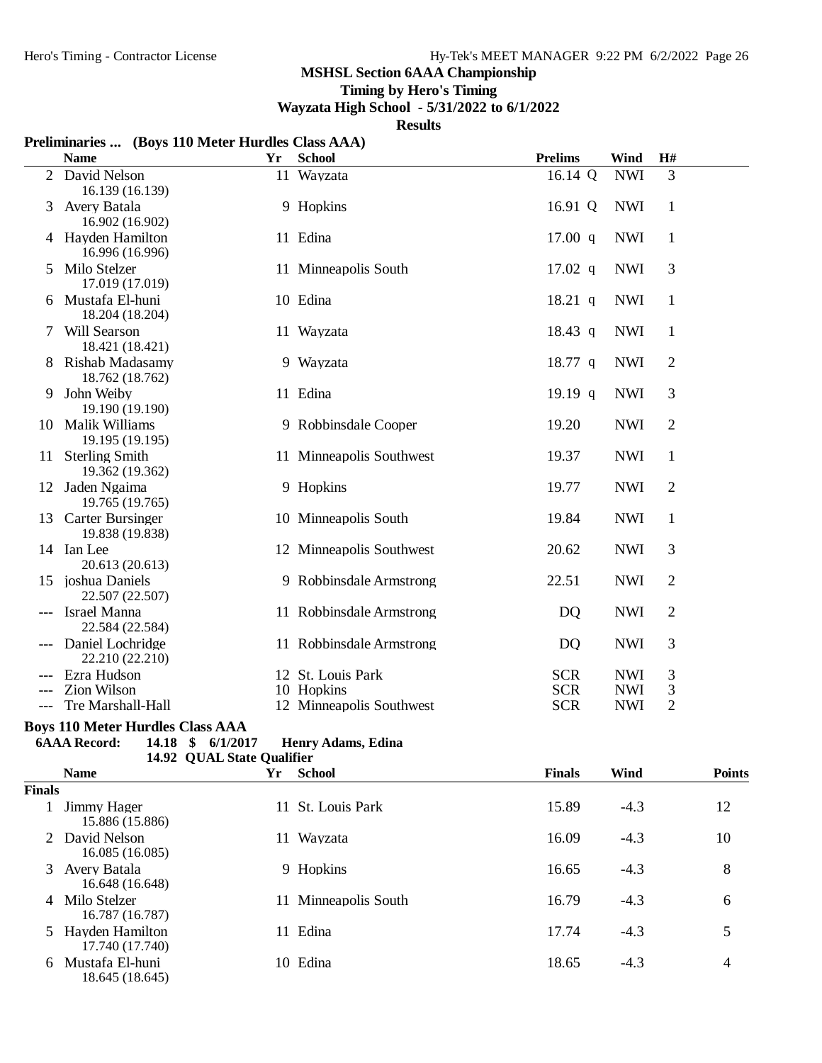**MSHSL Section 6AAA Championship**
**Timing by Hero's Timing**
**Wayzata High School - 5/31/2022 to 6/1/2022**
**Results**

### Preliminaries ... (Boys 110 Meter Hurdles Class AAA)

| | Name | Yr | School | Prelims | Wind | H# |
|---|---|---|---|---|---|---|
| 2 | David Nelson<br>16.139 (16.139) | 11 | Wayzata | 16.14 Q | NWI | 3 |
| 3 | Avery Batala<br>16.902 (16.902) | 9 | Hopkins | 16.91 Q | NWI | 1 |
| 4 | Hayden Hamilton<br>16.996 (16.996) | 11 | Edina | 17.00 q | NWI | 1 |
| 5 | Milo Stelzer<br>17.019 (17.019) | 11 | Minneapolis South | 17.02 q | NWI | 3 |
| 6 | Mustafa El-huni<br>18.204 (18.204) | 10 | Edina | 18.21 q | NWI | 1 |
| 7 | Will Searson<br>18.421 (18.421) | 11 | Wayzata | 18.43 q | NWI | 1 |
| 8 | Rishab Madasamy<br>18.762 (18.762) | 9 | Wayzata | 18.77 q | NWI | 2 |
| 9 | John Weiby<br>19.190 (19.190) | 11 | Edina | 19.19 q | NWI | 3 |
| 10 | Malik Williams<br>19.195 (19.195) | 9 | Robbinsdale Cooper | 19.20 | NWI | 2 |
| 11 | Sterling Smith<br>19.362 (19.362) | 11 | Minneapolis Southwest | 19.37 | NWI | 1 |
| 12 | Jaden Ngaima<br>19.765 (19.765) | 9 | Hopkins | 19.77 | NWI | 2 |
| 13 | Carter Bursinger<br>19.838 (19.838) | 10 | Minneapolis South | 19.84 | NWI | 1 |
| 14 | Ian Lee<br>20.613 (20.613) | 12 | Minneapolis Southwest | 20.62 | NWI | 3 |
| 15 | joshua Daniels<br>22.507 (22.507) | 9 | Robbinsdale Armstrong | 22.51 | NWI | 2 |
| --- | Israel Manna<br>22.584 (22.584) | 11 | Robbinsdale Armstrong | DQ | NWI | 2 |
| --- | Daniel Lochridge<br>22.210 (22.210) | 11 | Robbinsdale Armstrong | DQ | NWI | 3 |
| --- | Ezra Hudson | 12 | St. Louis Park | SCR | NWI | 3 |
| --- | Zion Wilson | 10 | Hopkins | SCR | NWI | 3 |
| --- | Tre Marshall-Hall | 12 | Minneapolis Southwest | SCR | NWI | 2 |

### Boys 110 Meter Hurdles Class AAA

**6AAA Record: 14.18 $ 6/1/2017 Henry Adams, Edina**
**14.92 QUAL State Qualifier**

**Finals**

| | Name | Yr | School | Finals | Wind | Points |
|---|---|---|---|---|---|---|
| 1 | Jimmy Hager<br>15.886 (15.886) | 11 | St. Louis Park | 15.89 | -4.3 | 12 |
| 2 | David Nelson<br>16.085 (16.085) | 11 | Wayzata | 16.09 | -4.3 | 10 |
| 3 | Avery Batala<br>16.648 (16.648) | 9 | Hopkins | 16.65 | -4.3 | 8 |
| 4 | Milo Stelzer<br>16.787 (16.787) | 11 | Minneapolis South | 16.79 | -4.3 | 6 |
| 5 | Hayden Hamilton<br>17.740 (17.740) | 11 | Edina | 17.74 | -4.3 | 5 |
| 6 | Mustafa El-huni<br>18.645 (18.645) | 10 | Edina | 18.65 | -4.3 | 4 |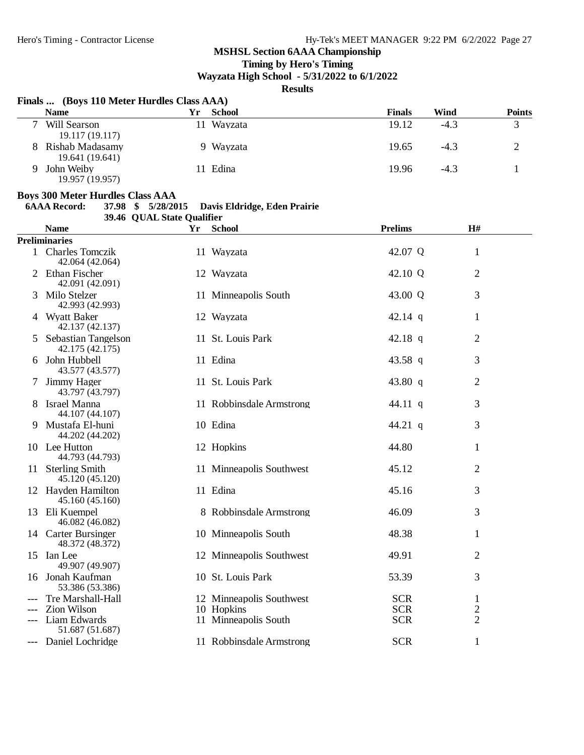**MSHSL Section 6AAA Championship**
**Timing by Hero's Timing**
**Wayzata High School - 5/31/2022 to 6/1/2022**
**Results**

### Finals ... (Boys 110 Meter Hurdles Class AAA)

| | Name | Yr | School | Finals | Wind | Points |
|---|---|---|---|---|---|---|
| 7 | Will Searson 19.117 (19.117) | 11 | Wayzata | 19.12 | -4.3 | 3 |
| 8 | Rishab Madasamy 19.641 (19.641) | 9 | Wayzata | 19.65 | -4.3 | 2 |
| 9 | John Weiby 19.957 (19.957) | 11 | Edina | 19.96 | -4.3 | 1 |

### Boys 300 Meter Hurdles Class AAA

**6AAA Record: 37.98 $ 5/28/2015 Davis Eldridge, Eden Prairie**
**39.46 QUAL State Qualifier**

| | Name | Yr | School | Prelims | H# |
|---|---|---|---|---|---|
| **Preliminaries** | | | | | |
| 1 | Charles Tomczik 42.064 (42.064) | 11 | Wayzata | 42.07 Q | 1 |
| 2 | Ethan Fischer 42.091 (42.091) | 12 | Wayzata | 42.10 Q | 2 |
| 3 | Milo Stelzer 42.993 (42.993) | 11 | Minneapolis South | 43.00 Q | 3 |
| 4 | Wyatt Baker 42.137 (42.137) | 12 | Wayzata | 42.14 q | 1 |
| 5 | Sebastian Tangelson 42.175 (42.175) | 11 | St. Louis Park | 42.18 q | 2 |
| 6 | John Hubbell 43.577 (43.577) | 11 | Edina | 43.58 q | 3 |
| 7 | Jimmy Hager 43.797 (43.797) | 11 | St. Louis Park | 43.80 q | 2 |
| 8 | Israel Manna 44.107 (44.107) | 11 | Robbinsdale Armstrong | 44.11 q | 3 |
| 9 | Mustafa El-huni 44.202 (44.202) | 10 | Edina | 44.21 q | 3 |
| 10 | Lee Hutton 44.793 (44.793) | 12 | Hopkins | 44.80 | 1 |
| 11 | Sterling Smith 45.120 (45.120) | 11 | Minneapolis Southwest | 45.12 | 2 |
| 12 | Hayden Hamilton 45.160 (45.160) | 11 | Edina | 45.16 | 3 |
| 13 | Eli Kuempel 46.082 (46.082) | 8 | Robbinsdale Armstrong | 46.09 | 3 |
| 14 | Carter Bursinger 48.372 (48.372) | 10 | Minneapolis South | 48.38 | 1 |
| 15 | Ian Lee 49.907 (49.907) | 12 | Minneapolis Southwest | 49.91 | 2 |
| 16 | Jonah Kaufman 53.386 (53.386) | 10 | St. Louis Park | 53.39 | 3 |
| --- | Tre Marshall-Hall | 12 | Minneapolis Southwest | SCR | 1 |
| --- | Zion Wilson | 10 | Hopkins | SCR | 2 |
| --- | Liam Edwards 51.687 (51.687) | 11 | Minneapolis South | SCR | 2 |
| --- | Daniel Lochridge | 11 | Robbinsdale Armstrong | SCR | 1 |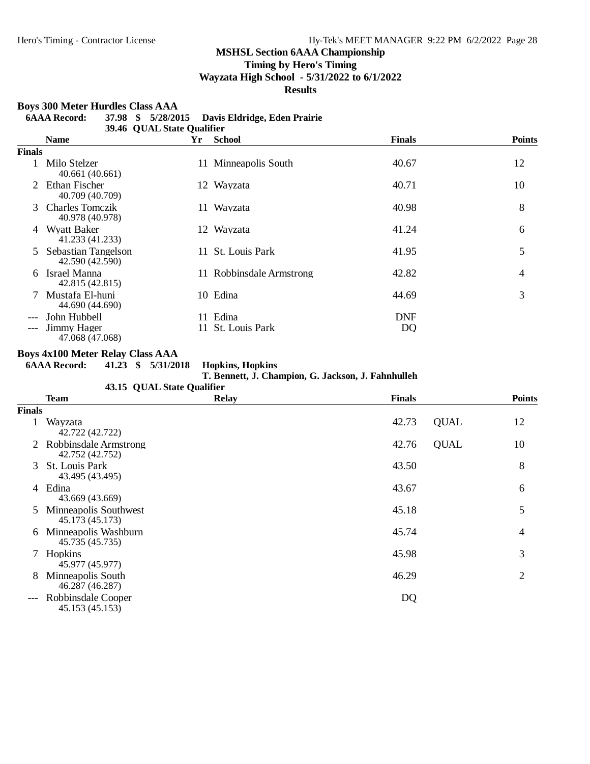# MSHSL Section 6AAA Championship

**Timing by Hero's Timing**

**Wayzata High School - 5/31/2022 to 6/1/2022**

**Results**

## Boys 300 Meter Hurdles Class AAA

**6AAA Record: 37.98 $ 5/28/2015 Davis Eldridge, Eden Prairie**

**39.46 QUAL State Qualifier**

| | Name | Yr | School | Finals | | Points |
|---|---|---|---|---|---|---|
| **Finals** | | | | | | |
| 1 | Milo Stelzer<br>40.661 (40.661) | 11 | Minneapolis South | 40.67 | | 12 |
| 2 | Ethan Fischer<br>40.709 (40.709) | 12 | Wayzata | 40.71 | | 10 |
| 3 | Charles Tomczik<br>40.978 (40.978) | 11 | Wayzata | 40.98 | | 8 |
| 4 | Wyatt Baker<br>41.233 (41.233) | 12 | Wayzata | 41.24 | | 6 |
| 5 | Sebastian Tangelson<br>42.590 (42.590) | 11 | St. Louis Park | 41.95 | | 5 |
| 6 | Israel Manna<br>42.815 (42.815) | 11 | Robbinsdale Armstrong | 42.82 | | 4 |
| 7 | Mustafa El-huni<br>44.690 (44.690) | 10 | Edina | 44.69 | | 3 |
| --- | John Hubbell | 11 | Edina | DNF | | |
| --- | Jimmy Hager<br>47.068 (47.068) | 11 | St. Louis Park | DQ | | |

## Boys 4x100 Meter Relay Class AAA

**6AAA Record: 41.23 $ 5/31/2018 Hopkins, Hopkins**

**T. Bennett, J. Champion, G. Jackson, J. Fahnhulleh**

**43.15 QUAL State Qualifier**

| | Team | Relay | Finals | | Points |
|---|---|---|---|---|---|
| **Finals** | | | | | |
| 1 | Wayzata<br>42.722 (42.722) | | 42.73 | QUAL | 12 |
| 2 | Robbinsdale Armstrong<br>42.752 (42.752) | | 42.76 | QUAL | 10 |
| 3 | St. Louis Park<br>43.495 (43.495) | | 43.50 | | 8 |
| 4 | Edina<br>43.669 (43.669) | | 43.67 | | 6 |
| 5 | Minneapolis Southwest<br>45.173 (45.173) | | 45.18 | | 5 |
| 6 | Minneapolis Washburn<br>45.735 (45.735) | | 45.74 | | 4 |
| 7 | Hopkins<br>45.977 (45.977) | | 45.98 | | 3 |
| 8 | Minneapolis South<br>46.287 (46.287) | | 46.29 | | 2 |
| --- | Robbinsdale Cooper<br>45.153 (45.153) | | DQ | | |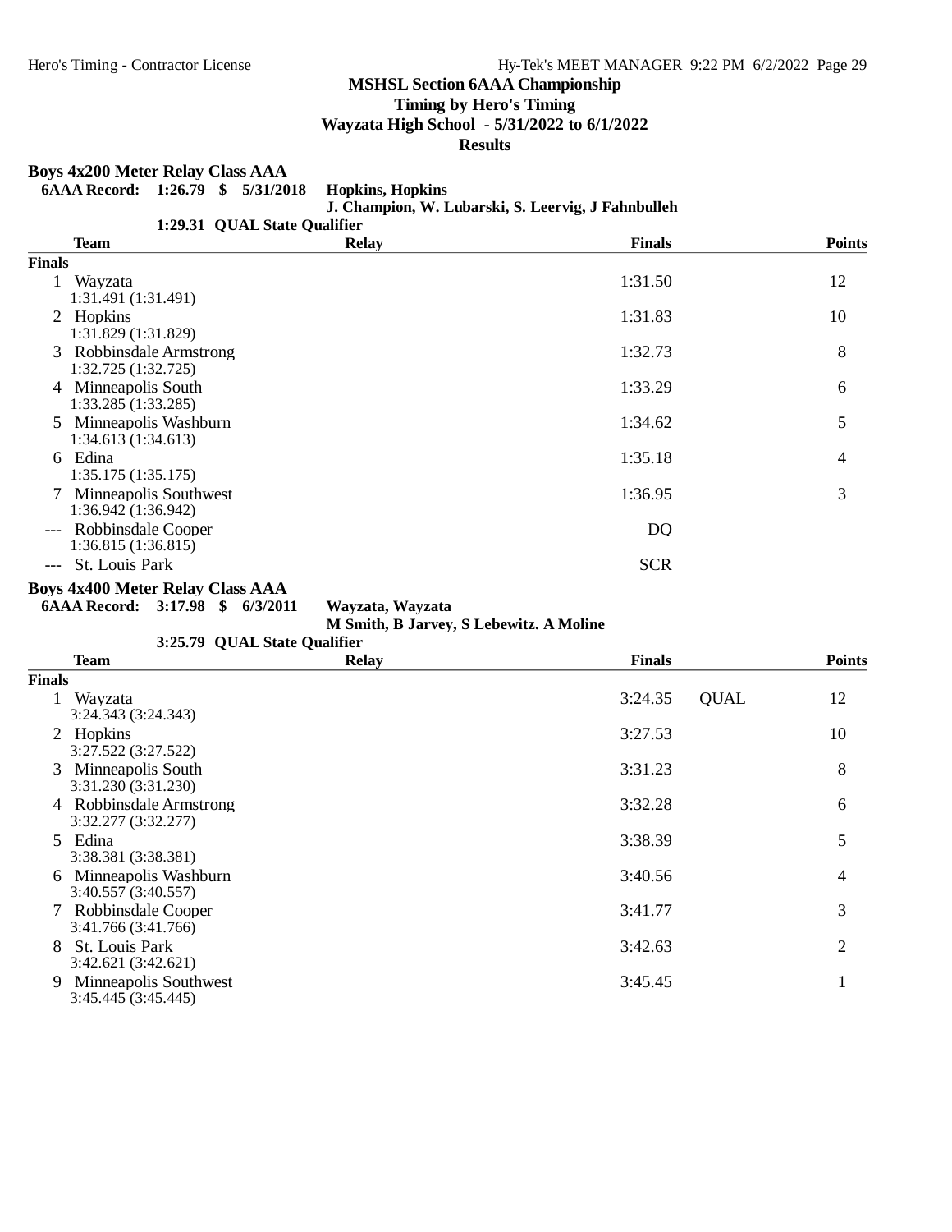**MSHSL Section 6AAA Championship**
**Timing by Hero's Timing**
**Wayzata High School - 5/31/2022 to 6/1/2022**
**Results**

## Boys 4x200 Meter Relay Class AAA

**6AAA Record: 1:26.79 $ 5/31/2018 Hopkins, Hopkins**
**J. Champion, W. Lubarski, S. Leervig, J Fahnbulleh**
**1:29.31 QUAL State Qualifier**

| | Team | Relay | Finals | | Points |
|---|---|---|---|---|---|
| **Finals** | | | | | |
| 1 | Wayzata<br>1:31.491 (1:31.491) | | 1:31.50 | | 12 |
| 2 | Hopkins<br>1:31.829 (1:31.829) | | 1:31.83 | | 10 |
| 3 | Robbinsdale Armstrong<br>1:32.725 (1:32.725) | | 1:32.73 | | 8 |
| 4 | Minneapolis South<br>1:33.285 (1:33.285) | | 1:33.29 | | 6 |
| 5 | Minneapolis Washburn<br>1:34.613 (1:34.613) | | 1:34.62 | | 5 |
| 6 | Edina<br>1:35.175 (1:35.175) | | 1:35.18 | | 4 |
| 7 | Minneapolis Southwest<br>1:36.942 (1:36.942) | | 1:36.95 | | 3 |
| --- | Robbinsdale Cooper<br>1:36.815 (1:36.815) | | DQ | | |
| --- | St. Louis Park | | SCR | | |

## Boys 4x400 Meter Relay Class AAA

**6AAA Record: 3:17.98 $ 6/3/2011 Wayzata, Wayzata**
**M Smith, B Jarvey, S Lebewitz. A Moline**
**3:25.79 QUAL State Qualifier**

| | Team | Relay | Finals | | Points |
|---|---|---|---|---|---|
| **Finals** | | | | | |
| 1 | Wayzata<br>3:24.343 (3:24.343) | | 3:24.35 | QUAL | 12 |
| 2 | Hopkins<br>3:27.522 (3:27.522) | | 3:27.53 | | 10 |
| 3 | Minneapolis South<br>3:31.230 (3:31.230) | | 3:31.23 | | 8 |
| 4 | Robbinsdale Armstrong<br>3:32.277 (3:32.277) | | 3:32.28 | | 6 |
| 5 | Edina<br>3:38.381 (3:38.381) | | 3:38.39 | | 5 |
| 6 | Minneapolis Washburn<br>3:40.557 (3:40.557) | | 3:40.56 | | 4 |
| 7 | Robbinsdale Cooper<br>3:41.766 (3:41.766) | | 3:41.77 | | 3 |
| 8 | St. Louis Park<br>3:42.621 (3:42.621) | | 3:42.63 | | 2 |
| 9 | Minneapolis Southwest<br>3:45.445 (3:45.445) | | 3:45.45 | | 1 |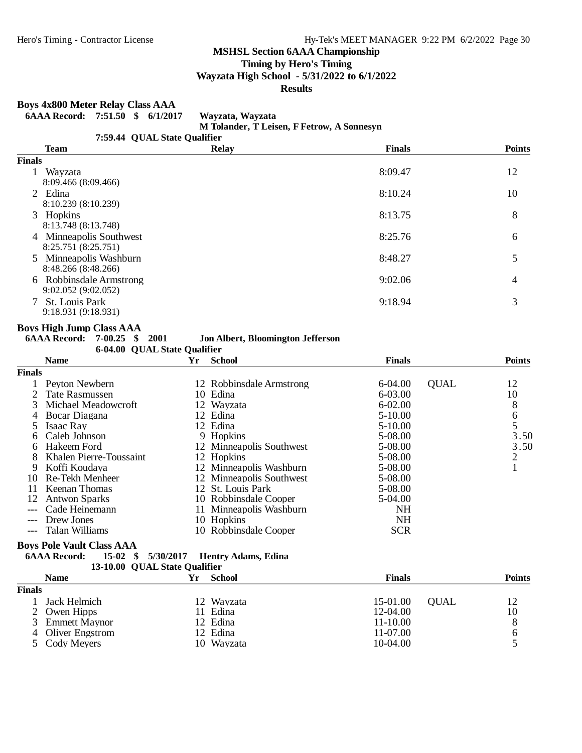# MSHSL Section 6AAA Championship

**Timing by Hero's Timing**

**Wayzata High School - 5/31/2022 to 6/1/2022**

**Results**

## Boys 4x800 Meter Relay Class AAA

**6AAA Record: 7:51.50 $ 6/1/2017 Wayzata, Wayzata**
**M Tolander, T Leisen, F Fetrow, A Sonnesyn**

**7:59.44 QUAL State Qualifier**

| | Team | Relay | Finals | Points |
|---|---|---|---|---|
| **Finals** | | | | |
| 1 | Wayzata<br>8:09.466 (8:09.466) | | 8:09.47 | 12 |
| 2 | Edina<br>8:10.239 (8:10.239) | | 8:10.24 | 10 |
| 3 | Hopkins<br>8:13.748 (8:13.748) | | 8:13.75 | 8 |
| 4 | Minneapolis Southwest<br>8:25.751 (8:25.751) | | 8:25.76 | 6 |
| 5 | Minneapolis Washburn<br>8:48.266 (8:48.266) | | 8:48.27 | 5 |
| 6 | Robbinsdale Armstrong<br>9:02.052 (9:02.052) | | 9:02.06 | 4 |
| 7 | St. Louis Park<br>9:18.931 (9:18.931) | | 9:18.94 | 3 |

## Boys High Jump Class AAA

**6AAA Record: 7-00.25 $ 2001 Jon Albert, Bloomington Jefferson**

**6-04.00 QUAL State Qualifier**

| | Name | Yr | School | Finals | | Points |
|---|---|---|---|---|---|---|
| **Finals** | | | | | | |
| 1 | Peyton Newbern | 12 | Robbinsdale Armstrong | 6-04.00 | QUAL | 12 |
| 2 | Tate Rasmussen | 10 | Edina | 6-03.00 | | 10 |
| 3 | Michael Meadowcroft | 12 | Wayzata | 6-02.00 | | 8 |
| 4 | Bocar Diagana | 12 | Edina | 5-10.00 | | 6 |
| 5 | Isaac Ray | 12 | Edina | 5-10.00 | | 5 |
| 6 | Caleb Johnson | 9 | Hopkins | 5-08.00 | | 3.50 |
| 6 | Hakeem Ford | 12 | Minneapolis Southwest | 5-08.00 | | 3.50 |
| 8 | Khalen Pierre-Toussaint | 12 | Hopkins | 5-08.00 | | 2 |
| 9 | Koffi Koudaya | 12 | Minneapolis Washburn | 5-08.00 | | 1 |
| 10 | Re-Tekh Menheer | 12 | Minneapolis Southwest | 5-08.00 | | |
| 11 | Keenan Thomas | 12 | St. Louis Park | 5-08.00 | | |
| 12 | Antwon Sparks | 10 | Robbinsdale Cooper | 5-04.00 | | |
| --- | Cade Heinemann | 11 | Minneapolis Washburn | NH | | |
| --- | Drew Jones | 10 | Hopkins | NH | | |
| --- | Talan Williams | 10 | Robbinsdale Cooper | SCR | | |

## Boys Pole Vault Class AAA

**6AAA Record: 15-02 $ 5/30/2017 Hentry Adams, Edina**

**13-10.00 QUAL State Qualifier**

| | Name | Yr | School | Finals | | Points |
|---|---|---|---|---|---|---|
| **Finals** | | | | | | |
| 1 | Jack Helmich | 12 | Wayzata | 15-01.00 | QUAL | 12 |
| 2 | Owen Hipps | 11 | Edina | 12-04.00 | | 10 |
| 3 | Emmett Maynor | 12 | Edina | 11-10.00 | | 8 |
| 4 | Oliver Engstrom | 12 | Edina | 11-07.00 | | 6 |
| 5 | Cody Meyers | 10 | Wayzata | 10-04.00 | | 5 |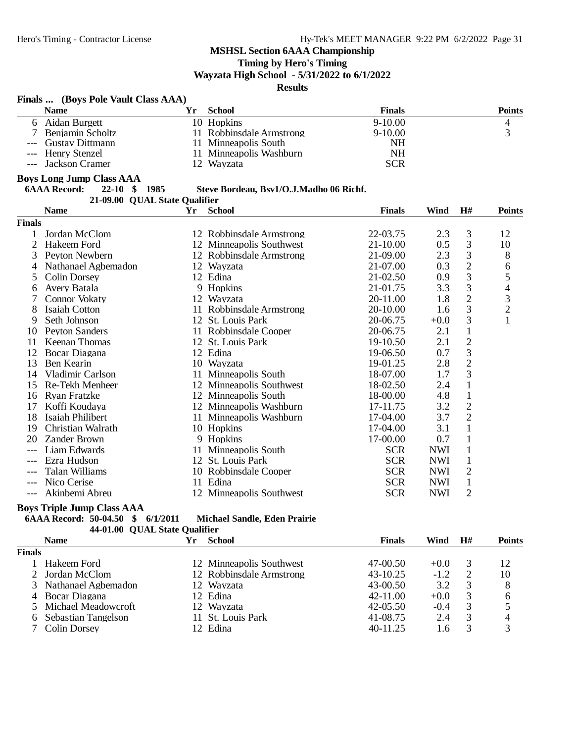MSHSL Section 6AAA Championship

Timing by Hero's Timing

Wayzata High School - 5/31/2022 to 6/1/2022

Results

## Finals ... (Boys Pole Vault Class AAA)

| | Name | Yr | School | Finals | Points |
|---|---|---|---|---|---|
| 6 | Aidan Burgett | 10 | Hopkins | 9-10.00 | 4 |
| 7 | Benjamin Scholtz | 11 | Robbinsdale Armstrong | 9-10.00 | 3 |
| --- | Gustav Dittmann | 11 | Minneapolis South | NH | |
| --- | Henry Stenzel | 11 | Minneapolis Washburn | NH | |
| --- | Jackson Cramer | 12 | Wayzata | SCR | |

## Boys Long Jump Class AAA

**6AAA Record: 22-10 $ 1985 Steve Bordeau, Bsv1/O.J.Madho 06 Richf.**

**21-09.00 QUAL State Qualifier**

| | Name | Yr | School | Finals | Wind | H# | Points |
|---|---|---|---|---|---|---|---|
| **Finals** | | | | | | | |
| 1 | Jordan McClom | 12 | Robbinsdale Armstrong | 22-03.75 | 2.3 | 3 | 12 |
| 2 | Hakeem Ford | 12 | Minneapolis Southwest | 21-10.00 | 0.5 | 3 | 10 |
| 3 | Peyton Newbern | 12 | Robbinsdale Armstrong | 21-09.00 | 2.3 | 3 | 8 |
| 4 | Nathanael Agbemadon | 12 | Wayzata | 21-07.00 | 0.3 | 2 | 6 |
| 5 | Colin Dorsey | 12 | Edina | 21-02.50 | 0.9 | 3 | 5 |
| 6 | Avery Batala | 9 | Hopkins | 21-01.75 | 3.3 | 3 | 4 |
| 7 | Connor Vokaty | 12 | Wayzata | 20-11.00 | 1.8 | 2 | 3 |
| 8 | Isaiah Cotton | 11 | Robbinsdale Armstrong | 20-10.00 | 1.6 | 3 | 2 |
| 9 | Seth Johnson | 12 | St. Louis Park | 20-06.75 | +0.0 | 3 | 1 |
| 10 | Peyton Sanders | 11 | Robbinsdale Cooper | 20-06.75 | 2.1 | 1 | |
| 11 | Keenan Thomas | 12 | St. Louis Park | 19-10.50 | 2.1 | 2 | |
| 12 | Bocar Diagana | 12 | Edina | 19-06.50 | 0.7 | 3 | |
| 13 | Ben Kearin | 10 | Wayzata | 19-01.25 | 2.8 | 2 | |
| 14 | Vladimir Carlson | 11 | Minneapolis South | 18-07.00 | 1.7 | 3 | |
| 15 | Re-Tekh Menheer | 12 | Minneapolis Southwest | 18-02.50 | 2.4 | 1 | |
| 16 | Ryan Fratzke | 12 | Minneapolis South | 18-00.00 | 4.8 | 1 | |
| 17 | Koffi Koudaya | 12 | Minneapolis Washburn | 17-11.75 | 3.2 | 2 | |
| 18 | Isaiah Philibert | 11 | Minneapolis Washburn | 17-04.00 | 3.7 | 2 | |
| 19 | Christian Walrath | 10 | Hopkins | 17-04.00 | 3.1 | 1 | |
| 20 | Zander Brown | 9 | Hopkins | 17-00.00 | 0.7 | 1 | |
| --- | Liam Edwards | 11 | Minneapolis South | SCR | NWI | 1 | |
| --- | Ezra Hudson | 12 | St. Louis Park | SCR | NWI | 1 | |
| --- | Talan Williams | 10 | Robbinsdale Cooper | SCR | NWI | 2 | |
| --- | Nico Cerise | 11 | Edina | SCR | NWI | 1 | |
| --- | Akinbemi Abreu | 12 | Minneapolis Southwest | SCR | NWI | 2 | |

## Boys Triple Jump Class AAA

**6AAA Record: 50-04.50 $ 6/1/2011 Michael Sandle, Eden Prairie**

**44-01.00 QUAL State Qualifier**

| | Name | Yr | School | Finals | Wind | H# | Points |
|---|---|---|---|---|---|---|---|
| **Finals** | | | | | | | |
| 1 | Hakeem Ford | 12 | Minneapolis Southwest | 47-00.50 | +0.0 | 3 | 12 |
| 2 | Jordan McClom | 12 | Robbinsdale Armstrong | 43-10.25 | -1.2 | 2 | 10 |
| 3 | Nathanael Agbemadon | 12 | Wayzata | 43-00.50 | 3.2 | 3 | 8 |
| 4 | Bocar Diagana | 12 | Edina | 42-11.00 | +0.0 | 3 | 6 |
| 5 | Michael Meadowcroft | 12 | Wayzata | 42-05.50 | -0.4 | 3 | 5 |
| 6 | Sebastian Tangelson | 11 | St. Louis Park | 41-08.75 | 2.4 | 3 | 4 |
| 7 | Colin Dorsey | 12 | Edina | 40-11.25 | 1.6 | 3 | 3 |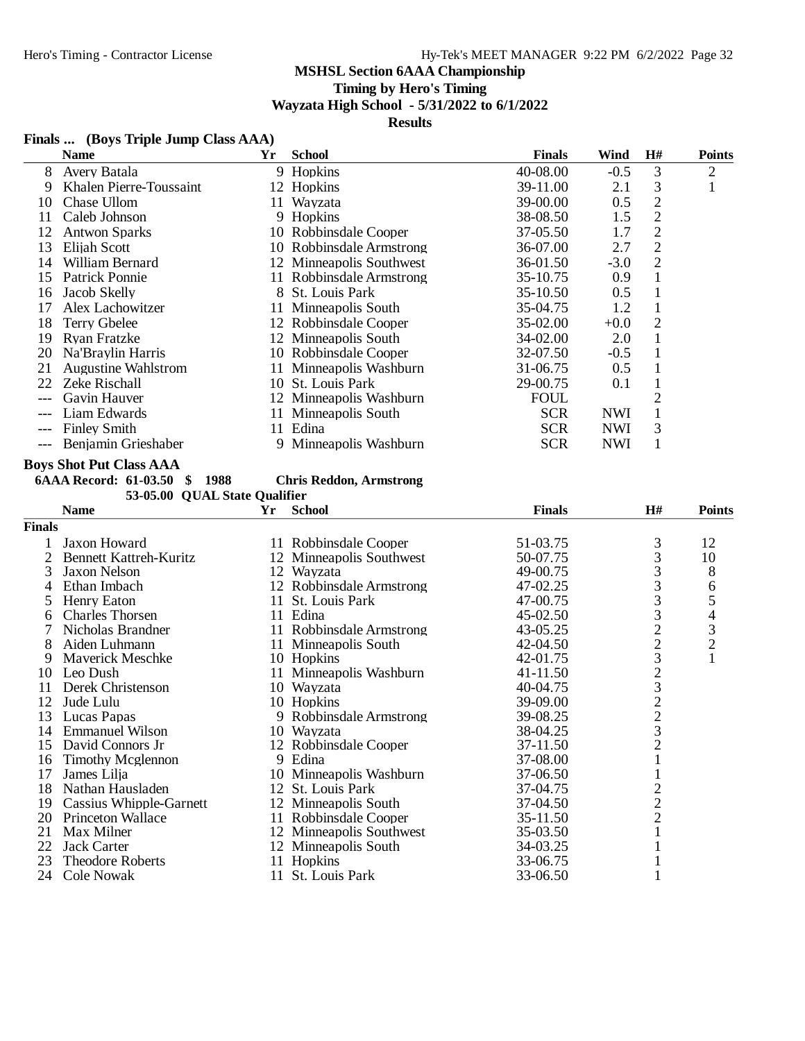**MSHSL Section 6AAA Championship**

**Timing by Hero's Timing**

**Wayzata High School - 5/31/2022 to 6/1/2022**

**Results**

### Finals ... (Boys Triple Jump Class AAA)

| | Name | Yr | School | Finals | Wind | H# | Points |
|---|---|---|---|---|---|---|---|
| 8 | Avery Batala | 9 | Hopkins | 40-08.00 | -0.5 | 3 | 2 |
| 9 | Khalen Pierre-Toussaint | 12 | Hopkins | 39-11.00 | 2.1 | 3 | 1 |
| 10 | Chase Ullom | 11 | Wayzata | 39-00.00 | 0.5 | 2 | |
| 11 | Caleb Johnson | 9 | Hopkins | 38-08.50 | 1.5 | 2 | |
| 12 | Antwon Sparks | 10 | Robbinsdale Cooper | 37-05.50 | 1.7 | 2 | |
| 13 | Elijah Scott | 10 | Robbinsdale Armstrong | 36-07.00 | 2.7 | 2 | |
| 14 | William Bernard | 12 | Minneapolis Southwest | 36-01.50 | -3.0 | 2 | |
| 15 | Patrick Ponnie | 11 | Robbinsdale Armstrong | 35-10.75 | 0.9 | 1 | |
| 16 | Jacob Skelly | 8 | St. Louis Park | 35-10.50 | 0.5 | 1 | |
| 17 | Alex Lachowitzer | 11 | Minneapolis South | 35-04.75 | 1.2 | 1 | |
| 18 | Terry Gbelee | 12 | Robbinsdale Cooper | 35-02.00 | +0.0 | 2 | |
| 19 | Ryan Fratzke | 12 | Minneapolis South | 34-02.00 | 2.0 | 1 | |
| 20 | Na'Braylin Harris | 10 | Robbinsdale Cooper | 32-07.50 | -0.5 | 1 | |
| 21 | Augustine Wahlstrom | 11 | Minneapolis Washburn | 31-06.75 | 0.5 | 1 | |
| 22 | Zeke Rischall | 10 | St. Louis Park | 29-00.75 | 0.1 | 1 | |
| --- | Gavin Hauver | 12 | Minneapolis Washburn | FOUL | | 2 | |
| --- | Liam Edwards | 11 | Minneapolis South | SCR | NWI | 1 | |
| --- | Finley Smith | 11 | Edina | SCR | NWI | 3 | |
| --- | Benjamin Grieshaber | 9 | Minneapolis Washburn | SCR | NWI | 1 | |

### Boys Shot Put Class AAA

**6AAA Record: 61-03.50 $ 1988 Chris Reddon, Armstrong**

**53-05.00 QUAL State Qualifier**

| | Name | Yr | School | Finals | H# | Points |
|---|---|---|---|---|---|---|
| **Finals** | | | | | | |
| 1 | Jaxon Howard | 11 | Robbinsdale Cooper | 51-03.75 | 3 | 12 |
| 2 | Bennett Kattreh-Kuritz | 12 | Minneapolis Southwest | 50-07.75 | 3 | 10 |
| 3 | Jaxon Nelson | 12 | Wayzata | 49-00.75 | 3 | 8 |
| 4 | Ethan Imbach | 12 | Robbinsdale Armstrong | 47-02.25 | 3 | 6 |
| 5 | Henry Eaton | 11 | St. Louis Park | 47-00.75 | 3 | 5 |
| 6 | Charles Thorsen | 11 | Edina | 45-02.50 | 3 | 4 |
| 7 | Nicholas Brandner | 11 | Robbinsdale Armstrong | 43-05.25 | 2 | 3 |
| 8 | Aiden Luhmann | 11 | Minneapolis South | 42-04.50 | 2 | 2 |
| 9 | Maverick Meschke | 10 | Hopkins | 42-01.75 | 3 | 1 |
| 10 | Leo Dush | 11 | Minneapolis Washburn | 41-11.50 | 2 | |
| 11 | Derek Christenson | 10 | Wayzata | 40-04.75 | 3 | |
| 12 | Jude Lulu | 10 | Hopkins | 39-09.00 | 2 | |
| 13 | Lucas Papas | 9 | Robbinsdale Armstrong | 39-08.25 | 2 | |
| 14 | Emmanuel Wilson | 10 | Wayzata | 38-04.25 | 3 | |
| 15 | David Connors Jr | 12 | Robbinsdale Cooper | 37-11.50 | 2 | |
| 16 | Timothy Mcglennon | 9 | Edina | 37-08.00 | 1 | |
| 17 | James Lilja | 10 | Minneapolis Washburn | 37-06.50 | 1 | |
| 18 | Nathan Hausladen | 12 | St. Louis Park | 37-04.75 | 2 | |
| 19 | Cassius Whipple-Garnett | 12 | Minneapolis South | 37-04.50 | 2 | |
| 20 | Princeton Wallace | 11 | Robbinsdale Cooper | 35-11.50 | 2 | |
| 21 | Max Milner | 12 | Minneapolis Southwest | 35-03.50 | 1 | |
| 22 | Jack Carter | 12 | Minneapolis South | 34-03.25 | 1 | |
| 23 | Theodore Roberts | 11 | Hopkins | 33-06.75 | 1 | |
| 24 | Cole Nowak | 11 | St. Louis Park | 33-06.50 | 1 | |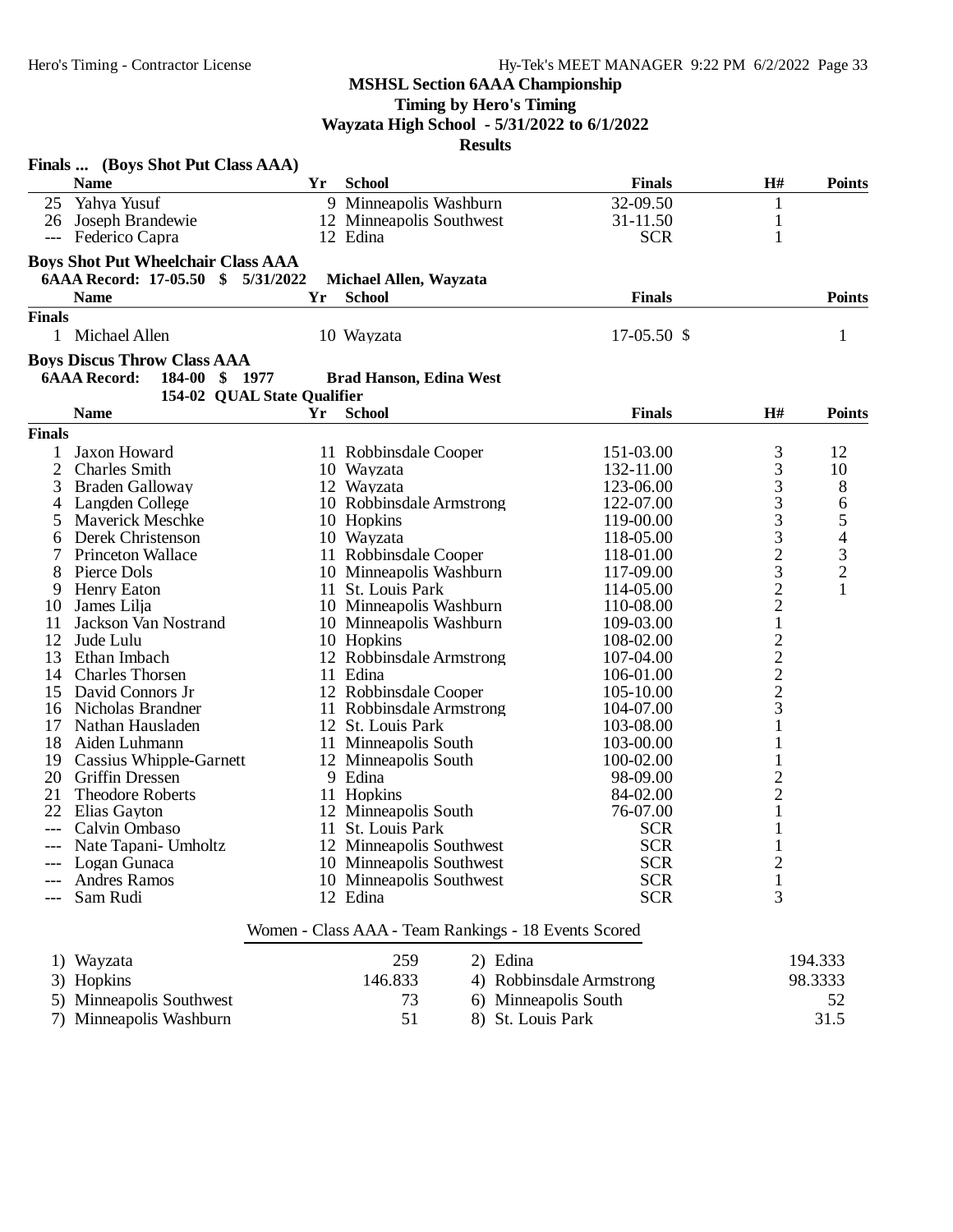# MSHSL Section 6AAA Championship

**Timing by Hero's Timing**

**Wayzata High School - 5/31/2022 to 6/1/2022**

**Results**

## Finals ... (Boys Shot Put Class AAA)

| | Name | Yr | School | Finals | H# | Points |
|---|---|---|---|---|---|---|
| 25 | Yahya Yusuf | 9 | Minneapolis Washburn | 32-09.50 | 1 | |
| 26 | Joseph Brandewie | 12 | Minneapolis Southwest | 31-11.50 | 1 | |
| --- | Federico Capra | 12 | Edina | SCR | 1 | |

## Boys Shot Put Wheelchair Class AAA

**6AAA Record: 17-05.50 $ 5/31/2022 Michael Allen, Wayzata**

| | Name | Yr | School | Finals | Points |
|---|---|---|---|---|---|
| **Finals** | | | | | |
| 1 | Michael Allen | 10 | Wayzata | 17-05.50 $ | 1 |

## Boys Discus Throw Class AAA

**6AAA Record: 184-00 $ 1977 Brad Hanson, Edina West**

**154-02 QUAL State Qualifier**

| | Name | Yr | School | Finals | H# | Points |
|---|---|---|---|---|---|---|
| **Finals** | | | | | | |
| 1 | Jaxon Howard | 11 | Robbinsdale Cooper | 151-03.00 | 3 | 12 |
| 2 | Charles Smith | 10 | Wayzata | 132-11.00 | 3 | 10 |
| 3 | Braden Galloway | 12 | Wayzata | 123-06.00 | 3 | 8 |
| 4 | Langden College | 10 | Robbinsdale Armstrong | 122-07.00 | 3 | 6 |
| 5 | Maverick Meschke | 10 | Hopkins | 119-00.00 | 3 | 5 |
| 6 | Derek Christenson | 10 | Wayzata | 118-05.00 | 3 | 4 |
| 7 | Princeton Wallace | 11 | Robbinsdale Cooper | 118-01.00 | 2 | 3 |
| 8 | Pierce Dols | 10 | Minneapolis Washburn | 117-09.00 | 3 | 2 |
| 9 | Henry Eaton | 11 | St. Louis Park | 114-05.00 | 2 | 1 |
| 10 | James Lilja | 10 | Minneapolis Washburn | 110-08.00 | 2 | |
| 11 | Jackson Van Nostrand | 10 | Minneapolis Washburn | 109-03.00 | 1 | |
| 12 | Jude Lulu | 10 | Hopkins | 108-02.00 | 2 | |
| 13 | Ethan Imbach | 12 | Robbinsdale Armstrong | 107-04.00 | 2 | |
| 14 | Charles Thorsen | 11 | Edina | 106-01.00 | 2 | |
| 15 | David Connors Jr | 12 | Robbinsdale Cooper | 105-10.00 | 2 | |
| 16 | Nicholas Brandner | 11 | Robbinsdale Armstrong | 104-07.00 | 3 | |
| 17 | Nathan Hausladen | 12 | St. Louis Park | 103-08.00 | 1 | |
| 18 | Aiden Luhmann | 11 | Minneapolis South | 103-00.00 | 1 | |
| 19 | Cassius Whipple-Garnett | 12 | Minneapolis South | 100-02.00 | 1 | |
| 20 | Griffin Dressen | 9 | Edina | 98-09.00 | 2 | |
| 21 | Theodore Roberts | 11 | Hopkins | 84-02.00 | 2 | |
| 22 | Elias Gayton | 12 | Minneapolis South | 76-07.00 | 1 | |
| --- | Calvin Ombaso | 11 | St. Louis Park | SCR | 1 | |
| --- | Nate Tapani- Umholtz | 12 | Minneapolis Southwest | SCR | 1 | |
| --- | Logan Gunaca | 10 | Minneapolis Southwest | SCR | 2 | |
| --- | Andres Ramos | 10 | Minneapolis Southwest | SCR | 1 | |
| --- | Sam Rudi | 12 | Edina | SCR | 3 | |

## Women - Class AAA - Team Rankings - 18 Events Scored

| Rank | Team | Points | Rank | Team | Points |
|---|---|---|---|---|---|
| 1) | Wayzata | 259 | 2) | Edina | 194.333 |
| 3) | Hopkins | 146.833 | 4) | Robbinsdale Armstrong | 98.3333 |
| 5) | Minneapolis Southwest | 73 | 6) | Minneapolis South | 52 |
| 7) | Minneapolis Washburn | 51 | 8) | St. Louis Park | 31.5 |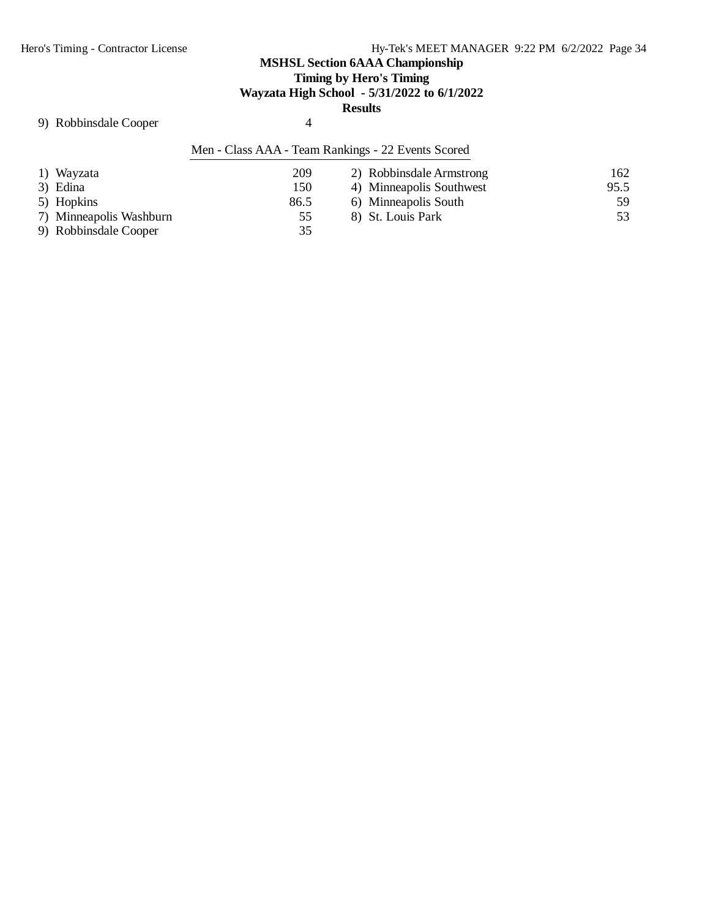# MSHSL Section 6AAA Championship

**Timing by Hero's Timing**

**Wayzata High School - 5/31/2022 to 6/1/2022**

**Results**

| | |
|---|---|
| 9) Robbinsdale Cooper | 4 |

## Men - Class AAA - Team Rankings - 22 Events Scored

| | | | |
|---|---|---|---|
| 1) Wayzata | 209 | 2) Robbinsdale Armstrong | 162 |
| 3) Edina | 150 | 4) Minneapolis Southwest | 95.5 |
| 5) Hopkins | 86.5 | 6) Minneapolis South | 59 |
| 7) Minneapolis Washburn | 55 | 8) St. Louis Park | 53 |
| 9) Robbinsdale Cooper | 35 | | |